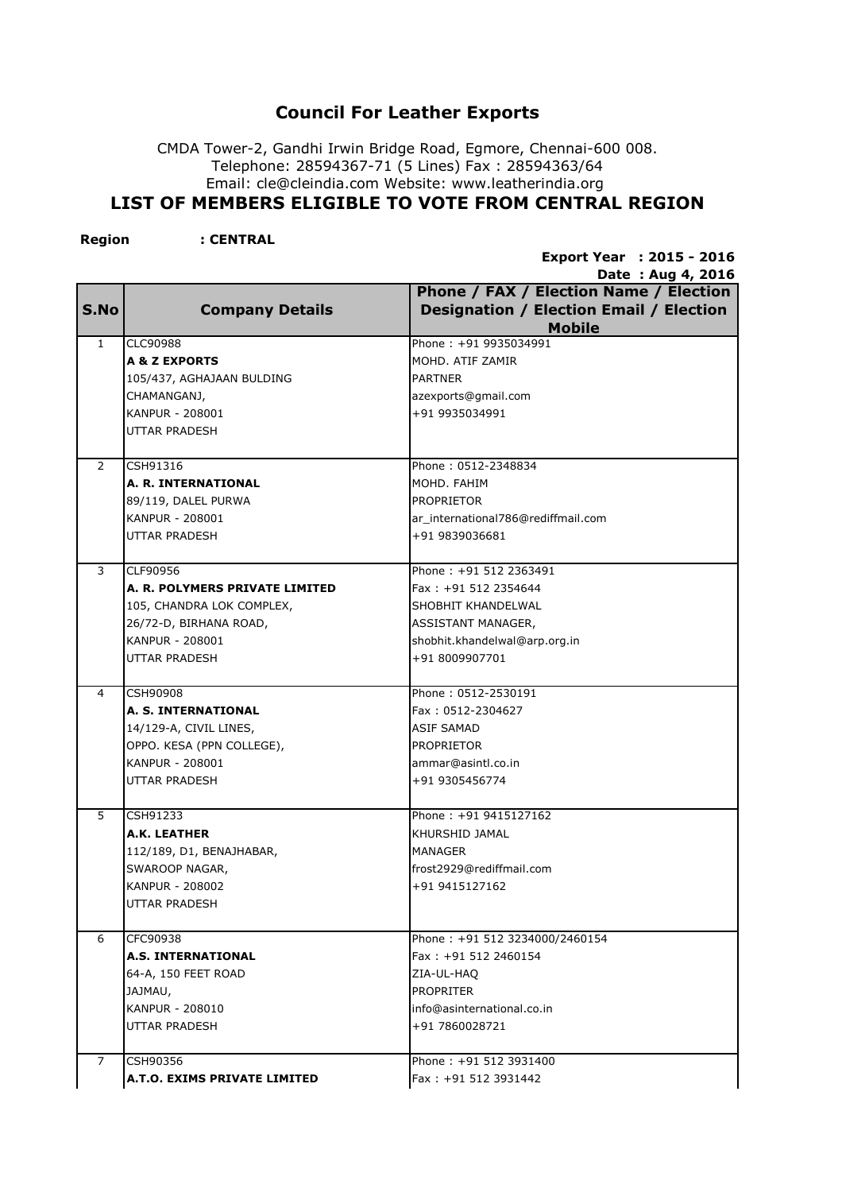# Council For Leather Exports

CMDA Tower-2, Gandhi Irwin Bridge Road, Egmore, Chennai-600 008.
Telephone: 28594367-71 (5 Lines) Fax : 28594363/64
Email: cle@cleindia.com Website: www.leatherindia.org

## LIST OF MEMBERS ELIGIBLE TO VOTE FROM CENTRAL REGION

**Region : CENTRAL**

**Export Year : 2015 - 2016**
**Date : Aug 4, 2016**

| S.No | Company Details | Phone / FAX / Election Name / Election Designation / Election Email / Election Mobile |
|---|---|---|
| 1 | CLC90988<br>**A & Z EXPORTS**<br>105/437, AGHAJAAN BULDING<br>CHAMANGANJ,<br>KANPUR - 208001<br>UTTAR PRADESH | Phone : +91 9935034991<br>MOHD. ATIF ZAMIR<br>PARTNER<br>azexports@gmail.com<br>+91 9935034991 |
| 2 | CSH91316<br>**A. R. INTERNATIONAL**<br>89/119, DALEL PURWA<br>KANPUR - 208001<br>UTTAR PRADESH | Phone : 0512-2348834<br>MOHD. FAHIM<br>PROPRIETOR<br>ar_international786@rediffmail.com<br>+91 9839036681 |
| 3 | CLF90956<br>**A. R. POLYMERS PRIVATE LIMITED**<br>105, CHANDRA LOK COMPLEX,<br>26/72-D, BIRHANA ROAD,<br>KANPUR - 208001<br>UTTAR PRADESH | Phone : +91 512 2363491<br>Fax : +91 512 2354644<br>SHOBHIT KHANDELWAL<br>ASSISTANT MANAGER,<br>shobhit.khandelwal@arp.org.in<br>+91 8009907701 |
| 4 | CSH90908<br>**A. S. INTERNATIONAL**<br>14/129-A, CIVIL LINES,<br>OPPO. KESA (PPN COLLEGE),<br>KANPUR - 208001<br>UTTAR PRADESH | Phone : 0512-2530191<br>Fax : 0512-2304627<br>ASIF SAMAD<br>PROPRIETOR<br>ammar@asintl.co.in<br>+91 9305456774 |
| 5 | CSH91233<br>**A.K. LEATHER**<br>112/189, D1, BENAJHABAR,<br>SWAROOP NAGAR,<br>KANPUR - 208002<br>UTTAR PRADESH | Phone : +91 9415127162<br>KHURSHID JAMAL<br>MANAGER<br>frost2929@rediffmail.com<br>+91 9415127162 |
| 6 | CFC90938<br>**A.S. INTERNATIONAL**<br>64-A, 150 FEET ROAD<br>JAJMAU,<br>KANPUR - 208010<br>UTTAR PRADESH | Phone : +91 512 3234000/2460154<br>Fax : +91 512 2460154<br>ZIA-UL-HAQ<br>PROPRITER<br>info@asinternational.co.in<br>+91 7860028721 |
| 7 | CSH90356<br>**A.T.O. EXIMS PRIVATE LIMITED** | Phone : +91 512 3931400<br>Fax : +91 512 3931442 |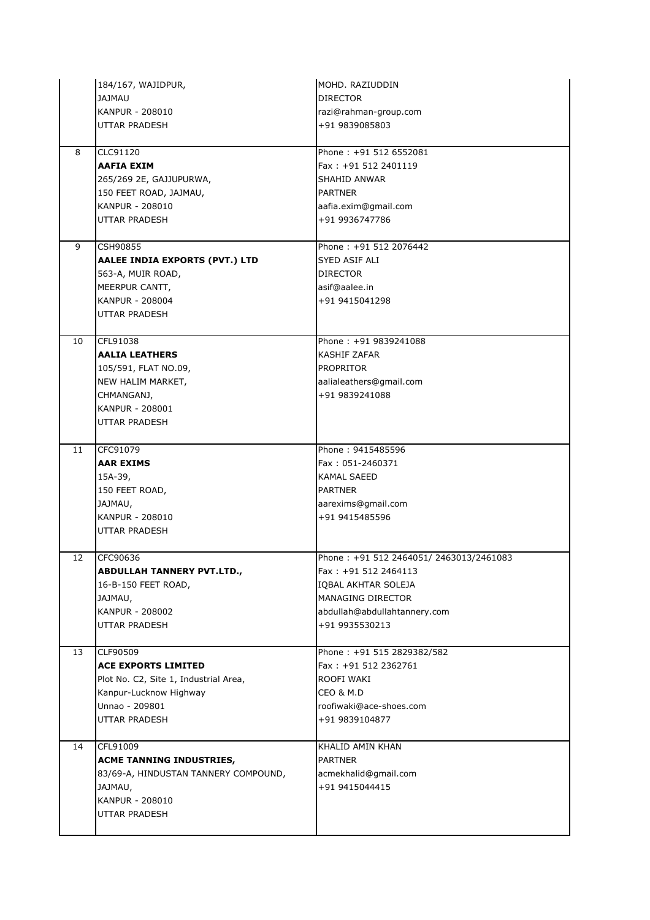| | | |
|---|---|---|
| | 184/167, WAJIDPUR,<br>JAJMAU<br>KANPUR - 208010<br>UTTAR PRADESH | MOHD. RAZIUDDIN<br>DIRECTOR<br>razi@rahman-group.com<br>+91 9839085803 |
| 8 | CLC91120<br>**AAFIA EXIM**<br>265/269 2E, GAJJUPURWA,<br>150 FEET ROAD, JAJMAU,<br>KANPUR - 208010<br>UTTAR PRADESH | Phone : +91 512 6552081<br>Fax : +91 512 2401119<br>SHAHID ANWAR<br>PARTNER<br>aafia.exim@gmail.com<br>+91 9936747786 |
| 9 | CSH90855<br>**AALEE INDIA EXPORTS (PVT.) LTD**<br>563-A, MUIR ROAD,<br>MEERPUR CANTT,<br>KANPUR - 208004<br>UTTAR PRADESH | Phone : +91 512 2076442<br>SYED ASIF ALI<br>DIRECTOR<br>asif@aalee.in<br>+91 9415041298 |
| 10 | CFL91038<br>**AALIA LEATHERS**<br>105/591, FLAT NO.09,<br>NEW HALIM MARKET,<br>CHMANGANJ,<br>KANPUR - 208001<br>UTTAR PRADESH | Phone : +91 9839241088<br>KASHIF ZAFAR<br>PROPRITOR<br>aalialeathers@gmail.com<br>+91 9839241088 |
| 11 | CFC91079<br>**AAR EXIMS**<br>15A-39,<br>150 FEET ROAD,<br>JAJMAU,<br>KANPUR - 208010<br>UTTAR PRADESH | Phone : 9415485596<br>Fax : 051-2460371<br>KAMAL SAEED<br>PARTNER<br>aarexims@gmail.com<br>+91 9415485596 |
| 12 | CFC90636<br>**ABDULLAH TANNERY PVT.LTD.,**<br>16-B-150 FEET ROAD,<br>JAJMAU,<br>KANPUR - 208002<br>UTTAR PRADESH | Phone : +91 512 2464051/ 2463013/2461083<br>Fax : +91 512 2464113<br>IQBAL AKHTAR SOLEJA<br>MANAGING DIRECTOR<br>abdullah@abdullahtannery.com<br>+91 9935530213 |
| 13 | CLF90509<br>**ACE EXPORTS LIMITED**<br>Plot No. C2, Site 1, Industrial Area,<br>Kanpur-Lucknow Highway<br>Unnao - 209801<br>UTTAR PRADESH | Phone : +91 515 2829382/582<br>Fax : +91 512 2362761<br>ROOFI WAKI<br>CEO & M.D<br>roofiwaki@ace-shoes.com<br>+91 9839104877 |
| 14 | CFL91009<br>**ACME TANNING INDUSTRIES,**<br>83/69-A, HINDUSTAN TANNERY COMPOUND,<br>JAJMAU,<br>KANPUR - 208010<br>UTTAR PRADESH | KHALID AMIN KHAN<br>PARTNER<br>acmekhalid@gmail.com<br>+91 9415044415 |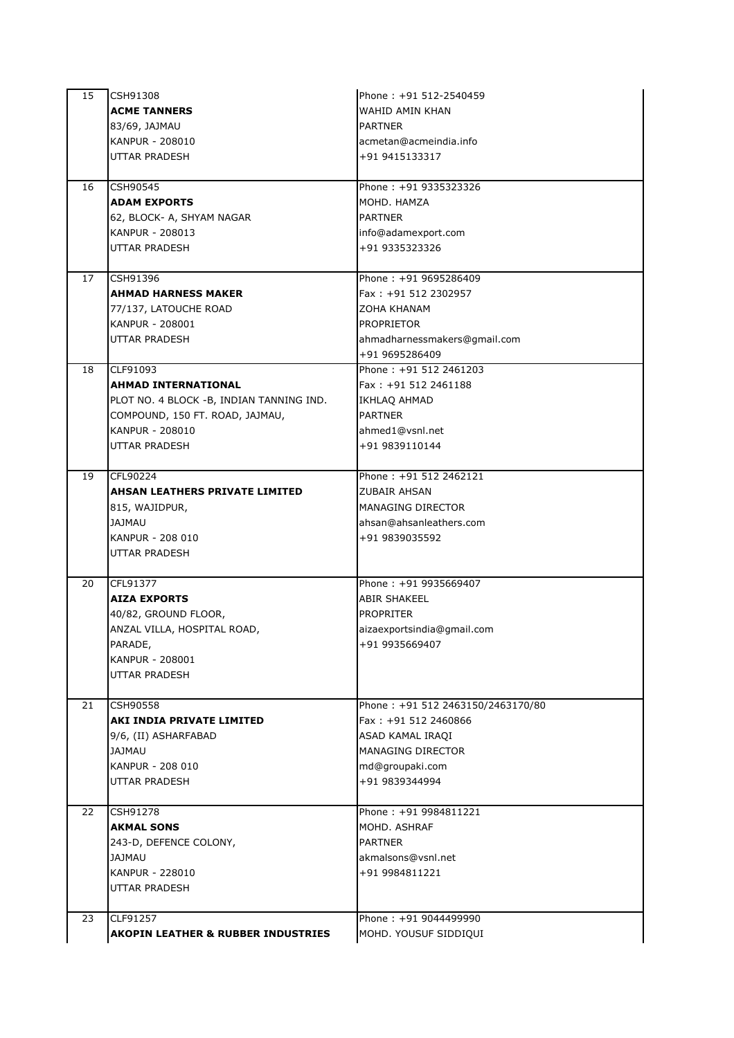| | | |
|---|---|---|
| 15 | CSH91308<br>**ACME TANNERS**<br>83/69, JAJMAU<br>KANPUR - 208010<br>UTTAR PRADESH | Phone : +91 512-2540459<br>WAHID AMIN KHAN<br>PARTNER<br>acmetan@acmeindia.info<br>+91 9415133317 |
| 16 | CSH90545<br>**ADAM EXPORTS**<br>62, BLOCK- A, SHYAM NAGAR<br>KANPUR - 208013<br>UTTAR PRADESH | Phone : +91 9335323326<br>MOHD. HAMZA<br>PARTNER<br>info@adamexport.com<br>+91 9335323326 |
| 17 | CSH91396<br>**AHMAD HARNESS MAKER**<br>77/137, LATOUCHE ROAD<br>KANPUR - 208001<br>UTTAR PRADESH | Phone : +91 9695286409<br>Fax : +91 512 2302957<br>ZOHA KHANAM<br>PROPRIETOR<br>ahmadharnessmakers@gmail.com<br>+91 9695286409 |
| 18 | CLF91093<br>**AHMAD INTERNATIONAL**<br>PLOT NO. 4 BLOCK -B, INDIAN TANNING IND.<br>COMPOUND, 150 FT. ROAD, JAJMAU,<br>KANPUR - 208010<br>UTTAR PRADESH | Phone : +91 512 2461203<br>Fax : +91 512 2461188<br>IKHLAQ AHMAD<br>PARTNER<br>ahmed1@vsnl.net<br>+91 9839110144 |
| 19 | CFL90224<br>**AHSAN LEATHERS PRIVATE LIMITED**<br>815, WAJIDPUR,<br>JAJMAU<br>KANPUR - 208 010<br>UTTAR PRADESH | Phone : +91 512 2462121<br>ZUBAIR AHSAN<br>MANAGING DIRECTOR<br>ahsan@ahsanleathers.com<br>+91 9839035592 |
| 20 | CFL91377<br>**AIZA EXPORTS**<br>40/82, GROUND FLOOR,<br>ANZAL VILLA, HOSPITAL ROAD,<br>PARADE,<br>KANPUR - 208001<br>UTTAR PRADESH | Phone : +91 9935669407<br>ABIR SHAKEEL<br>PROPRITER<br>aizaexportsindia@gmail.com<br>+91 9935669407 |
| 21 | CSH90558<br>**AKI INDIA PRIVATE LIMITED**<br>9/6, (II) ASHARFABAD<br>JAJMAU<br>KANPUR - 208 010<br>UTTAR PRADESH | Phone : +91 512 2463150/2463170/80<br>Fax : +91 512 2460866<br>ASAD KAMAL IRAQI<br>MANAGING DIRECTOR<br>md@groupaki.com<br>+91 9839344994 |
| 22 | CSH91278<br>**AKMAL SONS**<br>243-D, DEFENCE COLONY,<br>JAJMAU<br>KANPUR - 228010<br>UTTAR PRADESH | Phone : +91 9984811221<br>MOHD. ASHRAF<br>PARTNER<br>akmalsons@vsnl.net<br>+91 9984811221 |
| 23 | CLF91257<br>**AKOPIN LEATHER & RUBBER INDUSTRIES** | Phone : +91 9044499990<br>MOHD. YOUSUF SIDDIQUI |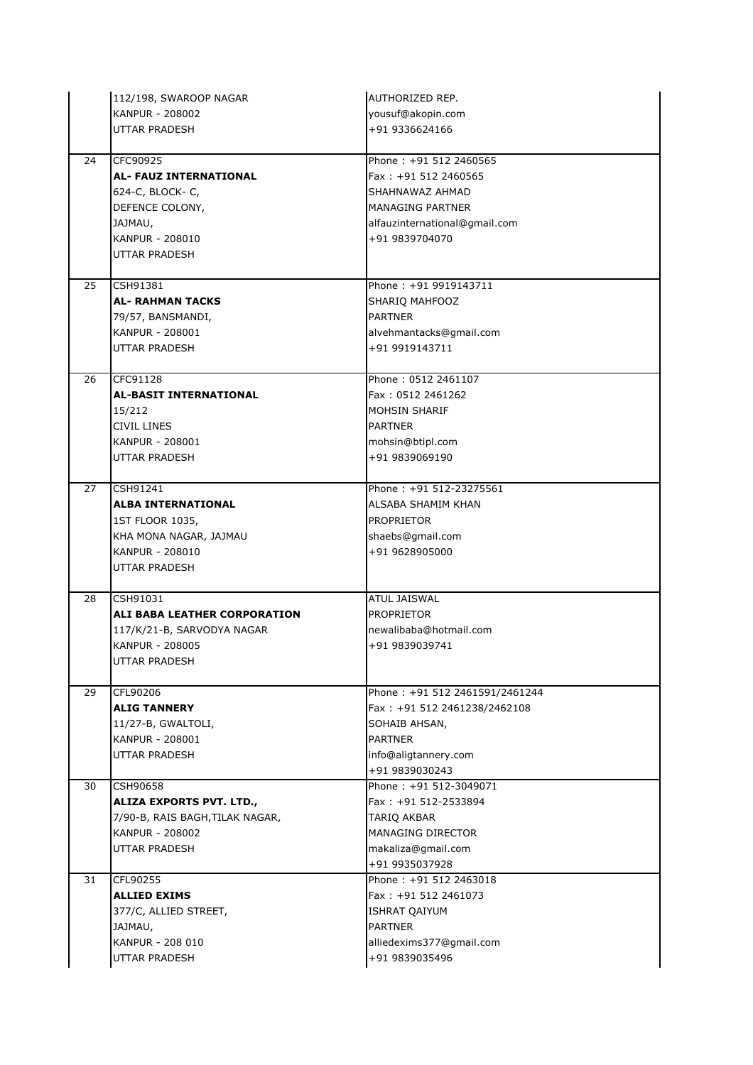| | | |
|---|---|---|
| | 112/198, SWAROOP NAGAR<br>KANPUR - 208002<br>UTTAR PRADESH | AUTHORIZED REP.<br>yousuf@akopin.com<br>+91 9336624166 |
| 24 | CFC90925<br>**AL- FAUZ INTERNATIONAL**<br>624-C, BLOCK- C,<br>DEFENCE COLONY,<br>JAJMAU,<br>KANPUR - 208010<br>UTTAR PRADESH | Phone : +91 512 2460565<br>Fax : +91 512 2460565<br>SHAHNAWAZ AHMAD<br>MANAGING PARTNER<br>alfauzinternational@gmail.com<br>+91 9839704070 |
| 25 | CSH91381<br>**AL- RAHMAN TACKS**<br>79/57, BANSMANDI,<br>KANPUR - 208001<br>UTTAR PRADESH | Phone : +91 9919143711<br>SHARIQ MAHFOOZ<br>PARTNER<br>alvehmantacks@gmail.com<br>+91 9919143711 |
| 26 | CFC91128<br>**AL-BASIT INTERNATIONAL**<br>15/212<br>CIVIL LINES<br>KANPUR - 208001<br>UTTAR PRADESH | Phone : 0512 2461107<br>Fax : 0512 2461262<br>MOHSIN SHARIF<br>PARTNER<br>mohsin@btipl.com<br>+91 9839069190 |
| 27 | CSH91241<br>**ALBA INTERNATIONAL**<br>1ST FLOOR 1035,<br>KHA MONA NAGAR, JAJMAU<br>KANPUR - 208010<br>UTTAR PRADESH | Phone : +91 512-23275561<br>ALSABA SHAMIM KHAN<br>PROPRIETOR<br>shaebs@gmail.com<br>+91 9628905000 |
| 28 | CSH91031<br>**ALI BABA LEATHER CORPORATION**<br>117/K/21-B, SARVODYA NAGAR<br>KANPUR - 208005<br>UTTAR PRADESH | ATUL JAISWAL<br>PROPRIETOR<br>newalibaba@hotmail.com<br>+91 9839039741 |
| 29 | CFL90206<br>**ALIG TANNERY**<br>11/27-B, GWALTOLI,<br>KANPUR - 208001<br>UTTAR PRADESH | Phone : +91 512 2461591/2461244<br>Fax : +91 512 2461238/2462108<br>SOHAIB AHSAN,<br>PARTNER<br>info@aligtannery.com<br>+91 9839030243 |
| 30 | CSH90658<br>**ALIZA EXPORTS PVT. LTD.,**<br>7/90-B, RAIS BAGH,TILAK NAGAR,<br>KANPUR - 208002<br>UTTAR PRADESH | Phone : +91 512-3049071<br>Fax : +91 512-2533894<br>TARIQ AKBAR<br>MANAGING DIRECTOR<br>makaliza@gmail.com<br>+91 9935037928 |
| 31 | CFL90255<br>**ALLIED EXIMS**<br>377/C, ALLIED STREET,<br>JAJMAU,<br>KANPUR - 208 010<br>UTTAR PRADESH | Phone : +91 512 2463018<br>Fax : +91 512 2461073<br>ISHRAT QAIYUM<br>PARTNER<br>alliedexims377@gmail.com<br>+91 9839035496 |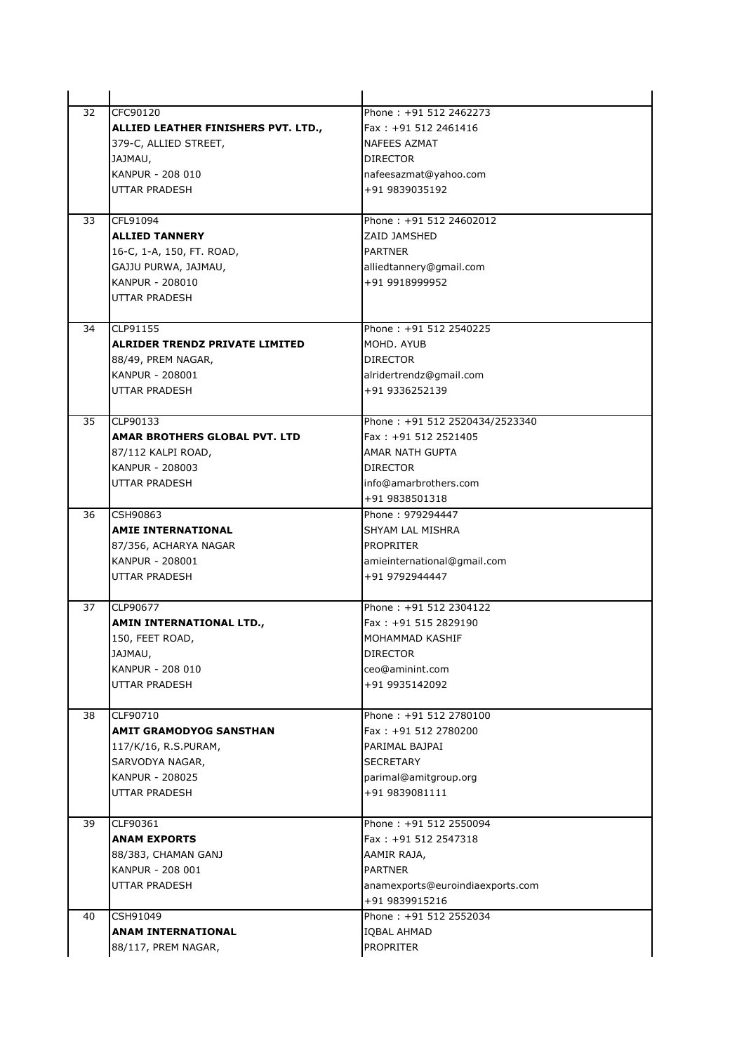| | | |
|---|---|---|
| 32 | CFC90120<br>**ALLIED LEATHER FINISHERS PVT. LTD.,**<br>379-C, ALLIED STREET,<br>JAJMAU,<br>KANPUR - 208 010<br>UTTAR PRADESH | Phone : +91 512 2462273<br>Fax : +91 512 2461416<br>NAFEES AZMAT<br>DIRECTOR<br>nafeesazmat@yahoo.com<br>+91 9839035192 |
| 33 | CFL91094<br>**ALLIED TANNERY**<br>16-C, 1-A, 150, FT. ROAD,<br>GAJJU PURWA, JAJMAU,<br>KANPUR - 208010<br>UTTAR PRADESH | Phone : +91 512 24602012<br>ZAID JAMSHED<br>PARTNER<br>alliedtannery@gmail.com<br>+91 9918999952 |
| 34 | CLP91155<br>**ALRIDER TRENDZ PRIVATE LIMITED**<br>88/49, PREM NAGAR,<br>KANPUR - 208001<br>UTTAR PRADESH | Phone : +91 512 2540225<br>MOHD. AYUB<br>DIRECTOR<br>alridertrendz@gmail.com<br>+91 9336252139 |
| 35 | CLP90133<br>**AMAR BROTHERS GLOBAL PVT. LTD**<br>87/112 KALPI ROAD,<br>KANPUR - 208003<br>UTTAR PRADESH | Phone : +91 512 2520434/2523340<br>Fax : +91 512 2521405<br>AMAR NATH GUPTA<br>DIRECTOR<br>info@amarbrothers.com<br>+91 9838501318 |
| 36 | CSH90863<br>**AMIE INTERNATIONAL**<br>87/356, ACHARYA NAGAR<br>KANPUR - 208001<br>UTTAR PRADESH | Phone : 979294447<br>SHYAM LAL MISHRA<br>PROPRITER<br>amieinternational@gmail.com<br>+91 9792944447 |
| 37 | CLP90677<br>**AMIN INTERNATIONAL LTD.,**<br>150, FEET ROAD,<br>JAJMAU,<br>KANPUR - 208 010<br>UTTAR PRADESH | Phone : +91 512 2304122<br>Fax : +91 515 2829190<br>MOHAMMAD KASHIF<br>DIRECTOR<br>ceo@aminint.com<br>+91 9935142092 |
| 38 | CLF90710<br>**AMIT GRAMODYOG SANSTHAN**<br>117/K/16, R.S.PURAM,<br>SARVODYA NAGAR,<br>KANPUR - 208025<br>UTTAR PRADESH | Phone : +91 512 2780100<br>Fax : +91 512 2780200<br>PARIMAL BAJPAI<br>SECRETARY<br>parimal@amitgroup.org<br>+91 9839081111 |
| 39 | CLF90361<br>**ANAM EXPORTS**<br>88/383, CHAMAN GANJ<br>KANPUR - 208 001<br>UTTAR PRADESH | Phone : +91 512 2550094<br>Fax : +91 512 2547318<br>AAMIR RAJA,<br>PARTNER<br>anamexports@euroindiaexports.com<br>+91 9839915216 |
| 40 | CSH91049<br>**ANAM INTERNATIONAL**<br>88/117, PREM NAGAR, | Phone : +91 512 2552034<br>IQBAL AHMAD<br>PROPRITER |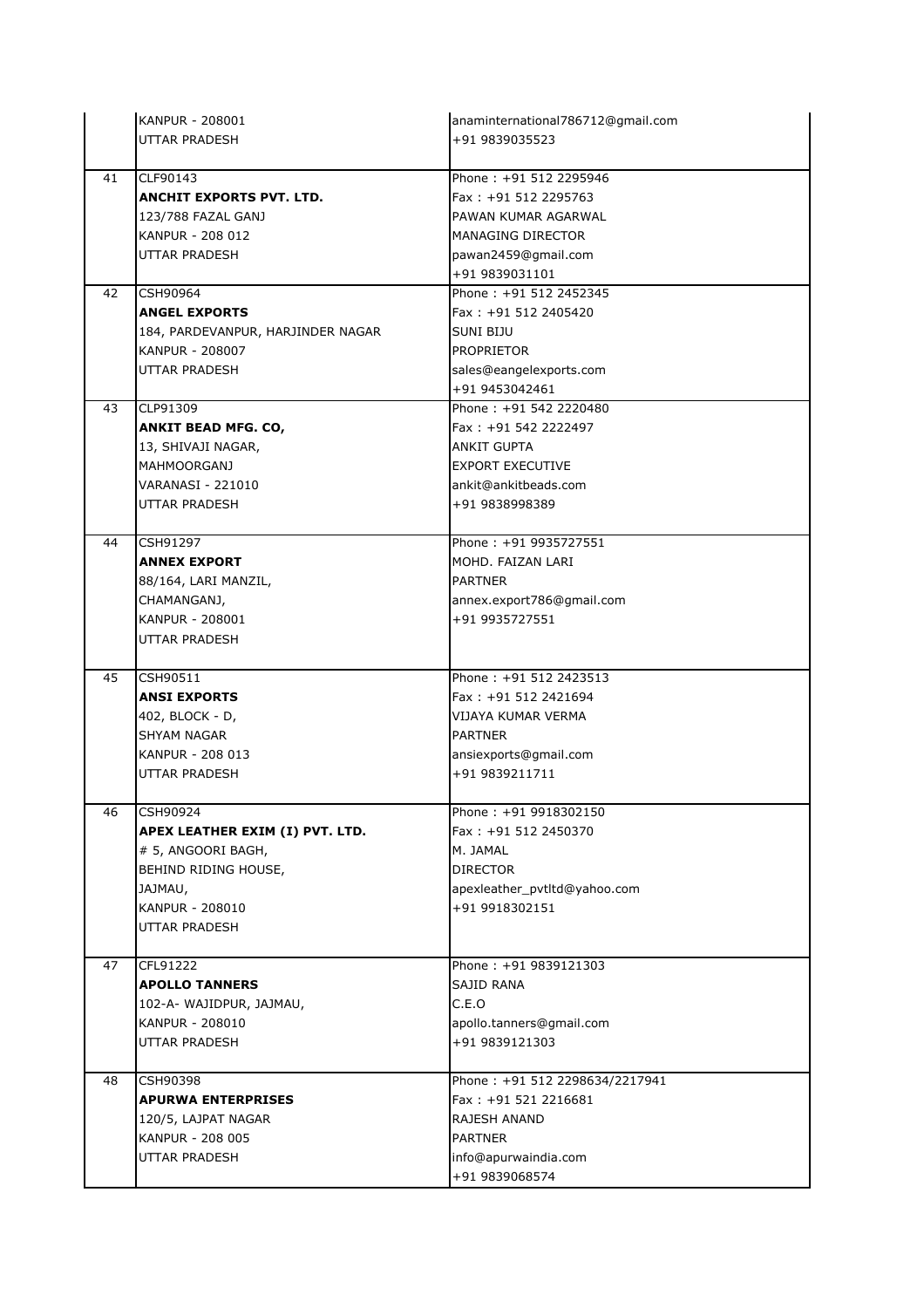| | | |
|---|---|---|
| | KANPUR - 208001<br>UTTAR PRADESH | anaminternational786712@gmail.com<br>+91 9839035523 |
| 41 | CLF90143<br>**ANCHIT EXPORTS PVT. LTD.**<br>123/788 FAZAL GANJ<br>KANPUR - 208 012<br>UTTAR PRADESH | Phone : +91 512 2295946<br>Fax : +91 512 2295763<br>PAWAN KUMAR AGARWAL<br>MANAGING DIRECTOR<br>pawan2459@gmail.com<br>+91 9839031101 |
| 42 | CSH90964<br>**ANGEL EXPORTS**<br>184, PARDEVANPUR, HARJINDER NAGAR<br>KANPUR - 208007<br>UTTAR PRADESH | Phone : +91 512 2452345<br>Fax : +91 512 2405420<br>SUNI BIJU<br>PROPRIETOR<br>sales@eangelexports.com<br>+91 9453042461 |
| 43 | CLP91309<br>**ANKIT BEAD MFG. CO,**<br>13, SHIVAJI NAGAR,<br>MAHMOORGANJ<br>VARANASI - 221010<br>UTTAR PRADESH | Phone : +91 542 2220480<br>Fax : +91 542 2222497<br>ANKIT GUPTA<br>EXPORT EXECUTIVE<br>ankit@ankitbeads.com<br>+91 9838998389 |
| 44 | CSH91297<br>**ANNEX EXPORT**<br>88/164, LARI MANZIL,<br>CHAMANGANJ,<br>KANPUR - 208001<br>UTTAR PRADESH | Phone : +91 9935727551<br>MOHD. FAIZAN LARI<br>PARTNER<br>annex.export786@gmail.com<br>+91 9935727551 |
| 45 | CSH90511<br>**ANSI EXPORTS**<br>402, BLOCK - D,<br>SHYAM NAGAR<br>KANPUR - 208 013<br>UTTAR PRADESH | Phone : +91 512 2423513<br>Fax : +91 512 2421694<br>VIJAYA KUMAR VERMA<br>PARTNER<br>ansiexports@gmail.com<br>+91 9839211711 |
| 46 | CSH90924<br>**APEX LEATHER EXIM (I) PVT. LTD.**<br># 5, ANGOORI BAGH,<br>BEHIND RIDING HOUSE,<br>JAJMAU,<br>KANPUR - 208010<br>UTTAR PRADESH | Phone : +91 9918302150<br>Fax : +91 512 2450370<br>M. JAMAL<br>DIRECTOR<br>apexleather_pvtltd@yahoo.com<br>+91 9918302151 |
| 47 | CFL91222<br>**APOLLO TANNERS**<br>102-A- WAJIDPUR, JAJMAU,<br>KANPUR - 208010<br>UTTAR PRADESH | Phone : +91 9839121303<br>SAJID RANA<br>C.E.O<br>apollo.tanners@gmail.com<br>+91 9839121303 |
| 48 | CSH90398<br>**APURWA ENTERPRISES**<br>120/5, LAJPAT NAGAR<br>KANPUR - 208 005<br>UTTAR PRADESH | Phone : +91 512 2298634/2217941<br>Fax : +91 521 2216681<br>RAJESH ANAND<br>PARTNER<br>info@apurwaindia.com<br>+91 9839068574 |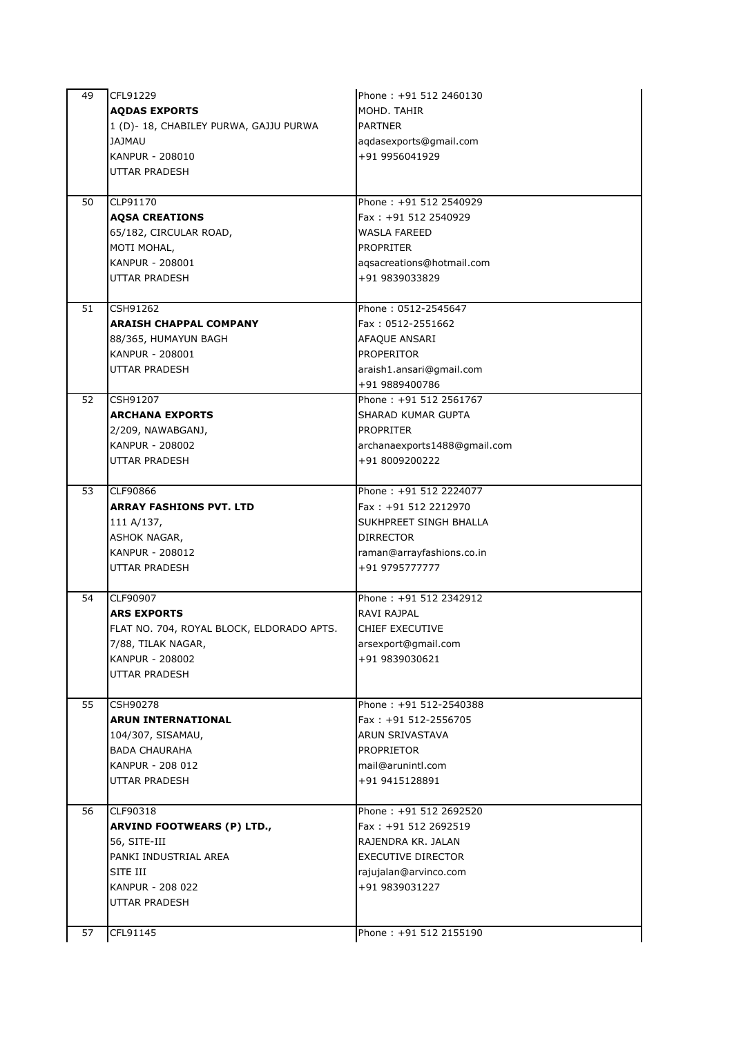| | | |
|---|---|---|
| 49 | CFL91229<br>**AQDAS EXPORTS**<br>1 (D)- 18, CHABILEY PURWA, GAJJU PURWA<br>JAJMAU<br>KANPUR - 208010<br>UTTAR PRADESH | Phone : +91 512 2460130<br>MOHD. TAHIR<br>PARTNER<br>aqdasexports@gmail.com<br>+91 9956041929 |
| 50 | CLP91170<br>**AQSA CREATIONS**<br>65/182, CIRCULAR ROAD,<br>MOTI MOHAL,<br>KANPUR - 208001<br>UTTAR PRADESH | Phone : +91 512 2540929<br>Fax : +91 512 2540929<br>WASLA FAREED<br>PROPRITER<br>aqsacreations@hotmail.com<br>+91 9839033829 |
| 51 | CSH91262<br>**ARAISH CHAPPAL COMPANY**<br>88/365, HUMAYUN BAGH<br>KANPUR - 208001<br>UTTAR PRADESH | Phone : 0512-2545647<br>Fax : 0512-2551662<br>AFAQUE ANSARI<br>PROPERITOR<br>araish1.ansari@gmail.com<br>+91 9889400786 |
| 52 | CSH91207<br>**ARCHANA EXPORTS**<br>2/209, NAWABGANJ,<br>KANPUR - 208002<br>UTTAR PRADESH | Phone : +91 512 2561767<br>SHARAD KUMAR GUPTA<br>PROPRITER<br>archanaexports1488@gmail.com<br>+91 8009200222 |
| 53 | CLF90866<br>**ARRAY FASHIONS PVT. LTD**<br>111 A/137,<br>ASHOK NAGAR,<br>KANPUR - 208012<br>UTTAR PRADESH | Phone : +91 512 2224077<br>Fax : +91 512 2212970<br>SUKHPREET SINGH BHALLA<br>DIRRECTOR<br>raman@arrayfashions.co.in<br>+91 9795777777 |
| 54 | CLF90907<br>**ARS EXPORTS**<br>FLAT NO. 704, ROYAL BLOCK, ELDORADO APTS.<br>7/88, TILAK NAGAR,<br>KANPUR - 208002<br>UTTAR PRADESH | Phone : +91 512 2342912<br>RAVI RAJPAL<br>CHIEF EXECUTIVE<br>arsexport@gmail.com<br>+91 9839030621 |
| 55 | CSH90278<br>**ARUN INTERNATIONAL**<br>104/307, SISAMAU,<br>BADA CHAURAHA<br>KANPUR - 208 012<br>UTTAR PRADESH | Phone : +91 512-2540388<br>Fax : +91 512-2556705<br>ARUN SRIVASTAVA<br>PROPRIETOR<br>mail@arunintl.com<br>+91 9415128891 |
| 56 | CLF90318<br>**ARVIND FOOTWEARS (P) LTD.,**<br>56, SITE-III<br>PANKI INDUSTRIAL AREA<br>SITE III<br>KANPUR - 208 022<br>UTTAR PRADESH | Phone : +91 512 2692520<br>Fax : +91 512 2692519<br>RAJENDRA KR. JALAN<br>EXECUTIVE DIRECTOR<br>rajujalan@arvinco.com<br>+91 9839031227 |
| 57 | CFL91145 | Phone : +91 512 2155190 |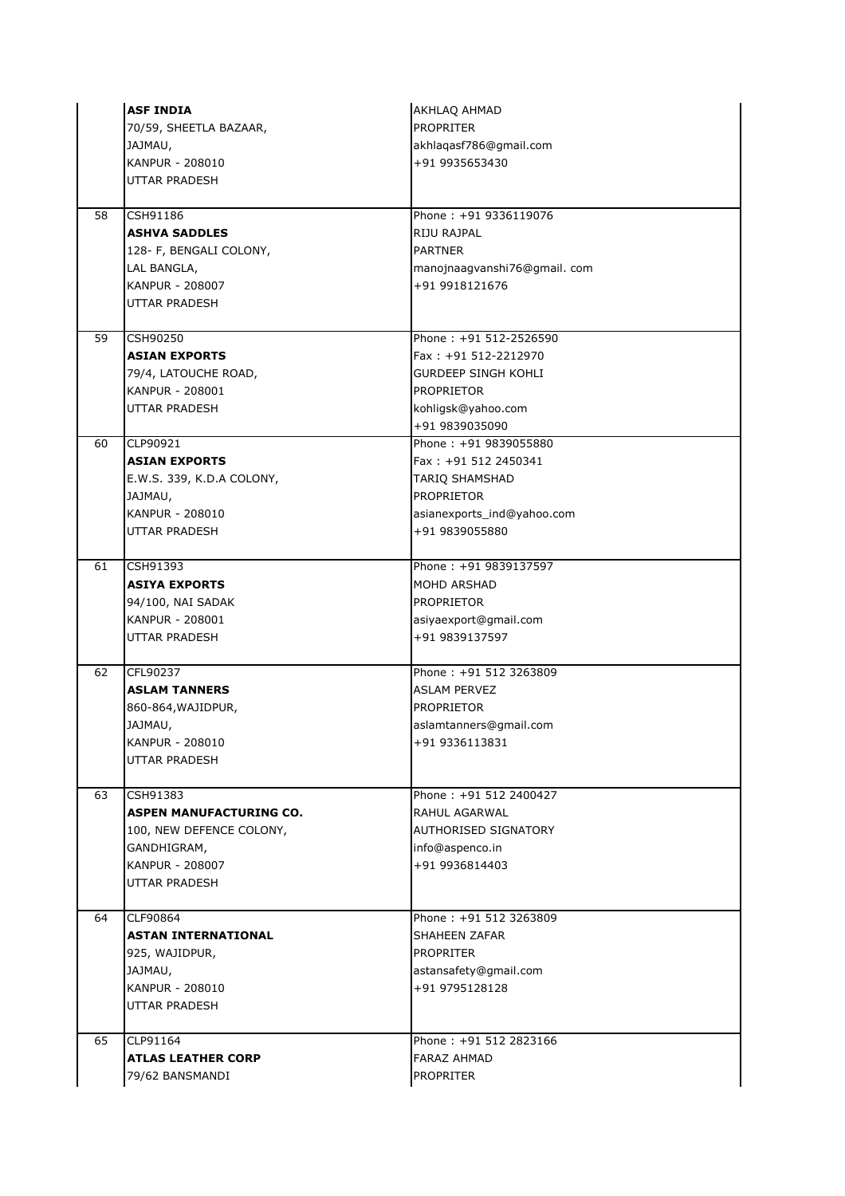| | | |
|---|---|---|
| | **ASF INDIA**<br>70/59, SHEETLA BAZAAR,<br>JAJMAU,<br>KANPUR - 208010<br>UTTAR PRADESH | AKHLAQ AHMAD<br>PROPRITER<br>akhlaqasf786@gmail.com<br>+91 9935653430 |
| 58 | CSH91186<br>**ASHVA SADDLES**<br>128- F, BENGALI COLONY,<br>LAL BANGLA,<br>KANPUR - 208007<br>UTTAR PRADESH | Phone : +91 9336119076<br>RIJU RAJPAL<br>PARTNER<br>manojnaagvanshi76@gmail. com<br>+91 9918121676 |
| 59 | CSH90250<br>**ASIAN EXPORTS**<br>79/4, LATOUCHE ROAD,<br>KANPUR - 208001<br>UTTAR PRADESH | Phone : +91 512-2526590<br>Fax : +91 512-2212970<br>GURDEEP SINGH KOHLI<br>PROPRIETOR<br>kohligsk@yahoo.com<br>+91 9839035090 |
| 60 | CLP90921<br>**ASIAN EXPORTS**<br>E.W.S. 339, K.D.A COLONY,<br>JAJMAU,<br>KANPUR - 208010<br>UTTAR PRADESH | Phone : +91 9839055880<br>Fax : +91 512 2450341<br>TARIQ SHAMSHAD<br>PROPRIETOR<br>asianexports_ind@yahoo.com<br>+91 9839055880 |
| 61 | CSH91393<br>**ASIYA EXPORTS**<br>94/100, NAI SADAK<br>KANPUR - 208001<br>UTTAR PRADESH | Phone : +91 9839137597<br>MOHD ARSHAD<br>PROPRIETOR<br>asiyaexport@gmail.com<br>+91 9839137597 |
| 62 | CFL90237<br>**ASLAM TANNERS**<br>860-864,WAJIDPUR,<br>JAJMAU,<br>KANPUR - 208010<br>UTTAR PRADESH | Phone : +91 512 3263809<br>ASLAM PERVEZ<br>PROPRIETOR<br>aslamtanners@gmail.com<br>+91 9336113831 |
| 63 | CSH91383<br>**ASPEN MANUFACTURING CO.**<br>100, NEW DEFENCE COLONY,<br>GANDHIGRAM,<br>KANPUR - 208007<br>UTTAR PRADESH | Phone : +91 512 2400427<br>RAHUL AGARWAL<br>AUTHORISED SIGNATORY<br>info@aspenco.in<br>+91 9936814403 |
| 64 | CLF90864<br>**ASTAN INTERNATIONAL**<br>925, WAJIDPUR,<br>JAJMAU,<br>KANPUR - 208010<br>UTTAR PRADESH | Phone : +91 512 3263809<br>SHAHEEN ZAFAR<br>PROPRITER<br>astansafety@gmail.com<br>+91 9795128128 |
| 65 | CLP91164<br>**ATLAS LEATHER CORP**<br>79/62 BANSMANDI | Phone : +91 512 2823166<br>FARAZ AHMAD<br>PROPRITER |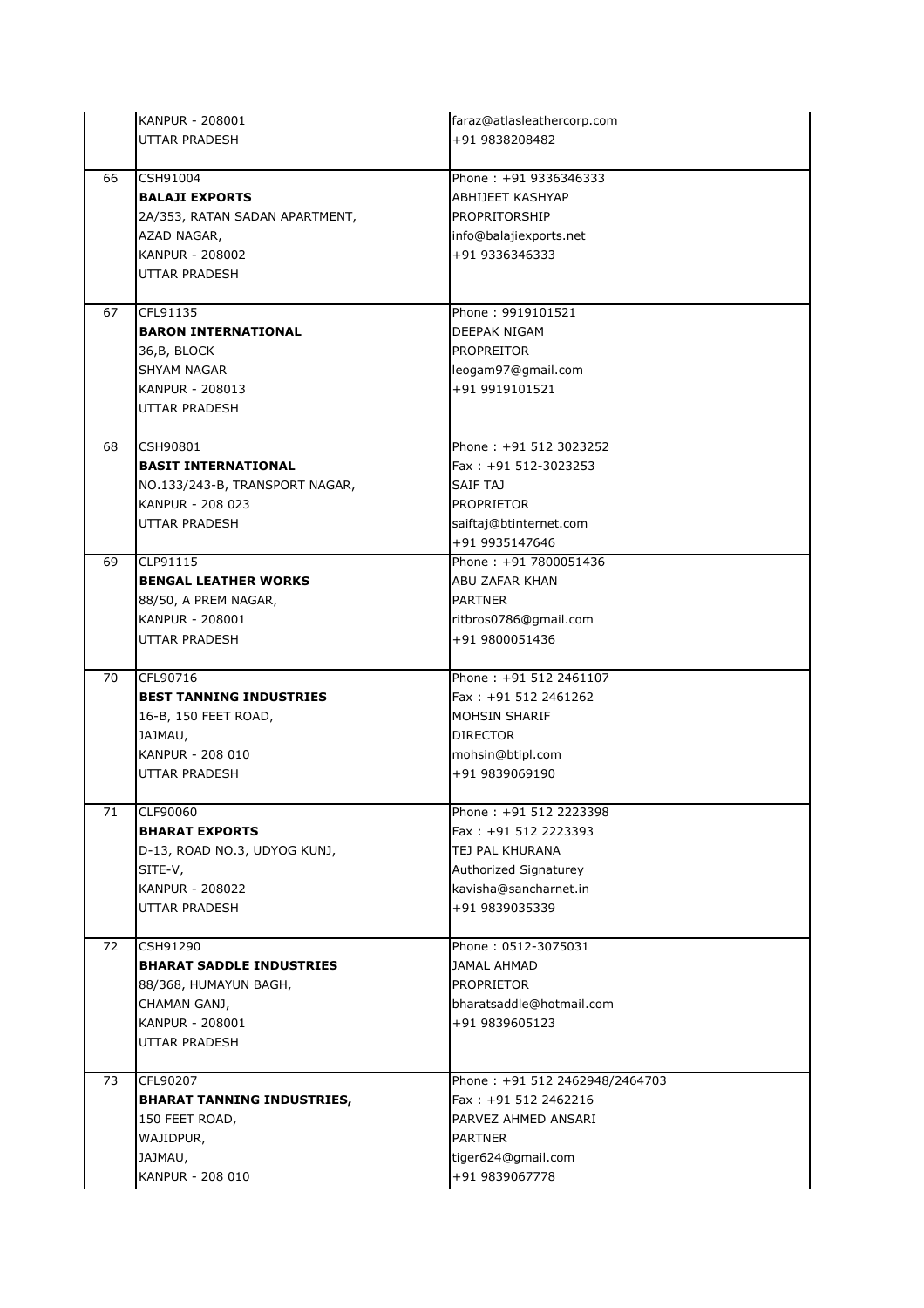| | | |
|---|---|---|
| | KANPUR - 208001<br>UTTAR PRADESH | faraz@atlasleathercorp.com<br>+91 9838208482 |
| 66 | CSH91004<br>**BALAJI EXPORTS**<br>2A/353, RATAN SADAN APARTMENT,<br>AZAD NAGAR,<br>KANPUR - 208002<br>UTTAR PRADESH | Phone : +91 9336346333<br>ABHIJEET KASHYAP<br>PROPRITORSHIP<br>info@balajiexports.net<br>+91 9336346333 |
| 67 | CFL91135<br>**BARON INTERNATIONAL**<br>36,B, BLOCK<br>SHYAM NAGAR<br>KANPUR - 208013<br>UTTAR PRADESH | Phone : 9919101521<br>DEEPAK NIGAM<br>PROPREITOR<br>leogam97@gmail.com<br>+91 9919101521 |
| 68 | CSH90801<br>**BASIT INTERNATIONAL**<br>NO.133/243-B, TRANSPORT NAGAR,<br>KANPUR - 208 023<br>UTTAR PRADESH | Phone : +91 512 3023252<br>Fax : +91 512-3023253<br>SAIF TAJ<br>PROPRIETOR<br>saiftaj@btinternet.com<br>+91 9935147646 |
| 69 | CLP91115<br>**BENGAL LEATHER WORKS**<br>88/50, A PREM NAGAR,<br>KANPUR - 208001<br>UTTAR PRADESH | Phone : +91 7800051436<br>ABU ZAFAR KHAN<br>PARTNER<br>ritbros0786@gmail.com<br>+91 9800051436 |
| 70 | CFL90716<br>**BEST TANNING INDUSTRIES**<br>16-B, 150 FEET ROAD,<br>JAJMAU,<br>KANPUR - 208 010<br>UTTAR PRADESH | Phone : +91 512 2461107<br>Fax : +91 512 2461262<br>MOHSIN SHARIF<br>DIRECTOR<br>mohsin@btipl.com<br>+91 9839069190 |
| 71 | CLF90060<br>**BHARAT EXPORTS**<br>D-13, ROAD NO.3, UDYOG KUNJ,<br>SITE-V,<br>KANPUR - 208022<br>UTTAR PRADESH | Phone : +91 512 2223398<br>Fax : +91 512 2223393<br>TEJ PAL KHURANA<br>Authorized Signaturey<br>kavisha@sancharnet.in<br>+91 9839035339 |
| 72 | CSH91290<br>**BHARAT SADDLE INDUSTRIES**<br>88/368, HUMAYUN BAGH,<br>CHAMAN GANJ,<br>KANPUR - 208001<br>UTTAR PRADESH | Phone : 0512-3075031<br>JAMAL AHMAD<br>PROPRIETOR<br>bharatsaddle@hotmail.com<br>+91 9839605123 |
| 73 | CFL90207<br>**BHARAT TANNING INDUSTRIES,**<br>150 FEET ROAD,<br>WAJIDPUR,<br>JAJMAU,<br>KANPUR - 208 010 | Phone : +91 512 2462948/2464703<br>Fax : +91 512 2462216<br>PARVEZ AHMED ANSARI<br>PARTNER<br>tiger624@gmail.com<br>+91 9839067778 |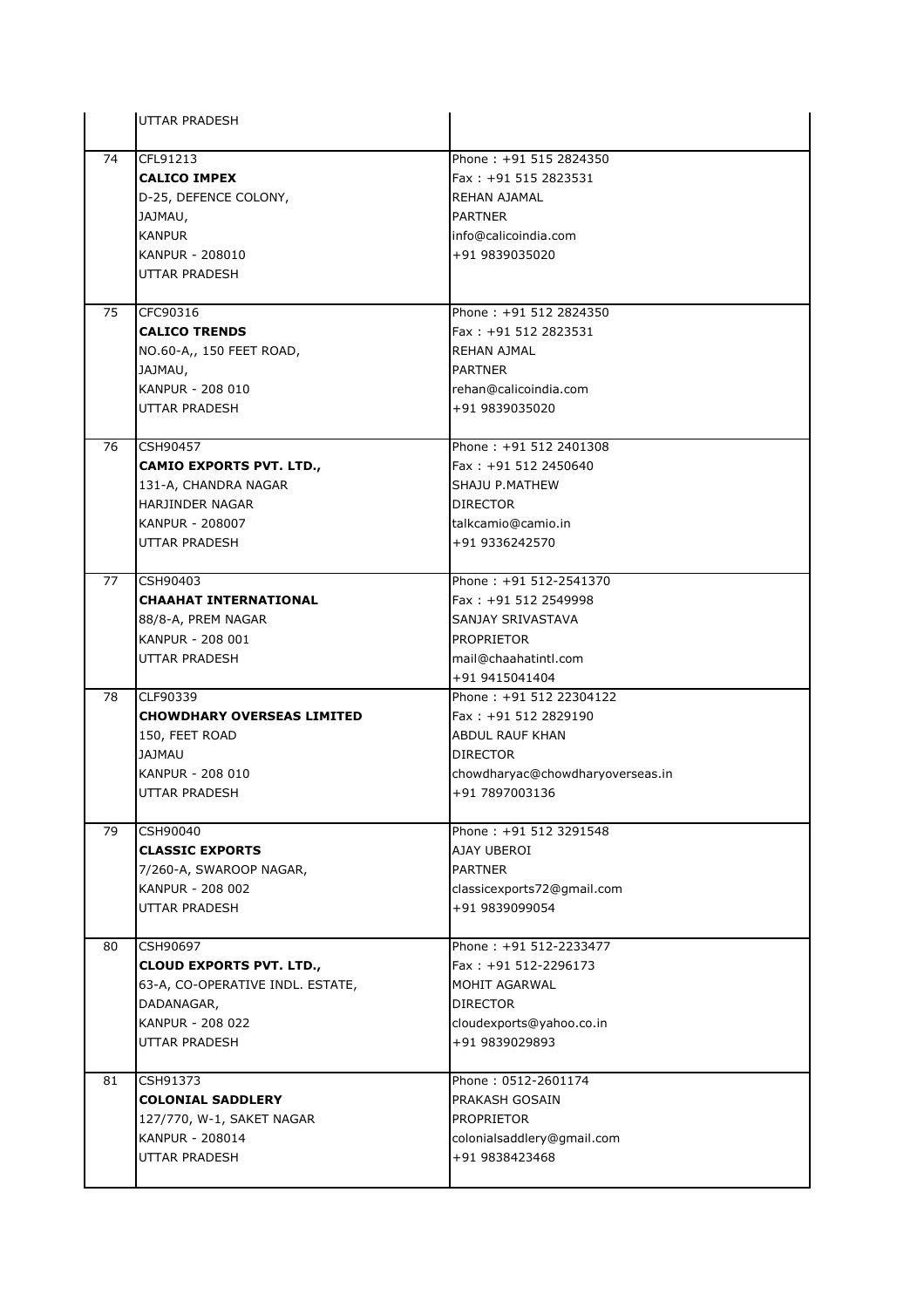| | | |
|---|---|---|
| | UTTAR PRADESH | |
| 74 | CFL91213<br>**CALICO IMPEX**<br>D-25, DEFENCE COLONY,<br>JAJMAU,<br>KANPUR<br>KANPUR - 208010<br>UTTAR PRADESH | Phone : +91 515 2824350<br>Fax : +91 515 2823531<br>REHAN AJAMAL<br>PARTNER<br>info@calicoindia.com<br>+91 9839035020 |
| 75 | CFC90316<br>**CALICO TRENDS**<br>NO.60-A,, 150 FEET ROAD,<br>JAJMAU,<br>KANPUR - 208 010<br>UTTAR PRADESH | Phone : +91 512 2824350<br>Fax : +91 512 2823531<br>REHAN AJMAL<br>PARTNER<br>rehan@calicoindia.com<br>+91 9839035020 |
| 76 | CSH90457<br>**CAMIO EXPORTS PVT. LTD.,**<br>131-A, CHANDRA NAGAR<br>HARJINDER NAGAR<br>KANPUR - 208007<br>UTTAR PRADESH | Phone : +91 512 2401308<br>Fax : +91 512 2450640<br>SHAJU P.MATHEW<br>DIRECTOR<br>talkcamio@camio.in<br>+91 9336242570 |
| 77 | CSH90403<br>**CHAAHAT INTERNATIONAL**<br>88/8-A, PREM NAGAR<br>KANPUR - 208 001<br>UTTAR PRADESH | Phone : +91 512-2541370<br>Fax : +91 512 2549998<br>SANJAY SRIVASTAVA<br>PROPRIETOR<br>mail@chaahatintl.com<br>+91 9415041404 |
| 78 | CLF90339<br>**CHOWDHARY OVERSEAS LIMITED**<br>150, FEET ROAD<br>JAJMAU<br>KANPUR - 208 010<br>UTTAR PRADESH | Phone : +91 512 22304122<br>Fax : +91 512 2829190<br>ABDUL RAUF KHAN<br>DIRECTOR<br>chowdharyac@chowdharyoverseas.in<br>+91 7897003136 |
| 79 | CSH90040<br>**CLASSIC EXPORTS**<br>7/260-A, SWAROOP NAGAR,<br>KANPUR - 208 002<br>UTTAR PRADESH | Phone : +91 512 3291548<br>AJAY UBEROI<br>PARTNER<br>classicexports72@gmail.com<br>+91 9839099054 |
| 80 | CSH90697<br>**CLOUD EXPORTS PVT. LTD.,**<br>63-A, CO-OPERATIVE INDL. ESTATE,<br>DADANAGAR,<br>KANPUR - 208 022<br>UTTAR PRADESH | Phone : +91 512-2233477<br>Fax : +91 512-2296173<br>MOHIT AGARWAL<br>DIRECTOR<br>cloudexports@yahoo.co.in<br>+91 9839029893 |
| 81 | CSH91373<br>**COLONIAL SADDLERY**<br>127/770, W-1, SAKET NAGAR<br>KANPUR - 208014<br>UTTAR PRADESH | Phone : 0512-2601174<br>PRAKASH GOSAIN<br>PROPRIETOR<br>colonialsaddlery@gmail.com<br>+91 9838423468 |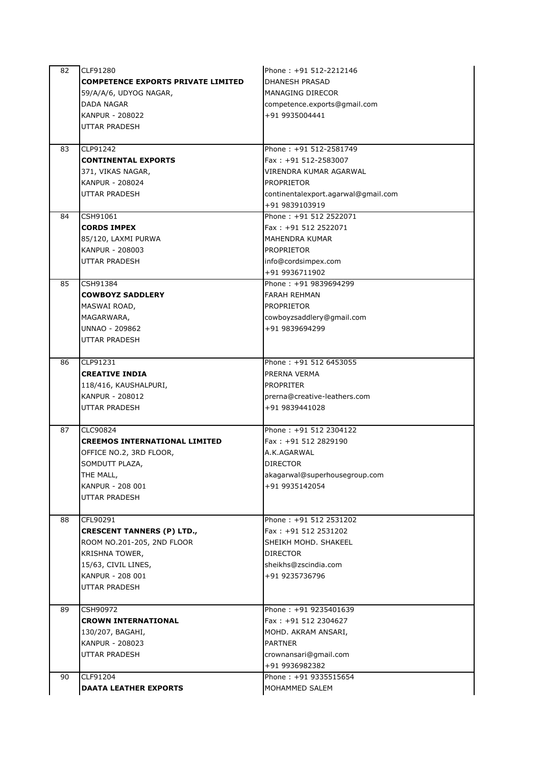| | | |
|---|---|---|
| 82 | CLF91280<br>**COMPETENCE EXPORTS PRIVATE LIMITED**<br>59/A/A/6, UDYOG NAGAR,<br>DADA NAGAR<br>KANPUR - 208022<br>UTTAR PRADESH | Phone : +91 512-2212146<br>DHANESH PRASAD<br>MANAGING DIRECOR<br>competence.exports@gmail.com<br>+91 9935004441 |
| 83 | CLP91242<br>**CONTINENTAL EXPORTS**<br>371, VIKAS NAGAR,<br>KANPUR - 208024<br>UTTAR PRADESH | Phone : +91 512-2581749<br>Fax : +91 512-2583007<br>VIRENDRA KUMAR AGARWAL<br>PROPRIETOR<br>continentalexport.agarwal@gmail.com<br>+91 9839103919 |
| 84 | CSH91061<br>**CORDS IMPEX**<br>85/120, LAXMI PURWA<br>KANPUR - 208003<br>UTTAR PRADESH | Phone : +91 512 2522071<br>Fax : +91 512 2522071<br>MAHENDRA KUMAR<br>PROPRIETOR<br>info@cordsimpex.com<br>+91 9936711902 |
| 85 | CSH91384<br>**COWBOYZ SADDLERY**<br>MASWAI ROAD,<br>MAGARWARA,<br>UNNAO - 209862<br>UTTAR PRADESH | Phone : +91 9839694299<br>FARAH REHMAN<br>PROPRIETOR<br>cowboyzsaddlery@gmail.com<br>+91 9839694299 |
| 86 | CLP91231<br>**CREATIVE INDIA**<br>118/416, KAUSHALPURI,<br>KANPUR - 208012<br>UTTAR PRADESH | Phone : +91 512 6453055<br>PRERNA VERMA<br>PROPRITER<br>prerna@creative-leathers.com<br>+91 9839441028 |
| 87 | CLC90824<br>**CREEMOS INTERNATIONAL LIMITED**<br>OFFICE NO.2, 3RD FLOOR,<br>SOMDUTT PLAZA,<br>THE MALL,<br>KANPUR - 208 001<br>UTTAR PRADESH | Phone : +91 512 2304122<br>Fax : +91 512 2829190<br>A.K.AGARWAL<br>DIRECTOR<br>akagarwal@superhousegroup.com<br>+91 9935142054 |
| 88 | CFL90291<br>**CRESCENT TANNERS (P) LTD.,**<br>ROOM NO.201-205, 2ND FLOOR<br>KRISHNA TOWER,<br>15/63, CIVIL LINES,<br>KANPUR - 208 001<br>UTTAR PRADESH | Phone : +91 512 2531202<br>Fax : +91 512 2531202<br>SHEIKH MOHD. SHAKEEL<br>DIRECTOR<br>sheikhs@zscindia.com<br>+91 9235736796 |
| 89 | CSH90972<br>**CROWN INTERNATIONAL**<br>130/207, BAGAHI,<br>KANPUR - 208023<br>UTTAR PRADESH | Phone : +91 9235401639<br>Fax : +91 512 2304627<br>MOHD. AKRAM ANSARI,<br>PARTNER<br>crownansari@gmail.com<br>+91 9936982382 |
| 90 | CLF91204<br>**DAATA LEATHER EXPORTS** | Phone : +91 9335515654<br>MOHAMMED SALEM |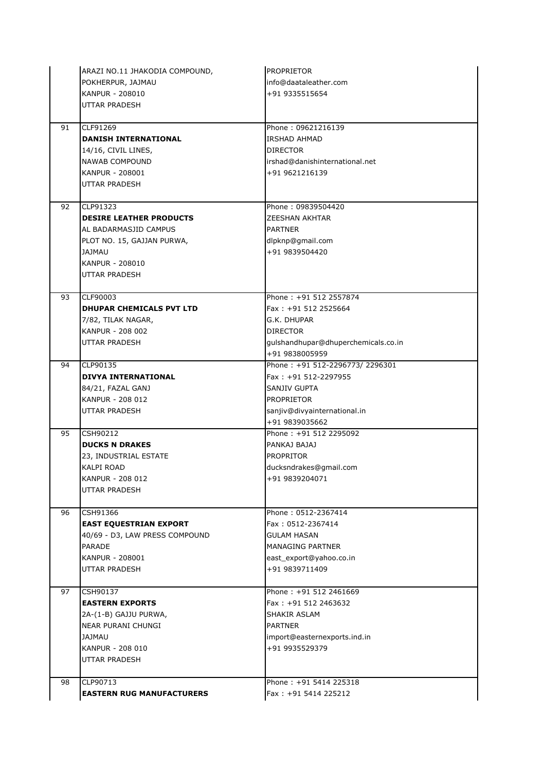| | | |
|---|---|---|
| | ARAZI NO.11 JHAKODIA COMPOUND,<br>POKHERPUR, JAJMAU<br>KANPUR - 208010<br>UTTAR PRADESH | PROPRIETOR<br>info@daataleather.com<br>+91 9335515654 |
| 91 | CLF91269<br>**DANISH INTERNATIONAL**<br>14/16, CIVIL LINES,<br>NAWAB COMPOUND<br>KANPUR - 208001<br>UTTAR PRADESH | Phone : 09621216139<br>IRSHAD AHMAD<br>DIRECTOR<br>irshad@danishinternational.net<br>+91 9621216139 |
| 92 | CLP91323<br>**DESIRE LEATHER PRODUCTS**<br>AL BADARMASJID CAMPUS<br>PLOT NO. 15, GAJJAN PURWA,<br>JAJMAU<br>KANPUR - 208010<br>UTTAR PRADESH | Phone : 09839504420<br>ZEESHAN AKHTAR<br>PARTNER<br>dlpknp@gmail.com<br>+91 9839504420 |
| 93 | CLF90003<br>**DHUPAR CHEMICALS PVT LTD**<br>7/82, TILAK NAGAR,<br>KANPUR - 208 002<br>UTTAR PRADESH | Phone : +91 512 2557874<br>Fax : +91 512 2525664<br>G.K. DHUPAR<br>DIRECTOR<br>gulshandhupar@dhuperchemicals.co.in<br>+91 9838005959 |
| 94 | CLP90135<br>**DIVYA INTERNATIONAL**<br>84/21, FAZAL GANJ<br>KANPUR - 208 012<br>UTTAR PRADESH | Phone : +91 512-2296773/ 2296301<br>Fax : +91 512-2297955<br>SANJIV GUPTA<br>PROPRIETOR<br>sanjiv@divyainternational.in<br>+91 9839035662 |
| 95 | CSH90212<br>**DUCKS N DRAKES**<br>23, INDUSTRIAL ESTATE<br>KALPI ROAD<br>KANPUR - 208 012<br>UTTAR PRADESH | Phone : +91 512 2295092<br>PANKAJ BAJAJ<br>PROPRITOR<br>ducksndrakes@gmail.com<br>+91 9839204071 |
| 96 | CSH91366<br>**EAST EQUESTRIAN EXPORT**<br>40/69 - D3, LAW PRESS COMPOUND<br>PARADE<br>KANPUR - 208001<br>UTTAR PRADESH | Phone : 0512-2367414<br>Fax : 0512-2367414<br>GULAM HASAN<br>MANAGING PARTNER<br>east_export@yahoo.co.in<br>+91 9839711409 |
| 97 | CSH90137<br>**EASTERN EXPORTS**<br>2A-(1-B) GAJJU PURWA,<br>NEAR PURANI CHUNGI<br>JAJMAU<br>KANPUR - 208 010<br>UTTAR PRADESH | Phone : +91 512 2461669<br>Fax : +91 512 2463632<br>SHAKIR ASLAM<br>PARTNER<br>import@easternexports.ind.in<br>+91 9935529379 |
| 98 | CLP90713<br>**EASTERN RUG MANUFACTURERS** | Phone : +91 5414 225318<br>Fax : +91 5414 225212 |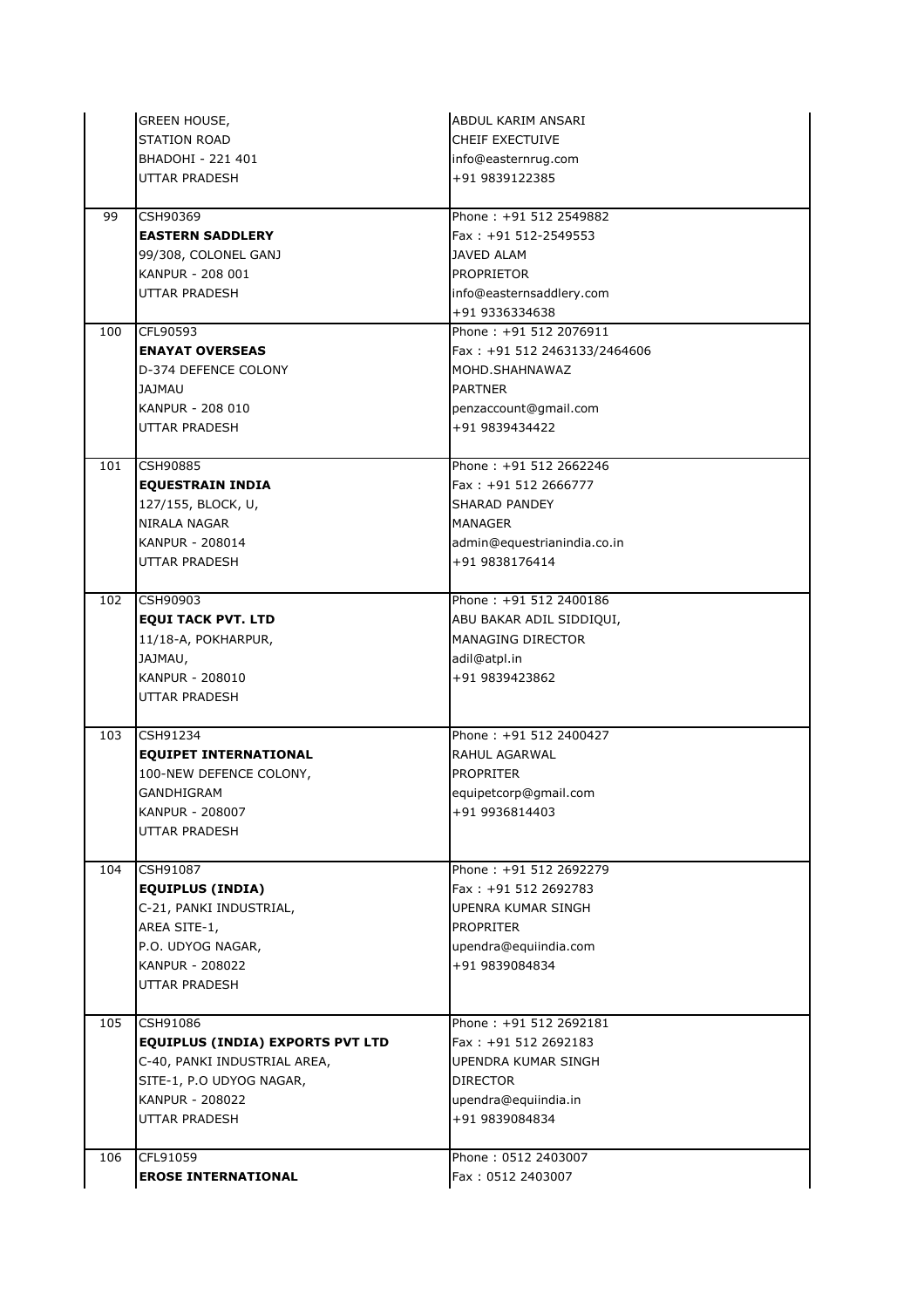| | | |
|---|---|---|
| | GREEN HOUSE,<br>STATION ROAD<br>BHADOHI - 221 401<br>UTTAR PRADESH | ABDUL KARIM ANSARI<br>CHEIF EXCTUIVE<br>info@easternrug.com<br>+91 9839122385 |
| 99 | CSH90369<br>**EASTERN SADDLERY**<br>99/308, COLONEL GANJ<br>KANPUR - 208 001<br>UTTAR PRADESH | Phone : +91 512 2549882<br>Fax : +91 512-2549553<br>JAVED ALAM<br>PROPRIETOR<br>info@easternsaddlery.com<br>+91 9336334638 |
| 100 | CFL90593<br>**ENAYAT OVERSEAS**<br>D-374 DEFENCE COLONY<br>JAJMAU<br>KANPUR - 208 010<br>UTTAR PRADESH | Phone : +91 512 2076911<br>Fax : +91 512 2463133/2464606<br>MOHD.SHAHNAWAZ<br>PARTNER<br>penzaccount@gmail.com<br>+91 9839434422 |
| 101 | CSH90885<br>**EQUESTRAIN INDIA**<br>127/155, BLOCK, U,<br>NIRALA NAGAR<br>KANPUR - 208014<br>UTTAR PRADESH | Phone : +91 512 2662246<br>Fax : +91 512 2666777<br>SHARAD PANDEY<br>MANAGER<br>admin@equestrianindia.co.in<br>+91 9838176414 |
| 102 | CSH90903<br>**EQUI TACK PVT. LTD**<br>11/18-A, POKHARPUR,<br>JAJMAU,<br>KANPUR - 208010<br>UTTAR PRADESH | Phone : +91 512 2400186<br>ABU BAKAR ADIL SIDDIQUI,<br>MANAGING DIRECTOR<br>adil@atpl.in<br>+91 9839423862 |
| 103 | CSH91234<br>**EQUIPET INTERNATIONAL**<br>100-NEW DEFENCE COLONY,<br>GANDHIGRAM<br>KANPUR - 208007<br>UTTAR PRADESH | Phone : +91 512 2400427<br>RAHUL AGARWAL<br>PROPRITER<br>equipetcorp@gmail.com<br>+91 9936814403 |
| 104 | CSH91087<br>**EQUIPLUS (INDIA)**<br>C-21, PANKI INDUSTRIAL,<br>AREA SITE-1,<br>P.O. UDYOG NAGAR,<br>KANPUR - 208022<br>UTTAR PRADESH | Phone : +91 512 2692279<br>Fax : +91 512 2692783<br>UPENRA KUMAR SINGH<br>PROPRITER<br>upendra@equiindia.com<br>+91 9839084834 |
| 105 | CSH91086<br>**EQUIPLUS (INDIA) EXPORTS PVT LTD**<br>C-40, PANKI INDUSTRIAL AREA,<br>SITE-1, P.O UDYOG NAGAR,<br>KANPUR - 208022<br>UTTAR PRADESH | Phone : +91 512 2692181<br>Fax : +91 512 2692183<br>UPENDRA KUMAR SINGH<br>DIRECTOR<br>upendra@equiindia.in<br>+91 9839084834 |
| 106 | CFL91059<br>**EROSE INTERNATIONAL** | Phone : 0512 2403007<br>Fax : 0512 2403007 |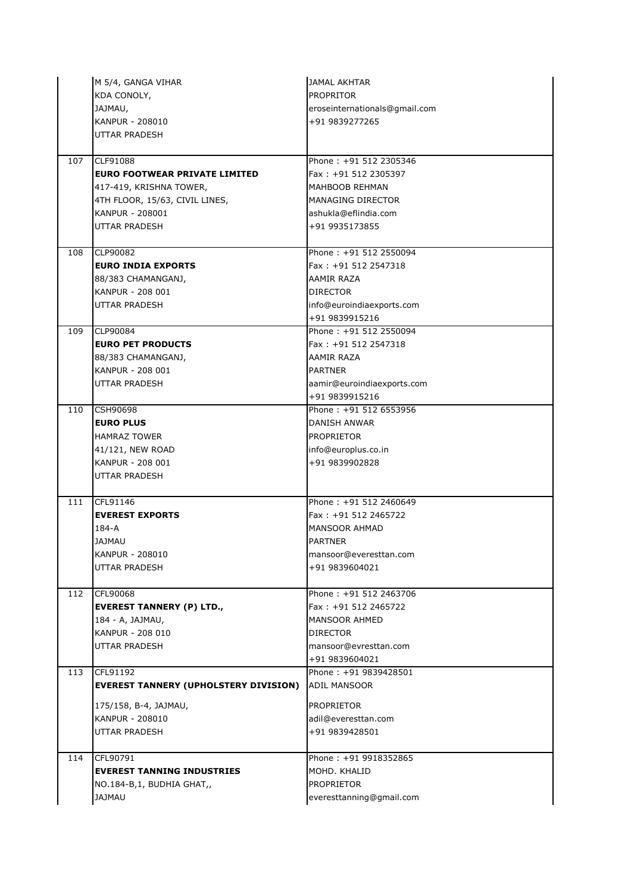| | | |
|---|---|---|
| | M 5/4, GANGA VIHAR<br>KDA CONOLY,<br>JAJMAU,<br>KANPUR - 208010<br>UTTAR PRADESH | JAMAL AKHTAR<br>PROPRITOR<br>eroseinternationals@gmail.com<br>+91 9839277265 |
| 107 | CLF91088<br>**EURO FOOTWEAR PRIVATE LIMITED**<br>417-419, KRISHNA TOWER,<br>4TH FLOOR, 15/63, CIVIL LINES,<br>KANPUR - 208001<br>UTTAR PRADESH | Phone : +91 512 2305346<br>Fax : +91 512 2305397<br>MAHBOOB REHMAN<br>MANAGING DIRECTOR<br>ashukla@eflindia.com<br>+91 9935173855 |
| 108 | CLP90082<br>**EURO INDIA EXPORTS**<br>88/383 CHAMANGANJ,<br>KANPUR - 208 001<br>UTTAR PRADESH | Phone : +91 512 2550094<br>Fax : +91 512 2547318<br>AAMIR RAZA<br>DIRECTOR<br>info@euroindiaexports.com<br>+91 9839915216 |
| 109 | CLP90084<br>**EURO PET PRODUCTS**<br>88/383 CHAMANGANJ,<br>KANPUR - 208 001<br>UTTAR PRADESH | Phone : +91 512 2550094<br>Fax : +91 512 2547318<br>AAMIR RAZA<br>PARTNER<br>aamir@euroindiaexports.com<br>+91 9839915216 |
| 110 | CSH90698<br>**EURO PLUS**<br>HAMRAZ TOWER<br>41/121, NEW ROAD<br>KANPUR - 208 001<br>UTTAR PRADESH | Phone : +91 512 6553956<br>DANISH ANWAR<br>PROPRIETOR<br>info@europlus.co.in<br>+91 9839902828 |
| 111 | CFL91146<br>**EVEREST EXPORTS**<br>184-A<br>JAJMAU<br>KANPUR - 208010<br>UTTAR PRADESH | Phone : +91 512 2460649<br>Fax : +91 512 2465722<br>MANSOOR AHMAD<br>PARTNER<br>mansoor@everesttan.com<br>+91 9839604021 |
| 112 | CFL90068<br>**EVEREST TANNERY (P) LTD.,**<br>184 - A, JAJMAU,<br>KANPUR - 208 010<br>UTTAR PRADESH | Phone : +91 512 2463706<br>Fax : +91 512 2465722<br>MANSOOR AHMED<br>DIRECTOR<br>mansoor@evresttan.com<br>+91 9839604021 |
| 113 | CFL91192<br>**EVEREST TANNERY (UPHOLSTERY DIVISION)**<br>175/158, B-4, JAJMAU,<br>KANPUR - 208010<br>UTTAR PRADESH | Phone : +91 9839428501<br>ADIL MANSOOR<br>PROPRIETOR<br>adil@everesttan.com<br>+91 9839428501 |
| 114 | CFL90791<br>**EVEREST TANNING INDUSTRIES**<br>NO.184-B,1, BUDHIA GHAT,,<br>JAJMAU | Phone : +91 9918352865<br>MOHD. KHALID<br>PROPRIETOR<br>everesttanning@gmail.com |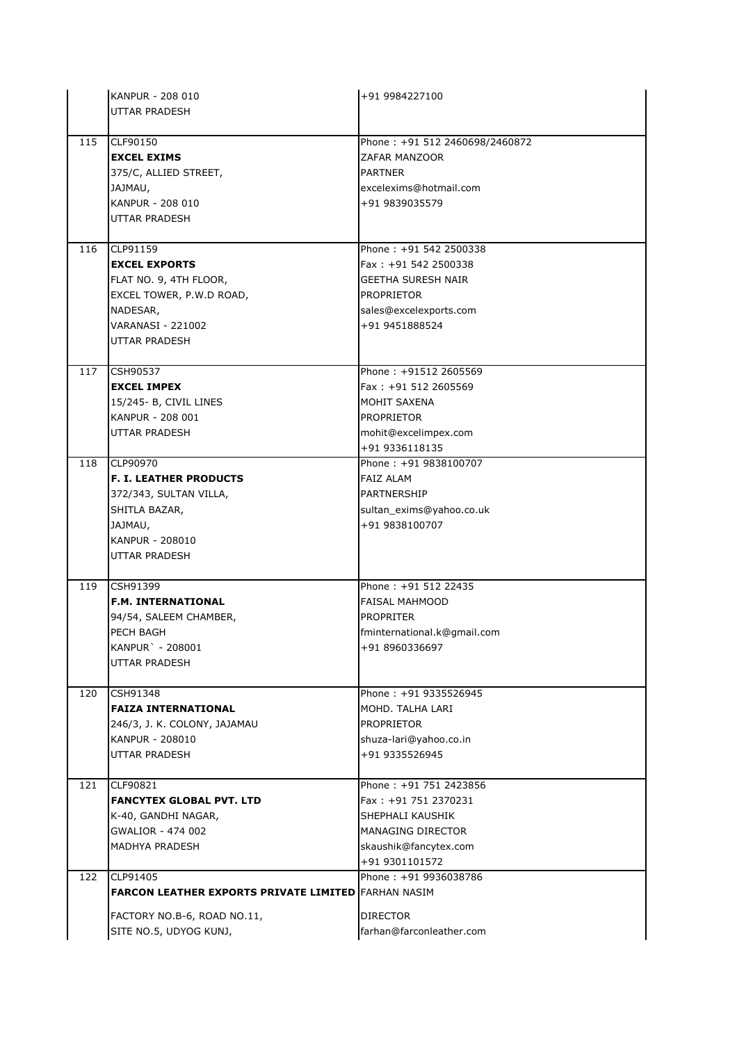| | | |
|---|---|---|
| | KANPUR - 208 010<br>UTTAR PRADESH | +91 9984227100 |
| 115 | CLF90150<br>**EXCEL EXIMS**<br>375/C, ALLIED STREET,<br>JAJMAU,<br>KANPUR - 208 010<br>UTTAR PRADESH | Phone : +91 512 2460698/2460872<br>ZAFAR MANZOOR<br>PARTNER<br>excelexims@hotmail.com<br>+91 9839035579 |
| 116 | CLP91159<br>**EXCEL EXPORTS**<br>FLAT NO. 9, 4TH FLOOR,<br>EXCEL TOWER, P.W.D ROAD,<br>NADESAR,<br>VARANASI - 221002<br>UTTAR PRADESH | Phone : +91 542 2500338<br>Fax : +91 542 2500338<br>GEETHA SURESH NAIR<br>PROPRIETOR<br>sales@excelexports.com<br>+91 9451888524 |
| 117 | CSH90537<br>**EXCEL IMPEX**<br>15/245- B, CIVIL LINES<br>KANPUR - 208 001<br>UTTAR PRADESH | Phone : +91512 2605569<br>Fax : +91 512 2605569<br>MOHIT SAXENA<br>PROPRIETOR<br>mohit@excelimpex.com<br>+91 9336118135 |
| 118 | CLP90970<br>**F. I. LEATHER PRODUCTS**<br>372/343, SULTAN VILLA,<br>SHITLA BAZAR,<br>JAJMAU,<br>KANPUR - 208010<br>UTTAR PRADESH | Phone : +91 9838100707<br>FAIZ ALAM<br>PARTNERSHIP<br>sultan_exims@yahoo.co.uk<br>+91 9838100707 |
| 119 | CSH91399<br>**F.M. INTERNATIONAL**<br>94/54, SALEEM CHAMBER,<br>PECH BAGH<br>KANPUR` - 208001<br>UTTAR PRADESH | Phone : +91 512 22435<br>FAISAL MAHMOOD<br>PROPRITER<br>fminternational.k@gmail.com<br>+91 8960336697 |
| 120 | CSH91348<br>**FAIZA INTERNATIONAL**<br>246/3, J. K. COLONY, JAJAMAU<br>KANPUR - 208010<br>UTTAR PRADESH | Phone : +91 9335526945<br>MOHD. TALHA LARI<br>PROPRIETOR<br>shuza-lari@yahoo.co.in<br>+91 9335526945 |
| 121 | CLF90821<br>**FANCYTEX GLOBAL PVT. LTD**<br>K-40, GANDHI NAGAR,<br>GWALIOR - 474 002<br>MADHYA PRADESH | Phone : +91 751 2423856<br>Fax : +91 751 2370231<br>SHEPHALI KAUSHIK<br>MANAGING DIRECTOR<br>skaushik@fancytex.com<br>+91 9301101572 |
| 122 | CLP91405<br>**FARCON LEATHER EXPORTS PRIVATE LIMITED**<br>FACTORY NO.B-6, ROAD NO.11,<br>SITE NO.5, UDYOG KUNJ, | Phone : +91 9936038786<br>FARHAN NASIM<br>DIRECTOR<br>farhan@farconleather.com |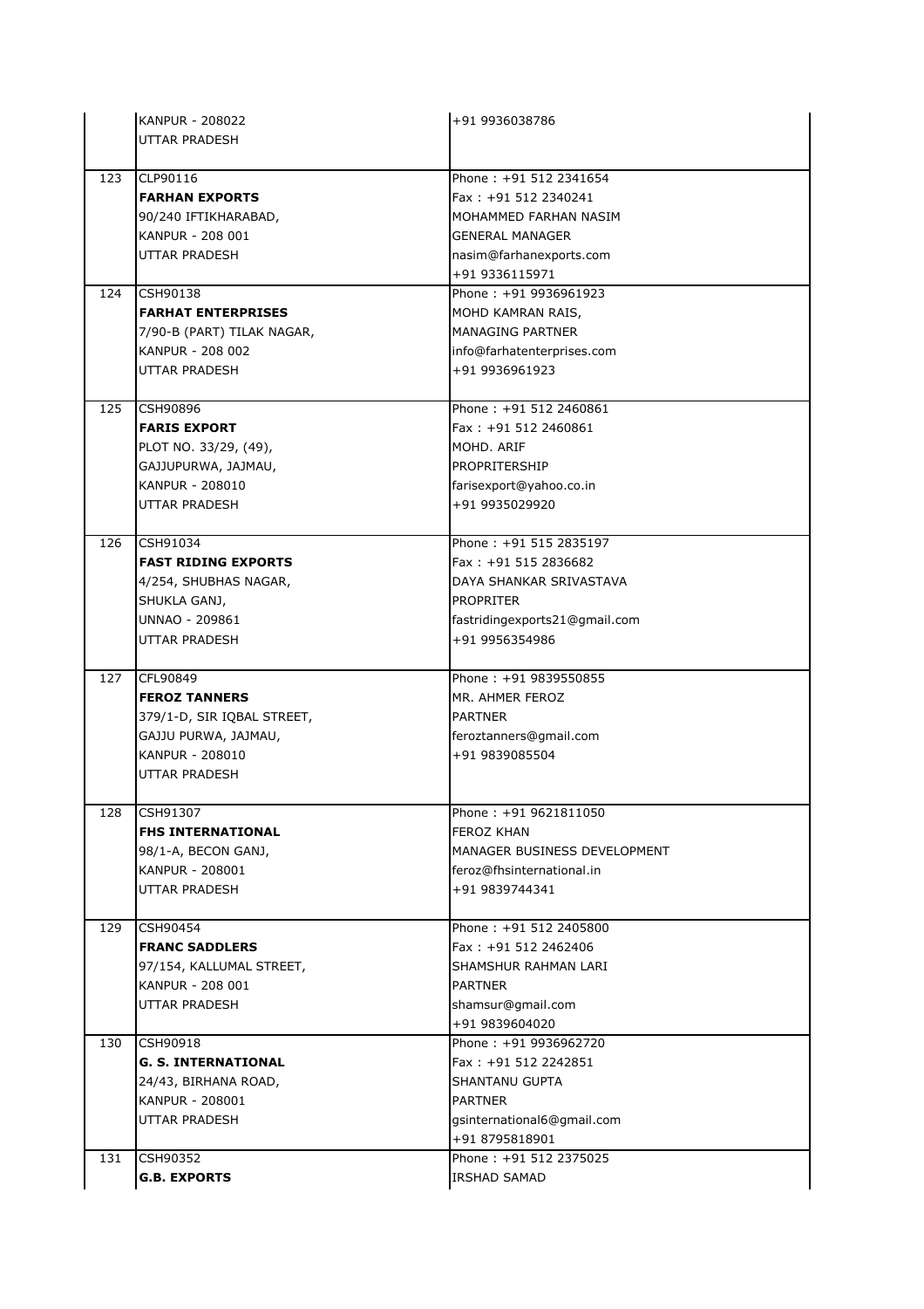| | | |
|---|---|---|
| | KANPUR - 208022<br>UTTAR PRADESH | +91 9936038786 |
| 123 | CLP90116<br>**FARHAN EXPORTS**<br>90/240 IFTIKHARABAD,<br>KANPUR - 208 001<br>UTTAR PRADESH | Phone : +91 512 2341654<br>Fax : +91 512 2340241<br>MOHAMMED FARHAN NASIM<br>GENERAL MANAGER<br>nasim@farhanexports.com<br>+91 9336115971 |
| 124 | CSH90138<br>**FARHAT ENTERPRISES**<br>7/90-B (PART) TILAK NAGAR,<br>KANPUR - 208 002<br>UTTAR PRADESH | Phone : +91 9936961923<br>MOHD KAMRAN RAIS,<br>MANAGING PARTNER<br>info@farhatenterprises.com<br>+91 9936961923 |
| 125 | CSH90896<br>**FARIS EXPORT**<br>PLOT NO. 33/29, (49),<br>GAJJUPURWA, JAJMAU,<br>KANPUR - 208010<br>UTTAR PRADESH | Phone : +91 512 2460861<br>Fax : +91 512 2460861<br>MOHD. ARIF<br>PROPRITERSHIP<br>farisexport@yahoo.co.in<br>+91 9935029920 |
| 126 | CSH91034<br>**FAST RIDING EXPORTS**<br>4/254, SHUBHAS NAGAR,<br>SHUKLA GANJ,<br>UNNAO - 209861<br>UTTAR PRADESH | Phone : +91 515 2835197<br>Fax : +91 515 2836682<br>DAYA SHANKAR SRIVASTAVA<br>PROPRITER<br>fastridingexports21@gmail.com<br>+91 9956354986 |
| 127 | CFL90849<br>**FEROZ TANNERS**<br>379/1-D, SIR IQBAL STREET,<br>GAJJU PURWA, JAJMAU,<br>KANPUR - 208010<br>UTTAR PRADESH | Phone : +91 9839550855<br>MR. AHMER FEROZ<br>PARTNER<br>feroztanners@gmail.com<br>+91 9839085504 |
| 128 | CSH91307<br>**FHS INTERNATIONAL**<br>98/1-A, BECON GANJ,<br>KANPUR - 208001<br>UTTAR PRADESH | Phone : +91 9621811050<br>FEROZ KHAN<br>MANAGER BUSINESS DEVELOPMENT<br>feroz@fhsinternational.in<br>+91 9839744341 |
| 129 | CSH90454<br>**FRANC SADDLERS**<br>97/154, KALLUMAL STREET,<br>KANPUR - 208 001<br>UTTAR PRADESH | Phone : +91 512 2405800<br>Fax : +91 512 2462406<br>SHAMSHUR RAHMAN LARI<br>PARTNER<br>shamsur@gmail.com<br>+91 9839604020 |
| 130 | CSH90918<br>**G. S. INTERNATIONAL**<br>24/43, BIRHANA ROAD,<br>KANPUR - 208001<br>UTTAR PRADESH | Phone : +91 9936962720<br>Fax : +91 512 2242851<br>SHANTANU GUPTA<br>PARTNER<br>gsinternational6@gmail.com<br>+91 8795818901 |
| 131 | CSH90352<br>**G.B. EXPORTS** | Phone : +91 512 2375025<br>IRSHAD SAMAD |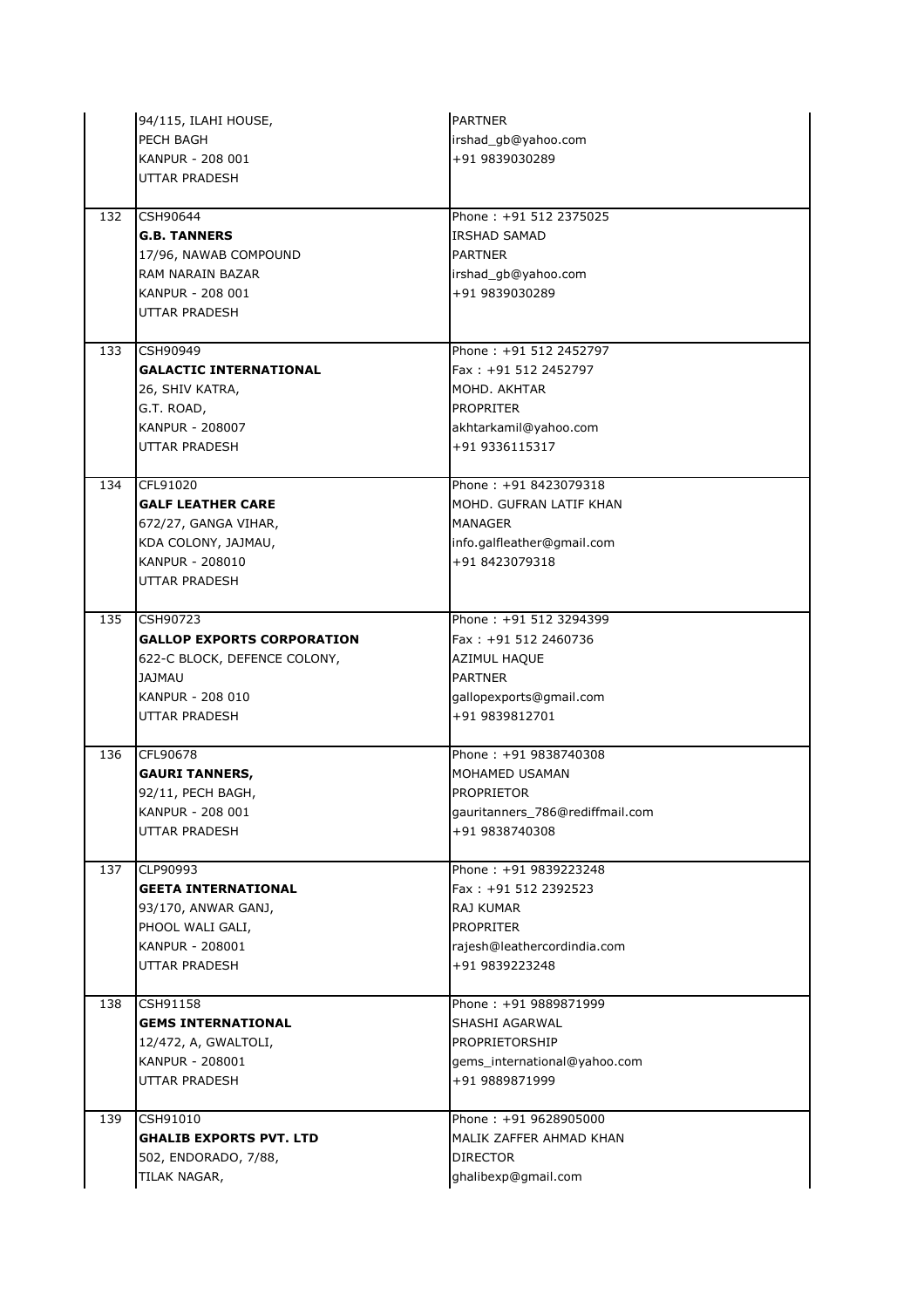| | | |
|---|---|---|
| | 94/115, ILAHI HOUSE,<br>PECH BAGH<br>KANPUR - 208 001<br>UTTAR PRADESH | PARTNER<br>irshad_gb@yahoo.com<br>+91 9839030289 |
| 132 | CSH90644<br>**G.B. TANNERS**<br>17/96, NAWAB COMPOUND<br>RAM NARAIN BAZAR<br>KANPUR - 208 001<br>UTTAR PRADESH | Phone : +91 512 2375025<br>IRSHAD SAMAD<br>PARTNER<br>irshad_gb@yahoo.com<br>+91 9839030289 |
| 133 | CSH90949<br>**GALACTIC INTERNATIONAL**<br>26, SHIV KATRA,<br>G.T. ROAD,<br>KANPUR - 208007<br>UTTAR PRADESH | Phone : +91 512 2452797<br>Fax : +91 512 2452797<br>MOHD. AKHTAR<br>PROPRITER<br>akhtarkamil@yahoo.com<br>+91 9336115317 |
| 134 | CFL91020<br>**GALF LEATHER CARE**<br>672/27, GANGA VIHAR,<br>KDA COLONY, JAJMAU,<br>KANPUR - 208010<br>UTTAR PRADESH | Phone : +91 8423079318<br>MOHD. GUFRAN LATIF KHAN<br>MANAGER<br>info.galfleather@gmail.com<br>+91 8423079318 |
| 135 | CSH90723<br>**GALLOP EXPORTS CORPORATION**<br>622-C BLOCK, DEFENCE COLONY,<br>JAJMAU<br>KANPUR - 208 010<br>UTTAR PRADESH | Phone : +91 512 3294399<br>Fax : +91 512 2460736<br>AZIMUL HAQUE<br>PARTNER<br>gallopexports@gmail.com<br>+91 9839812701 |
| 136 | CFL90678<br>**GAURI TANNERS,**<br>92/11, PECH BAGH,<br>KANPUR - 208 001<br>UTTAR PRADESH | Phone : +91 9838740308<br>MOHAMED USAMAN<br>PROPRIETOR<br>gauritanners_786@rediffmail.com<br>+91 9838740308 |
| 137 | CLP90993<br>**GEETA INTERNATIONAL**<br>93/170, ANWAR GANJ,<br>PHOOL WALI GALI,<br>KANPUR - 208001<br>UTTAR PRADESH | Phone : +91 9839223248<br>Fax : +91 512 2392523<br>RAJ KUMAR<br>PROPRITER<br>rajesh@leathercordindia.com<br>+91 9839223248 |
| 138 | CSH91158<br>**GEMS INTERNATIONAL**<br>12/472, A, GWALTOLI,<br>KANPUR - 208001<br>UTTAR PRADESH | Phone : +91 9889871999<br>SHASHI AGARWAL<br>PROPRIETORSHIP<br>gems_international@yahoo.com<br>+91 9889871999 |
| 139 | CSH91010<br>**GHALIB EXPORTS PVT. LTD**<br>502, ENDORADO, 7/88,<br>TILAK NAGAR, | Phone : +91 9628905000<br>MALIK ZAFFER AHMAD KHAN<br>DIRECTOR<br>ghalibexp@gmail.com |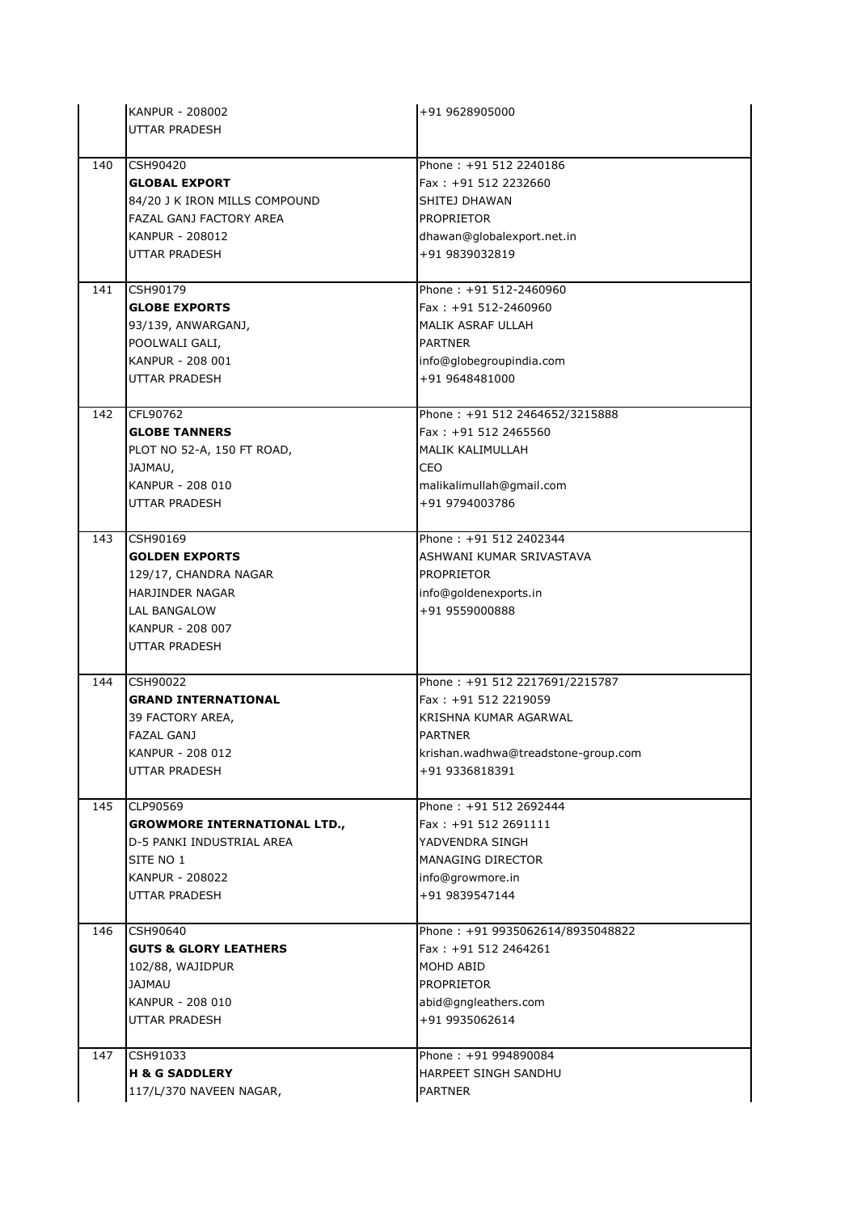| | | |
|---|---|---|
| | KANPUR - 208002<br>UTTAR PRADESH | +91 9628905000 |
| 140 | CSH90420<br>**GLOBAL EXPORT**<br>84/20 J K IRON MILLS COMPOUND<br>FAZAL GANJ FACTORY AREA<br>KANPUR - 208012<br>UTTAR PRADESH | Phone : +91 512 2240186<br>Fax : +91 512 2232660<br>SHITEJ DHAWAN<br>PROPRIETOR<br>dhawan@globalexport.net.in<br>+91 9839032819 |
| 141 | CSH90179<br>**GLOBE EXPORTS**<br>93/139, ANWARGANJ,<br>POOLWALI GALI,<br>KANPUR - 208 001<br>UTTAR PRADESH | Phone : +91 512-2460960<br>Fax : +91 512-2460960<br>MALIK ASRAF ULLAH<br>PARTNER<br>info@globegroupindia.com<br>+91 9648481000 |
| 142 | CFL90762<br>**GLOBE TANNERS**<br>PLOT NO 52-A, 150 FT ROAD,<br>JAJMAU,<br>KANPUR - 208 010<br>UTTAR PRADESH | Phone : +91 512 2464652/3215888<br>Fax : +91 512 2465560<br>MALIK KALIMULLAH<br>CEO<br>malikalimullah@gmail.com<br>+91 9794003786 |
| 143 | CSH90169<br>**GOLDEN EXPORTS**<br>129/17, CHANDRA NAGAR<br>HARJINDER NAGAR<br>LAL BANGALOW<br>KANPUR - 208 007<br>UTTAR PRADESH | Phone : +91 512 2402344<br>ASHWANI KUMAR SRIVASTAVA<br>PROPRIETOR<br>info@goldenexports.in<br>+91 9559000888 |
| 144 | CSH90022<br>**GRAND INTERNATIONAL**<br>39 FACTORY AREA,<br>FAZAL GANJ<br>KANPUR - 208 012<br>UTTAR PRADESH | Phone : +91 512 2217691/2215787<br>Fax : +91 512 2219059<br>KRISHNA KUMAR AGARWAL<br>PARTNER<br>krishan.wadhwa@treadstone-group.com<br>+91 9336818391 |
| 145 | CLP90569<br>**GROWMORE INTERNATIONAL LTD.,**<br>D-5 PANKI INDUSTRIAL AREA<br>SITE NO 1<br>KANPUR - 208022<br>UTTAR PRADESH | Phone : +91 512 2692444<br>Fax : +91 512 2691111<br>YADVENDRA SINGH<br>MANAGING DIRECTOR<br>info@growmore.in<br>+91 9839547144 |
| 146 | CSH90640<br>**GUTS & GLORY LEATHERS**<br>102/88, WAJIDPUR<br>JAJMAU<br>KANPUR - 208 010<br>UTTAR PRADESH | Phone : +91 9935062614/8935048822<br>Fax : +91 512 2464261<br>MOHD ABID<br>PROPRIETOR<br>abid@gngleathers.com<br>+91 9935062614 |
| 147 | CSH91033<br>**H & G SADDLERY**<br>117/L/370 NAVEEN NAGAR, | Phone : +91 994890084<br>HARPEET SINGH SANDHU<br>PARTNER |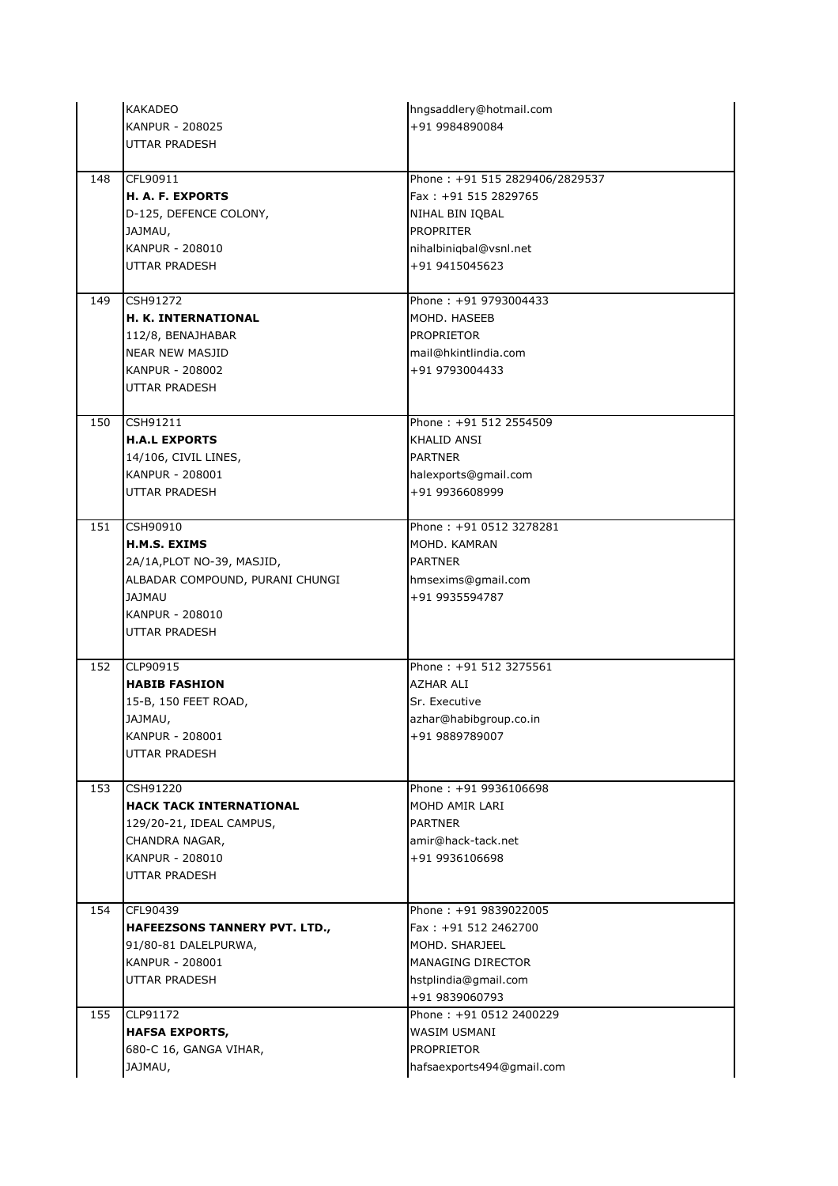| | | |
|---|---|---|
| | KAKADEO<br>KANPUR - 208025<br>UTTAR PRADESH | hngsaddlery@hotmail.com<br>+91 9984890084 |
| 148 | CFL90911<br>**H. A. F. EXPORTS**<br>D-125, DEFENCE COLONY,<br>JAJMAU,<br>KANPUR - 208010<br>UTTAR PRADESH | Phone : +91 515 2829406/2829537<br>Fax : +91 515 2829765<br>NIHAL BIN IQBAL<br>PROPRITER<br>nihalbiniqbal@vsnl.net<br>+91 9415045623 |
| 149 | CSH91272<br>**H. K. INTERNATIONAL**<br>112/8, BENAJHABAR<br>NEAR NEW MASJID<br>KANPUR - 208002<br>UTTAR PRADESH | Phone : +91 9793004433<br>MOHD. HASEEB<br>PROPRIETOR<br>mail@hkintlindia.com<br>+91 9793004433 |
| 150 | CSH91211<br>**H.A.L EXPORTS**<br>14/106, CIVIL LINES,<br>KANPUR - 208001<br>UTTAR PRADESH | Phone : +91 512 2554509<br>KHALID ANSI<br>PARTNER<br>halexports@gmail.com<br>+91 9936608999 |
| 151 | CSH90910<br>**H.M.S. EXIMS**<br>2A/1A,PLOT NO-39, MASJID,<br>ALBADAR COMPOUND, PURANI CHUNGI<br>JAJMAU<br>KANPUR - 208010<br>UTTAR PRADESH | Phone : +91 0512 3278281<br>MOHD. KAMRAN<br>PARTNER<br>hmsexims@gmail.com<br>+91 9935594787 |
| 152 | CLP90915<br>**HABIB FASHION**<br>15-B, 150 FEET ROAD,<br>JAJMAU,<br>KANPUR - 208001<br>UTTAR PRADESH | Phone : +91 512 3275561<br>AZHAR ALI<br>Sr. Executive<br>azhar@habibgroup.co.in<br>+91 9889789007 |
| 153 | CSH91220<br>**HACK TACK INTERNATIONAL**<br>129/20-21, IDEAL CAMPUS,<br>CHANDRA NAGAR,<br>KANPUR - 208010<br>UTTAR PRADESH | Phone : +91 9936106698<br>MOHD AMIR LARI<br>PARTNER<br>amir@hack-tack.net<br>+91 9936106698 |
| 154 | CFL90439<br>**HAFEEZSONS TANNERY PVT. LTD.,**<br>91/80-81 DALELPURWA,<br>KANPUR - 208001<br>UTTAR PRADESH | Phone : +91 9839022005<br>Fax : +91 512 2462700<br>MOHD. SHARJEEL<br>MANAGING DIRECTOR<br>hstplindia@gmail.com<br>+91 9839060793 |
| 155 | CLP91172<br>**HAFSA EXPORTS,**<br>680-C 16, GANGA VIHAR,<br>JAJMAU, | Phone : +91 0512 2400229<br>WASIM USMANI<br>PROPRIETOR<br>hafsaexports494@gmail.com |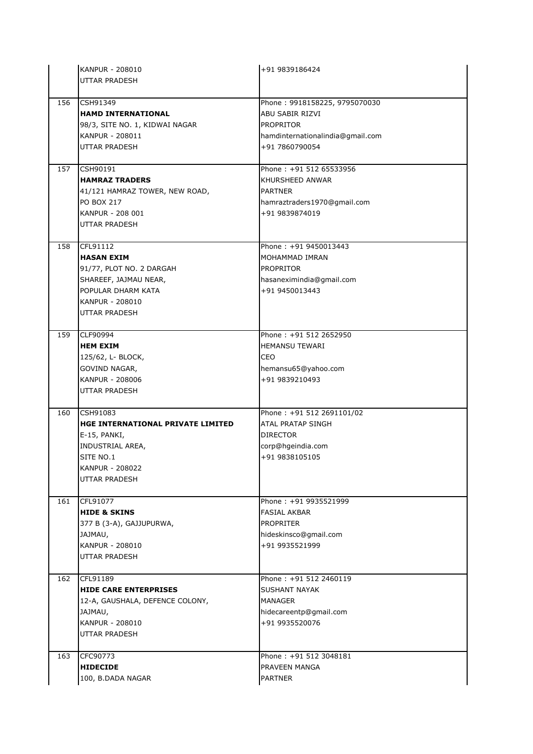| | | |
|---|---|---|
| | KANPUR - 208010<br>UTTAR PRADESH | +91 9839186424 |
| 156 | CSH91349<br>**HAMD INTERNATIONAL**<br>98/3, SITE NO. 1, KIDWAI NAGAR<br>KANPUR - 208011<br>UTTAR PRADESH | Phone : 9918158225, 9795070030<br>ABU SABIR RIZVI<br>PROPRITOR<br>hamdinternationalindia@gmail.com<br>+91 7860790054 |
| 157 | CSH90191<br>**HAMRAZ TRADERS**<br>41/121 HAMRAZ TOWER, NEW ROAD,<br>PO BOX 217<br>KANPUR - 208 001<br>UTTAR PRADESH | Phone : +91 512 65533956<br>KHURSHEED ANWAR<br>PARTNER<br>hamraztraders1970@gmail.com<br>+91 9839874019 |
| 158 | CFL91112<br>**HASAN EXIM**<br>91/77, PLOT NO. 2 DARGAH<br>SHAREEF, JAJMAU NEAR,<br>POPULAR DHARM KATA<br>KANPUR - 208010<br>UTTAR PRADESH | Phone : +91 9450013443<br>MOHAMMAD IMRAN<br>PROPRITOR<br>haseneximindia@gmail.com<br>+91 9450013443 |
| 159 | CLF90994<br>**HEM EXIM**<br>125/62, L- BLOCK,<br>GOVIND NAGAR,<br>KANPUR - 208006<br>UTTAR PRADESH | Phone : +91 512 2652950<br>HEMANSU TEWARI<br>CEO<br>hemansu65@yahoo.com<br>+91 9839210493 |
| 160 | CSH91083<br>**HGE INTERNATIONAL PRIVATE LIMITED**<br>E-15, PANKI,<br>INDUSTRIAL AREA,<br>SITE NO.1<br>KANPUR - 208022<br>UTTAR PRADESH | Phone : +91 512 2691101/02<br>ATAL PRATAP SINGH<br>DIRECTOR<br>corp@hgeindia.com<br>+91 9838105105 |
| 161 | CFL91077<br>**HIDE & SKINS**<br>377 B (3-A), GAJJUPURWA,<br>JAJMAU,<br>KANPUR - 208010<br>UTTAR PRADESH | Phone : +91 9935521999<br>FASIAL AKBAR<br>PROPRITER<br>hideskinsco@gmail.com<br>+91 9935521999 |
| 162 | CFL91189<br>**HIDE CARE ENTERPRISES**<br>12-A, GAUSHALA, DEFENCE COLONY,<br>JAJMAU,<br>KANPUR - 208010<br>UTTAR PRADESH | Phone : +91 512 2460119<br>SUSHANT NAYAK<br>MANAGER<br>hidecareentp@gmail.com<br>+91 9935520076 |
| 163 | CFC90773<br>**HIDECIDE**<br>100, B.DADA NAGAR | Phone : +91 512 3048181<br>PRAVEEN MANGA<br>PARTNER |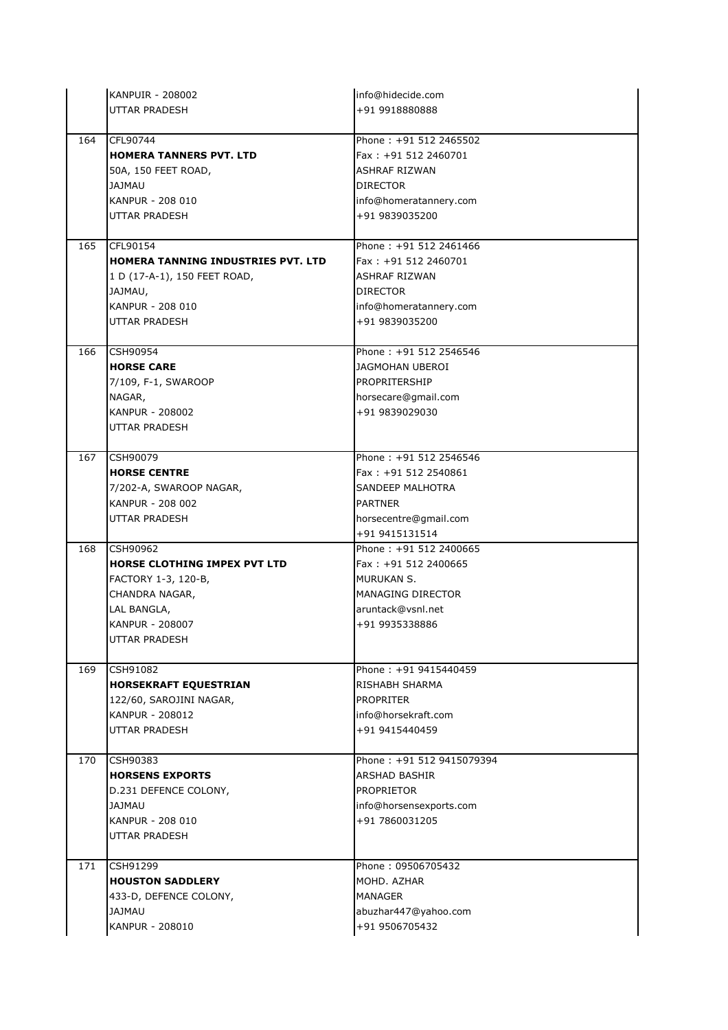| | | |
|---|---|---|
| | KANPUIR - 208002<br>UTTAR PRADESH | info@hidecide.com<br>+91 9918880888 |
| 164 | CFL90744<br>**HOMERA TANNERS PVT. LTD**<br>50A, 150 FEET ROAD,<br>JAJMAU<br>KANPUR - 208 010<br>UTTAR PRADESH | Phone : +91 512 2465502<br>Fax : +91 512 2460701<br>ASHRAF RIZWAN<br>DIRECTOR<br>info@homeratannery.com<br>+91 9839035200 |
| 165 | CFL90154<br>**HOMERA TANNING INDUSTRIES PVT. LTD**<br>1 D (17-A-1), 150 FEET ROAD,<br>JAJMAU,<br>KANPUR - 208 010<br>UTTAR PRADESH | Phone : +91 512 2461466<br>Fax : +91 512 2460701<br>ASHRAF RIZWAN<br>DIRECTOR<br>info@homeratannery.com<br>+91 9839035200 |
| 166 | CSH90954<br>**HORSE CARE**<br>7/109, F-1, SWAROOP<br>NAGAR,<br>KANPUR - 208002<br>UTTAR PRADESH | Phone : +91 512 2546546<br>JAGMOHAN UBEROI<br>PROPRITERSHIP<br>horsecare@gmail.com<br>+91 9839029030 |
| 167 | CSH90079<br>**HORSE CENTRE**<br>7/202-A, SWAROOP NAGAR,<br>KANPUR - 208 002<br>UTTAR PRADESH | Phone : +91 512 2546546<br>Fax : +91 512 2540861<br>SANDEEP MALHOTRA<br>PARTNER<br>horsecentre@gmail.com<br>+91 9415131514 |
| 168 | CSH90962<br>**HORSE CLOTHING IMPEX PVT LTD**<br>FACTORY 1-3, 120-B,<br>CHANDRA NAGAR,<br>LAL BANGLA,<br>KANPUR - 208007<br>UTTAR PRADESH | Phone : +91 512 2400665<br>Fax : +91 512 2400665<br>MURUKAN S.<br>MANAGING DIRECTOR<br>aruntack@vsnl.net<br>+91 9935338886 |
| 169 | CSH91082<br>**HORSEKRAFT EQUESTRIAN**<br>122/60, SAROJINI NAGAR,<br>KANPUR - 208012<br>UTTAR PRADESH | Phone : +91 9415440459<br>RISHABH SHARMA<br>PROPRITER<br>info@horsekraft.com<br>+91 9415440459 |
| 170 | CSH90383<br>**HORSENS EXPORTS**<br>D.231 DEFENCE COLONY,<br>JAJMAU<br>KANPUR - 208 010<br>UTTAR PRADESH | Phone : +91 512 9415079394<br>ARSHAD BASHIR<br>PROPRIETOR<br>info@horsensexports.com<br>+91 7860031205 |
| 171 | CSH91299<br>**HOUSTON SADDLERY**<br>433-D, DEFENCE COLONY,<br>JAJMAU<br>KANPUR - 208010 | Phone : 09506705432<br>MOHD. AZHAR<br>MANAGER<br>abuzhar447@yahoo.com<br>+91 9506705432 |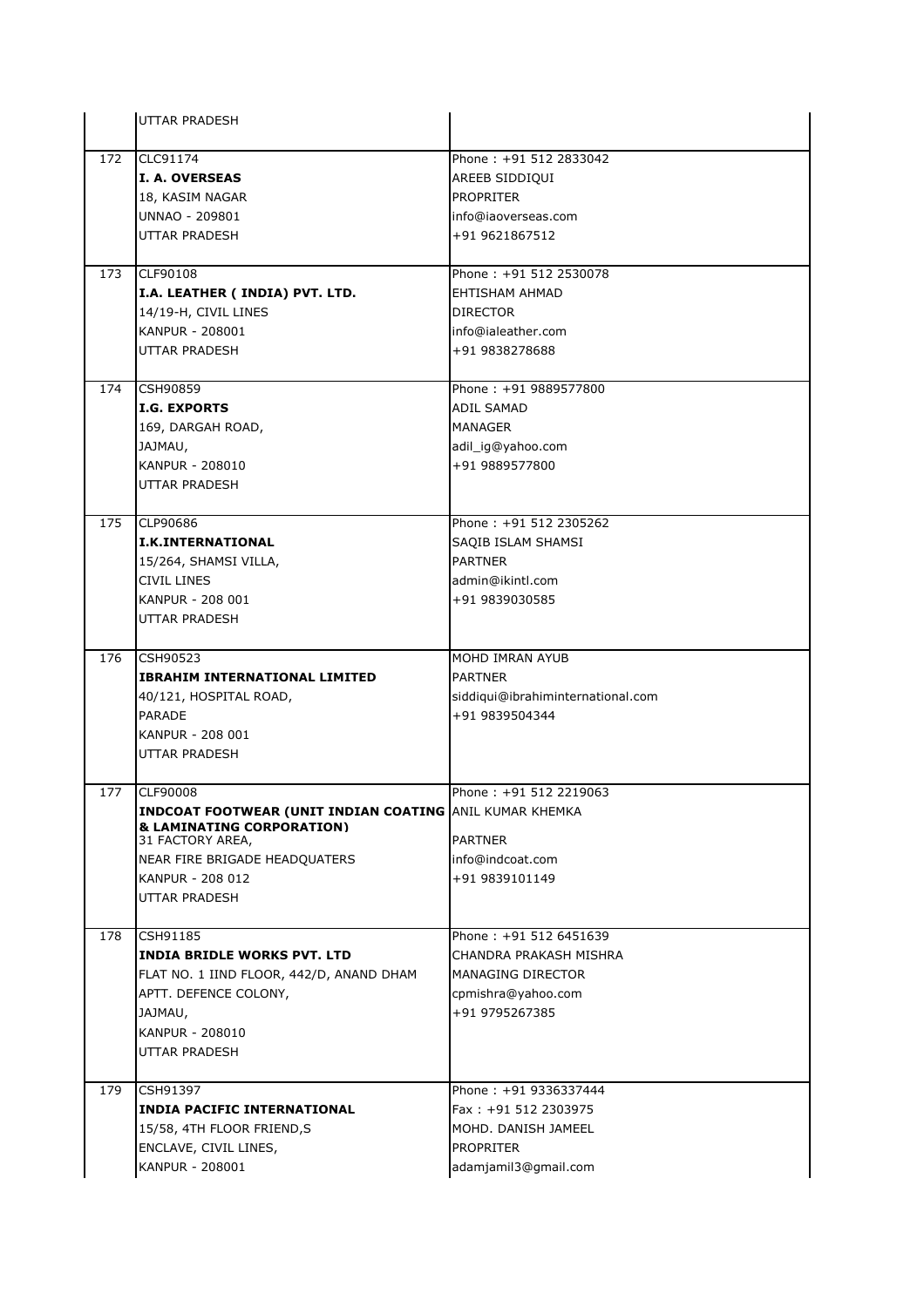| | | |
|---|---|---|
| | UTTAR PRADESH | |
| 172 | CLC91174<br>**I. A. OVERSEAS**<br>18, KASIM NAGAR<br>UNNAO - 209801<br>UTTAR PRADESH | Phone : +91 512 2833042<br>AREEB SIDDIQUI<br>PROPRITER<br>info@iaoverseas.com<br>+91 9621867512 |
| 173 | CLF90108<br>**I.A. LEATHER ( INDIA) PVT. LTD.**<br>14/19-H, CIVIL LINES<br>KANPUR - 208001<br>UTTAR PRADESH | Phone : +91 512 2530078<br>EHTISHAM AHMAD<br>DIRECTOR<br>info@ialeather.com<br>+91 9838278688 |
| 174 | CSH90859<br>**I.G. EXPORTS**<br>169, DARGAH ROAD,<br>JAJMAU,<br>KANPUR - 208010<br>UTTAR PRADESH | Phone : +91 9889577800<br>ADIL SAMAD<br>MANAGER<br>adil_ig@yahoo.com<br>+91 9889577800 |
| 175 | CLP90686<br>**I.K.INTERNATIONAL**<br>15/264, SHAMSI VILLA,<br>CIVIL LINES<br>KANPUR - 208 001<br>UTTAR PRADESH | Phone : +91 512 2305262<br>SAQIB ISLAM SHAMSI<br>PARTNER<br>admin@ikintl.com<br>+91 9839030585 |
| 176 | CSH90523<br>**IBRAHIM INTERNATIONAL LIMITED**<br>40/121, HOSPITAL ROAD,<br>PARADE<br>KANPUR - 208 001<br>UTTAR PRADESH | MOHD IMRAN AYUB<br>PARTNER<br>siddiqui@ibrahiminternational.com<br>+91 9839504344 |
| 177 | CLF90008<br>**INDCOAT FOOTWEAR (UNIT INDIAN COATING & LAMINATING CORPORATION)**<br>31 FACTORY AREA,<br>NEAR FIRE BRIGADE HEADQUATERS<br>KANPUR - 208 012<br>UTTAR PRADESH | Phone : +91 512 2219063<br>ANIL KUMAR KHEMKA<br>PARTNER<br>info@indcoat.com<br>+91 9839101149 |
| 178 | CSH91185<br>**INDIA BRIDLE WORKS PVT. LTD**<br>FLAT NO. 1 IIND FLOOR, 442/D, ANAND DHAM<br>APTT. DEFENCE COLONY,<br>JAJMAU,<br>KANPUR - 208010<br>UTTAR PRADESH | Phone : +91 512 6451639<br>CHANDRA PRAKASH MISHRA<br>MANAGING DIRECTOR<br>cpmishra@yahoo.com<br>+91 9795267385 |
| 179 | CSH91397<br>**INDIA PACIFIC INTERNATIONAL**<br>15/58, 4TH FLOOR FRIEND,S<br>ENCLAVE, CIVIL LINES,<br>KANPUR - 208001 | Phone : +91 9336337444<br>Fax : +91 512 2303975<br>MOHD. DANISH JAMEEL<br>PROPRITER<br>adamjamil3@gmail.com |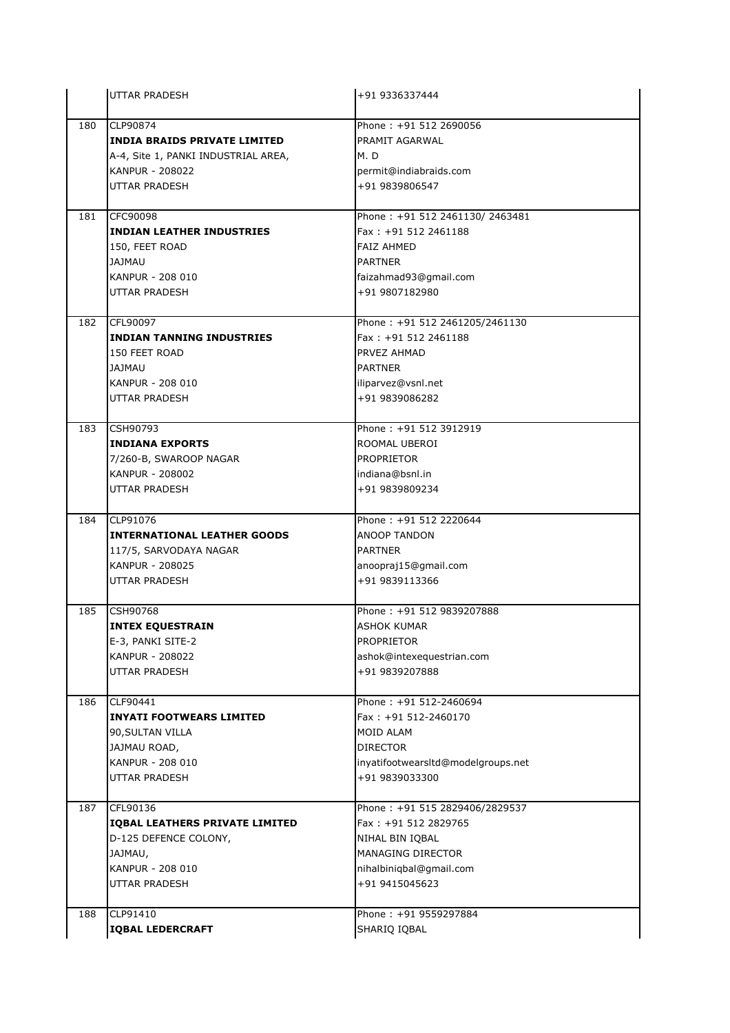| | | |
|---|---|---|
| | UTTAR PRADESH | +91 9336337444 |
| 180 | CLP90874<br>**INDIA BRAIDS PRIVATE LIMITED**<br>A-4, Site 1, PANKI INDUSTRIAL AREA,<br>KANPUR - 208022<br>UTTAR PRADESH | Phone : +91 512 2690056<br>PRAMIT AGARWAL<br>M. D<br>permit@indiabraids.com<br>+91 9839806547 |
| 181 | CFC90098<br>**INDIAN LEATHER INDUSTRIES**<br>150, FEET ROAD<br>JAJMAU<br>KANPUR - 208 010<br>UTTAR PRADESH | Phone : +91 512 2461130/ 2463481<br>Fax : +91 512 2461188<br>FAIZ AHMED<br>PARTNER<br>faizahmad93@gmail.com<br>+91 9807182980 |
| 182 | CFL90097<br>**INDIAN TANNING INDUSTRIES**<br>150 FEET ROAD<br>JAJMAU<br>KANPUR - 208 010<br>UTTAR PRADESH | Phone : +91 512 2461205/2461130<br>Fax : +91 512 2461188<br>PRVEZ AHMAD<br>PARTNER<br>iliparvez@vsnl.net<br>+91 9839086282 |
| 183 | CSH90793<br>**INDIANA EXPORTS**<br>7/260-B, SWAROOP NAGAR<br>KANPUR - 208002<br>UTTAR PRADESH | Phone : +91 512 3912919<br>ROOMAL UBEROI<br>PROPRIETOR<br>indiana@bsnl.in<br>+91 9839809234 |
| 184 | CLP91076<br>**INTERNATIONAL LEATHER GOODS**<br>117/5, SARVODAYA NAGAR<br>KANPUR - 208025<br>UTTAR PRADESH | Phone : +91 512 2220644<br>ANOOP TANDON<br>PARTNER<br>anoopraj15@gmail.com<br>+91 9839113366 |
| 185 | CSH90768<br>**INTEX EQUESTRAIN**<br>E-3, PANKI SITE-2<br>KANPUR - 208022<br>UTTAR PRADESH | Phone : +91 512 9839207888<br>ASHOK KUMAR<br>PROPRIETOR<br>ashok@intexequestrian.com<br>+91 9839207888 |
| 186 | CLF90441<br>**INYATI FOOTWEARS LIMITED**<br>90,SULTAN VILLA<br>JAJMAU ROAD,<br>KANPUR - 208 010<br>UTTAR PRADESH | Phone : +91 512-2460694<br>Fax : +91 512-2460170<br>MOID ALAM<br>DIRECTOR<br>inyatifootwearsltd@modelgroups.net<br>+91 9839033300 |
| 187 | CFL90136<br>**IQBAL LEATHERS PRIVATE LIMITED**<br>D-125 DEFENCE COLONY,<br>JAJMAU,<br>KANPUR - 208 010<br>UTTAR PRADESH | Phone : +91 515 2829406/2829537<br>Fax : +91 512 2829765<br>NIHAL BIN IQBAL<br>MANAGING DIRECTOR<br>nihalbiniqbal@gmail.com<br>+91 9415045623 |
| 188 | CLP91410<br>**IQBAL LEDERCRAFT** | Phone : +91 9559297884<br>SHARIQ IQBAL |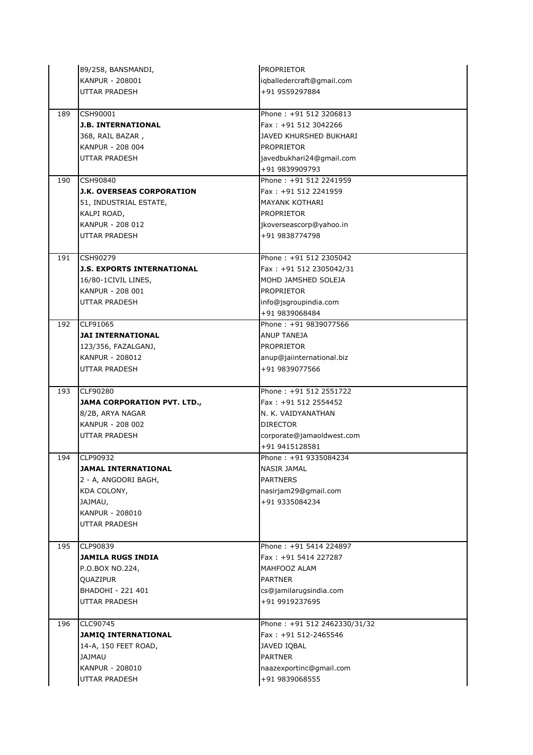| | | |
|---|---|---|
| | 89/258, BANSMANDI,<br>KANPUR - 208001<br>UTTAR PRADESH | PROPRIETOR<br>iqballedercraft@gmail.com<br>+91 9559297884 |
| 189 | CSH90001<br>**J.B. INTERNATIONAL**<br>368, RAIL BAZAR ,<br>KANPUR - 208 004<br>UTTAR PRADESH | Phone : +91 512 3206813<br>Fax : +91 512 3042266<br>JAVED KHURSHED BUKHARI<br>PROPRIETOR<br>javedbukhari24@gmail.com<br>+91 9839909793 |
| 190 | CSH90840<br>**J.K. OVERSEAS CORPORATION**<br>51, INDUSTRIAL ESTATE,<br>KALPI ROAD,<br>KANPUR - 208 012<br>UTTAR PRADESH | Phone : +91 512 2241959<br>Fax : +91 512 2241959<br>MAYANK KOTHARI<br>PROPRIETOR<br>jkoverseascorp@yahoo.in<br>+91 9838774798 |
| 191 | CSH90279<br>**J.S. EXPORTS INTERNATIONAL**<br>16/80-1CIVIL LINES,<br>KANPUR - 208 001<br>UTTAR PRADESH | Phone : +91 512 2305042<br>Fax : +91 512 2305042/31<br>MOHD JAMSHED SOLEJA<br>PROPRIETOR<br>info@jsgroupindia.com<br>+91 9839068484 |
| 192 | CLF91065<br>**JAI INTERNATIONAL**<br>123/356, FAZALGANJ,<br>KANPUR - 208012<br>UTTAR PRADESH | Phone : +91 9839077566<br>ANUP TANEJA<br>PROPRIETOR<br>anup@jaiinternational.biz<br>+91 9839077566 |
| 193 | CLF90280<br>**JAMA CORPORATION PVT. LTD.,**<br>8/2B, ARYA NAGAR<br>KANPUR - 208 002<br>UTTAR PRADESH | Phone : +91 512 2551722<br>Fax : +91 512 2554452<br>N. K. VAIDYANATHAN<br>DIRECTOR<br>corporate@jamaoldwest.com<br>+91 9415128581 |
| 194 | CLP90932<br>**JAMAL INTERNATIONAL**<br>2 - A, ANGOORI BAGH,<br>KDA COLONY,<br>JAJMAU,<br>KANPUR - 208010<br>UTTAR PRADESH | Phone : +91 9335084234<br>NASIR JAMAL<br>PARTNERS<br>nasirjam29@gmail.com<br>+91 9335084234 |
| 195 | CLP90839<br>**JAMILA RUGS INDIA**<br>P.O.BOX NO.224,<br>QUAZIPUR<br>BHADOHI - 221 401<br>UTTAR PRADESH | Phone : +91 5414 224897<br>Fax : +91 5414 227287<br>MAHFOOZ ALAM<br>PARTNER<br>cs@jamilarugsindia.com<br>+91 9919237695 |
| 196 | CLC90745<br>**JAMIQ INTERNATIONAL**<br>14-A, 150 FEET ROAD,<br>JAJMAU<br>KANPUR - 208010<br>UTTAR PRADESH | Phone : +91 512 2462330/31/32<br>Fax : +91 512-2465546<br>JAVED IQBAL<br>PARTNER<br>naazexportinc@gmail.com<br>+91 9839068555 |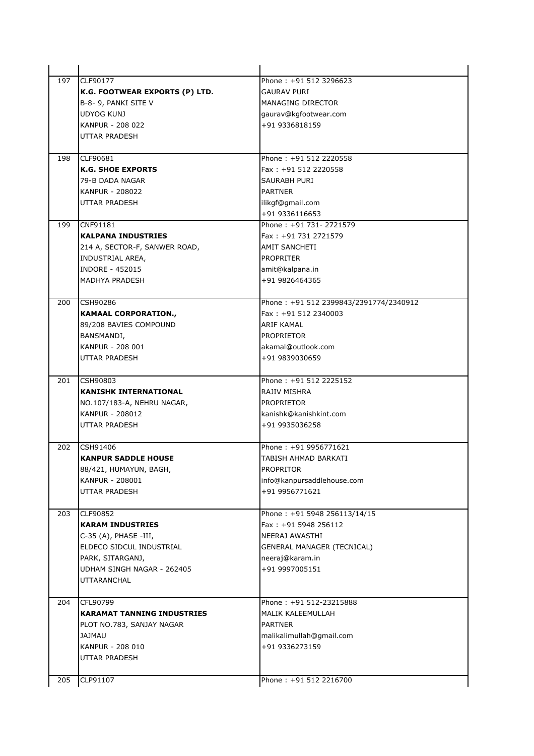| | | |
|---|---|---|
| 197 | CLF90177<br>**K.G. FOOTWEAR EXPORTS (P) LTD.**<br>B-8- 9, PANKI SITE V<br>UDYOG KUNJ<br>KANPUR - 208 022<br>UTTAR PRADESH | Phone : +91 512 3296623<br>GAURAV PURI<br>MANAGING DIRECTOR<br>gaurav@kgfootwear.com<br>+91 9336818159 |
| 198 | CLF90681<br>**K.G. SHOE EXPORTS**<br>79-B DADA NAGAR<br>KANPUR - 208022<br>UTTAR PRADESH | Phone : +91 512 2220558<br>Fax : +91 512 2220558<br>SAURABH PURI<br>PARTNER<br>ilikgf@gmail.com<br>+91 9336116653 |
| 199 | CNF91181<br>**KALPANA INDUSTRIES**<br>214 A, SECTOR-F, SANWER ROAD,<br>INDUSTRIAL AREA,<br>INDORE - 452015<br>MADHYA PRADESH | Phone : +91 731- 2721579<br>Fax : +91 731 2721579<br>AMIT SANCHETI<br>PROPRITER<br>amit@kalpana.in<br>+91 9826464365 |
| 200 | CSH90286<br>**KAMAAL CORPORATION.,**<br>89/208 BAVIES COMPOUND<br>BANSMANDI,<br>KANPUR - 208 001<br>UTTAR PRADESH | Phone : +91 512 2399843/2391774/2340912<br>Fax : +91 512 2340003<br>ARIF KAMAL<br>PROPRIETOR<br>akamal@outlook.com<br>+91 9839030659 |
| 201 | CSH90803<br>**KANISHK INTERNATIONAL**<br>NO.107/183-A, NEHRU NAGAR,<br>KANPUR - 208012<br>UTTAR PRADESH | Phone : +91 512 2225152<br>RAJIV MISHRA<br>PROPRIETOR<br>kanishk@kanishkint.com<br>+91 9935036258 |
| 202 | CSH91406<br>**KANPUR SADDLE HOUSE**<br>88/421, HUMAYUN, BAGH,<br>KANPUR - 208001<br>UTTAR PRADESH | Phone : +91 9956771621<br>TABISH AHMAD BARKATI<br>PROPRITOR<br>info@kanpursaddlehouse.com<br>+91 9956771621 |
| 203 | CLF90852<br>**KARAM INDUSTRIES**<br>C-35 (A), PHASE -III,<br>ELDECO SIDCUL INDUSTRIAL<br>PARK, SITARGANJ,<br>UDHAM SINGH NAGAR - 262405<br>UTTARANCHAL | Phone : +91 5948 256113/14/15<br>Fax : +91 5948 256112<br>NEERAJ AWASTHI<br>GENERAL MANAGER (TECNICAL)<br>neeraj@karam.in<br>+91 9997005151 |
| 204 | CFL90799<br>**KARAMAT TANNING INDUSTRIES**<br>PLOT NO.783, SANJAY NAGAR<br>JAJMAU<br>KANPUR - 208 010<br>UTTAR PRADESH | Phone : +91 512-23215888<br>MALIK KALEEMULLAH<br>PARTNER<br>malikalimullah@gmail.com<br>+91 9336273159 |
| 205 | CLP91107 | Phone : +91 512 2216700 |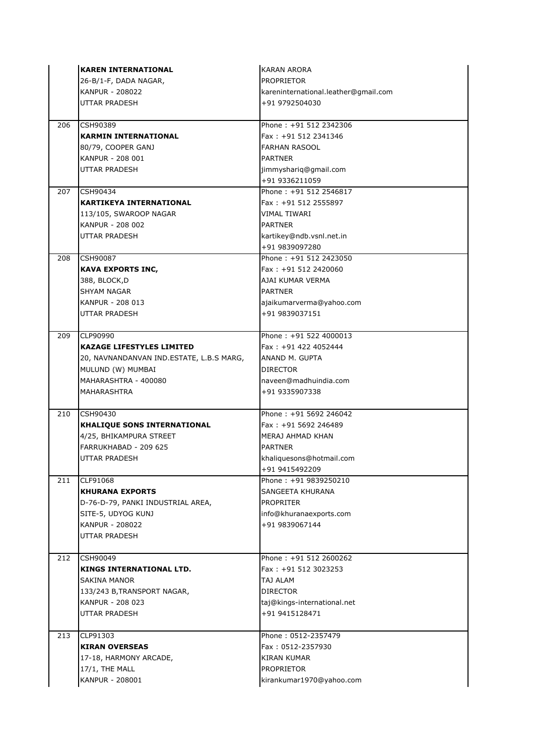| | | |
|---|---|---|
| | **KAREN INTERNATIONAL**<br>26-B/1-F, DADA NAGAR,<br>KANPUR - 208022<br>UTTAR PRADESH | KARAN ARORA<br>PROPRIETOR<br>kareninternational.leather@gmail.com<br>+91 9792504030 |
| 206 | CSH90389<br>**KARMIN INTERNATIONAL**<br>80/79, COOPER GANJ<br>KANPUR - 208 001<br>UTTAR PRADESH | Phone : +91 512 2342306<br>Fax : +91 512 2341346<br>FARHAN RASOOL<br>PARTNER<br>jimmyshariq@gmail.com<br>+91 9336211059 |
| 207 | CSH90434<br>**KARTIKEYA INTERNATIONAL**<br>113/105, SWAROOP NAGAR<br>KANPUR - 208 002<br>UTTAR PRADESH | Phone : +91 512 2546817<br>Fax : +91 512 2555897<br>VIMAL TIWARI<br>PARTNER<br>kartikey@ndb.vsnl.net.in<br>+91 9839097280 |
| 208 | CSH90087<br>**KAVA EXPORTS INC,**<br>388, BLOCK,D<br>SHYAM NAGAR<br>KANPUR - 208 013<br>UTTAR PRADESH | Phone : +91 512 2423050<br>Fax : +91 512 2420060<br>AJAI KUMAR VERMA<br>PARTNER<br>ajaikumarverma@yahoo.com<br>+91 9839037151 |
| 209 | CLP90990<br>**KAZAGE LIFESTYLES LIMITED**<br>20, NAVNANDANVAN IND.ESTATE, L.B.S MARG,<br>MULUND (W) MUMBAI<br>MAHARASHTRA - 400080<br>MAHARASHTRA | Phone : +91 522 4000013<br>Fax : +91 422 4052444<br>ANAND M. GUPTA<br>DIRECTOR<br>naveen@madhuindia.com<br>+91 9335907338 |
| 210 | CSH90430<br>**KHALIQUE SONS INTERNATIONAL**<br>4/25, BHIKAMPURA STREET<br>FARRUKHABAD - 209 625<br>UTTAR PRADESH | Phone : +91 5692 246042<br>Fax : +91 5692 246489<br>MERAJ AHMAD KHAN<br>PARTNER<br>khaliquesons@hotmail.com<br>+91 9415492209 |
| 211 | CLF91068<br>**KHURANA EXPORTS**<br>D-76-D-79, PANKI INDUSTRIAL AREA,<br>SITE-5, UDYOG KUNJ<br>KANPUR - 208022<br>UTTAR PRADESH | Phone : +91 9839250210<br>SANGEETA KHURANA<br>PROPRITER<br>info@khuranaexports.com<br>+91 9839067144 |
| 212 | CSH90049<br>**KINGS INTERNATIONAL LTD.**<br>SAKINA MANOR<br>133/243 B,TRANSPORT NAGAR,<br>KANPUR - 208 023<br>UTTAR PRADESH | Phone : +91 512 2600262<br>Fax : +91 512 3023253<br>TAJ ALAM<br>DIRECTOR<br>taj@kings-international.net<br>+91 9415128471 |
| 213 | CLP91303<br>**KIRAN OVERSEAS**<br>17-18, HARMONY ARCADE,<br>17/1, THE MALL<br>KANPUR - 208001 | Phone : 0512-2357479<br>Fax : 0512-2357930<br>KIRAN KUMAR<br>PROPRIETOR<br>kirankumar1970@yahoo.com |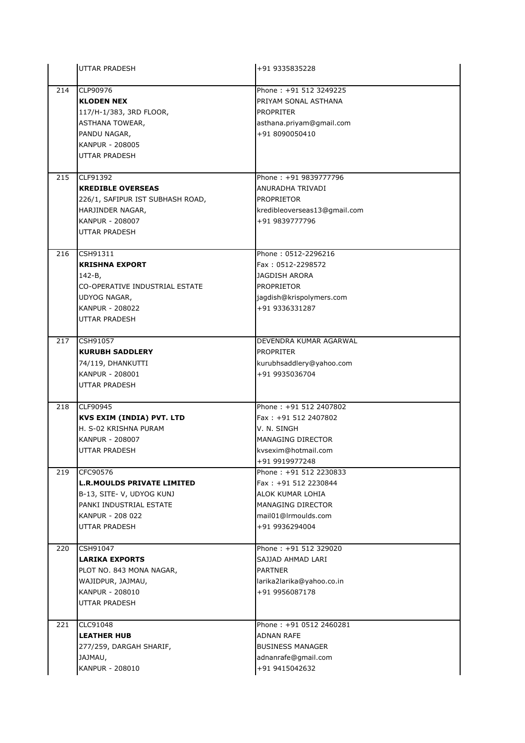| | | |
|---|---|---|
| | UTTAR PRADESH | +91 9335835228 |
| 214 | CLP90976<br>**KLODEN NEX**<br>117/H-1/383, 3RD FLOOR,<br>ASTHANA TOWEAR,<br>PANDU NAGAR,<br>KANPUR - 208005<br>UTTAR PRADESH | Phone : +91 512 3249225<br>PRIYAM SONAL ASTHANA<br>PROPRITER<br>asthana.priyam@gmail.com<br>+91 8090050410 |
| 215 | CLF91392<br>**KREDIBLE OVERSEAS**<br>226/1, SAFIPUR IST SUBHASH ROAD,<br>HARJINDER NAGAR,<br>KANPUR - 208007<br>UTTAR PRADESH | Phone : +91 9839777796<br>ANURADHA TRIVADI<br>PROPRIETOR<br>kredibleoverseas13@gmail.com<br>+91 9839777796 |
| 216 | CSH91311<br>**KRISHNA EXPORT**<br>142-B,<br>CO-OPERATIVE INDUSTRIAL ESTATE<br>UDYOG NAGAR,<br>KANPUR - 208022<br>UTTAR PRADESH | Phone : 0512-2296216<br>Fax : 0512-2298572<br>JAGDISH ARORA<br>PROPRIETOR<br>jagdish@krispolymers.com<br>+91 9336331287 |
| 217 | CSH91057<br>**KURUBH SADDLERY**<br>74/119, DHANKUTTI<br>KANPUR - 208001<br>UTTAR PRADESH | DEVENDRA KUMAR AGARWAL<br>PROPRITER<br>kurubhsaddlery@yahoo.com<br>+91 9935036704 |
| 218 | CLF90945<br>**KVS EXIM (INDIA) PVT. LTD**<br>H. S-02 KRISHNA PURAM<br>KANPUR - 208007<br>UTTAR PRADESH | Phone : +91 512 2407802<br>Fax : +91 512 2407802<br>V. N. SINGH<br>MANAGING DIRECTOR<br>kvsexim@hotmail.com<br>+91 9919977248 |
| 219 | CFC90576<br>**L.R.MOULDS PRIVATE LIMITED**<br>B-13, SITE- V, UDYOG KUNJ<br>PANKI INDUSTRIAL ESTATE<br>KANPUR - 208 022<br>UTTAR PRADESH | Phone : +91 512 2230833<br>Fax : +91 512 2230844<br>ALOK KUMAR LOHIA<br>MANAGING DIRECTOR<br>mail01@lrmoulds.com<br>+91 9936294004 |
| 220 | CSH91047<br>**LARIKA EXPORTS**<br>PLOT NO. 843 MONA NAGAR,<br>WAJIDPUR, JAJMAU,<br>KANPUR - 208010<br>UTTAR PRADESH | Phone : +91 512 329020<br>SAJJAD AHMAD LARI<br>PARTNER<br>larika2larika@yahoo.co.in<br>+91 9956087178 |
| 221 | CLC91048<br>**LEATHER HUB**<br>277/259, DARGAH SHARIF,<br>JAJMAU,<br>KANPUR - 208010 | Phone : +91 0512 2460281<br>ADNAN RAFE<br>BUSINESS MANAGER<br>adnanrafe@gmail.com<br>+91 9415042632 |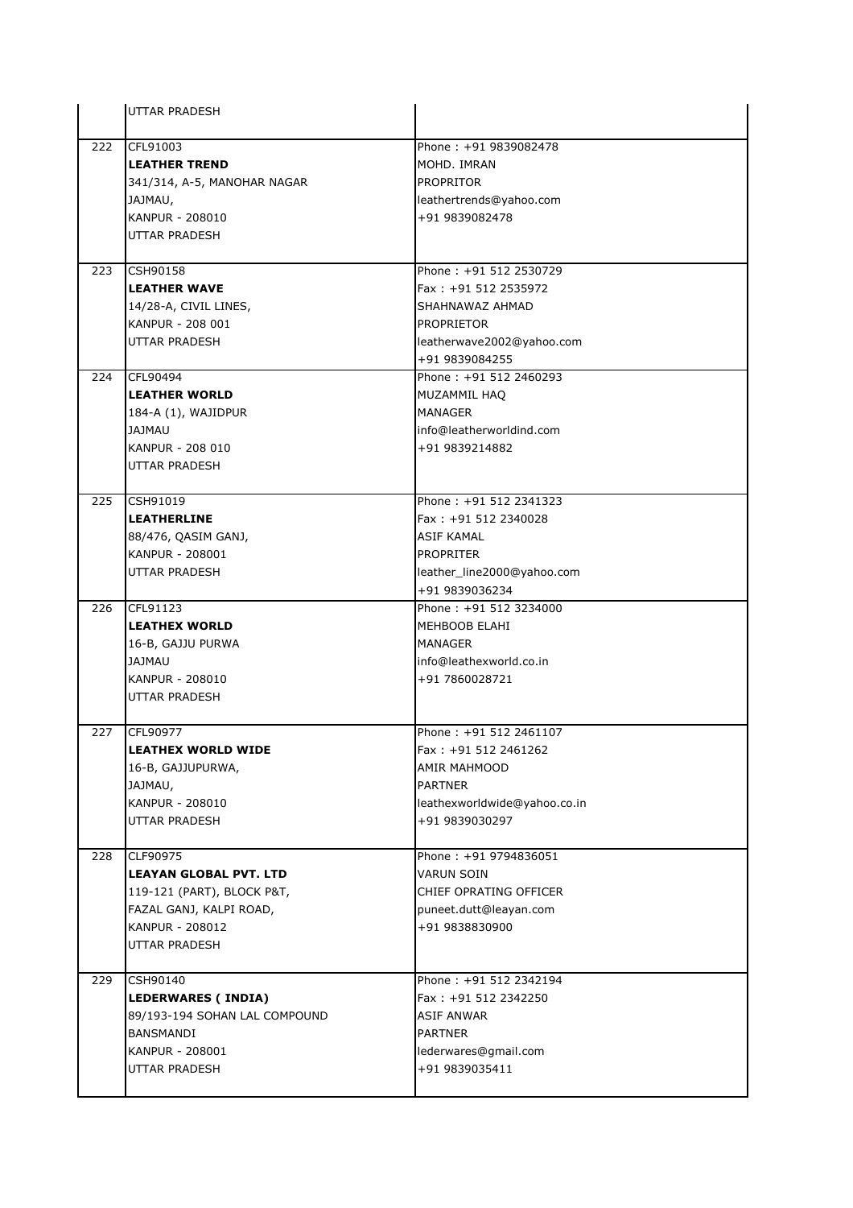| | | |
|---|---|---|
| | UTTAR PRADESH | |
| 222 | CFL91003<br>**LEATHER TREND**<br>341/314, A-5, MANOHAR NAGAR<br>JAJMAU,<br>KANPUR - 208010<br>UTTAR PRADESH | Phone : +91 9839082478<br>MOHD. IMRAN<br>PROPRITOR<br>leathertrends@yahoo.com<br>+91 9839082478 |
| 223 | CSH90158<br>**LEATHER WAVE**<br>14/28-A, CIVIL LINES,<br>KANPUR - 208 001<br>UTTAR PRADESH | Phone : +91 512 2530729<br>Fax : +91 512 2535972<br>SHAHNAWAZ AHMAD<br>PROPRIETOR<br>leatherwave2002@yahoo.com<br>+91 9839084255 |
| 224 | CFL90494<br>**LEATHER WORLD**<br>184-A (1), WAJIDPUR<br>JAJMAU<br>KANPUR - 208 010<br>UTTAR PRADESH | Phone : +91 512 2460293<br>MUZAMMIL HAQ<br>MANAGER<br>info@leatherworldind.com<br>+91 9839214882 |
| 225 | CSH91019<br>**LEATHERLINE**<br>88/476, QASIM GANJ,<br>KANPUR - 208001<br>UTTAR PRADESH | Phone : +91 512 2341323<br>Fax : +91 512 2340028<br>ASIF KAMAL<br>PROPRITER<br>leather_line2000@yahoo.com<br>+91 9839036234 |
| 226 | CFL91123<br>**LEATHEX WORLD**<br>16-B, GAJJU PURWA<br>JAJMAU<br>KANPUR - 208010<br>UTTAR PRADESH | Phone : +91 512 3234000<br>MEHBOOB ELAHI<br>MANAGER<br>info@leathexworld.co.in<br>+91 7860028721 |
| 227 | CFL90977<br>**LEATHEX WORLD WIDE**<br>16-B, GAJJUPURWA,<br>JAJMAU,<br>KANPUR - 208010<br>UTTAR PRADESH | Phone : +91 512 2461107<br>Fax : +91 512 2461262<br>AMIR MAHMOOD<br>PARTNER<br>leathexworldwide@yahoo.co.in<br>+91 9839030297 |
| 228 | CLF90975<br>**LEAYAN GLOBAL PVT. LTD**<br>119-121 (PART), BLOCK P&T,<br>FAZAL GANJ, KALPI ROAD,<br>KANPUR - 208012<br>UTTAR PRADESH | Phone : +91 9794836051<br>VARUN SOIN<br>CHIEF OPRATING OFFICER<br>puneet.dutt@leayan.com<br>+91 9838830900 |
| 229 | CSH90140<br>**LEDERWARES ( INDIA)**<br>89/193-194 SOHAN LAL COMPOUND<br>BANSMANDI<br>KANPUR - 208001<br>UTTAR PRADESH | Phone : +91 512 2342194<br>Fax : +91 512 2342250<br>ASIF ANWAR<br>PARTNER<br>lederwares@gmail.com<br>+91 9839035411 |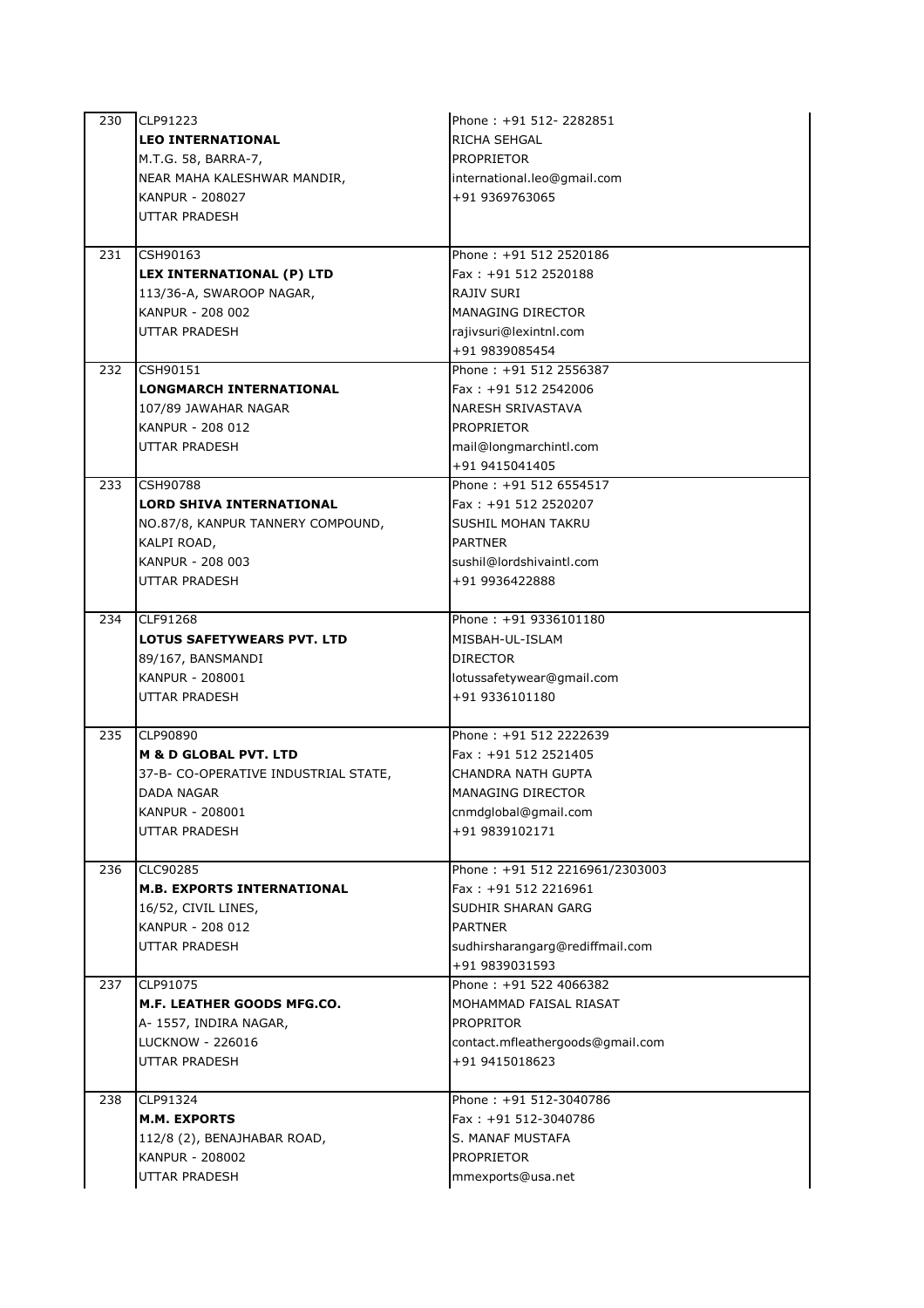| | | |
|---|---|---|
| 230 | CLP91223<br>**LEO INTERNATIONAL**<br>M.T.G. 58, BARRA-7,<br>NEAR MAHA KALESHWAR MANDIR,<br>KANPUR - 208027<br>UTTAR PRADESH | Phone : +91 512- 2282851<br>RICHA SEHGAL<br>PROPRIETOR<br>international.leo@gmail.com<br>+91 9369763065 |
| 231 | CSH90163<br>**LEX INTERNATIONAL (P) LTD**<br>113/36-A, SWAROOP NAGAR,<br>KANPUR - 208 002<br>UTTAR PRADESH | Phone : +91 512 2520186<br>Fax : +91 512 2520188<br>RAJIV SURI<br>MANAGING DIRECTOR<br>rajivsuri@lexintnl.com<br>+91 9839085454 |
| 232 | CSH90151<br>**LONGMARCH INTERNATIONAL**<br>107/89 JAWAHAR NAGAR<br>KANPUR - 208 012<br>UTTAR PRADESH | Phone : +91 512 2556387<br>Fax : +91 512 2542006<br>NARESH SRIVASTAVA<br>PROPRIETOR<br>mail@longmarchintl.com<br>+91 9415041405 |
| 233 | CSH90788<br>**LORD SHIVA INTERNATIONAL**<br>NO.87/8, KANPUR TANNERY COMPOUND,<br>KALPI ROAD,<br>KANPUR - 208 003<br>UTTAR PRADESH | Phone : +91 512 6554517<br>Fax : +91 512 2520207<br>SUSHIL MOHAN TAKRU<br>PARTNER<br>sushil@lordshivaintl.com<br>+91 9936422888 |
| 234 | CLF91268<br>**LOTUS SAFETYWEARS PVT. LTD**<br>89/167, BANSMANDI<br>KANPUR - 208001<br>UTTAR PRADESH | Phone : +91 9336101180<br>MISBAH-UL-ISLAM<br>DIRECTOR<br>lotussafetywear@gmail.com<br>+91 9336101180 |
| 235 | CLP90890<br>**M & D GLOBAL PVT. LTD**<br>37-B- CO-OPERATIVE INDUSTRIAL STATE,<br>DADA NAGAR<br>KANPUR - 208001<br>UTTAR PRADESH | Phone : +91 512 2222639<br>Fax : +91 512 2521405<br>CHANDRA NATH GUPTA<br>MANAGING DIRECTOR<br>cnmdglobal@gmail.com<br>+91 9839102171 |
| 236 | CLC90285<br>**M.B. EXPORTS INTERNATIONAL**<br>16/52, CIVIL LINES,<br>KANPUR - 208 012<br>UTTAR PRADESH | Phone : +91 512 2216961/2303003<br>Fax : +91 512 2216961<br>SUDHIR SHARAN GARG<br>PARTNER<br>sudhirsharangarg@rediffmail.com<br>+91 9839031593 |
| 237 | CLP91075<br>**M.F. LEATHER GOODS MFG.CO.**<br>A- 1557, INDIRA NAGAR,<br>LUCKNOW - 226016<br>UTTAR PRADESH | Phone : +91 522 4066382<br>MOHAMMAD FAISAL RIASAT<br>PROPRITOR<br>contact.mfleathergoods@gmail.com<br>+91 9415018623 |
| 238 | CLP91324<br>**M.M. EXPORTS**<br>112/8 (2), BENAJHABAR ROAD,<br>KANPUR - 208002<br>UTTAR PRADESH | Phone : +91 512-3040786<br>Fax : +91 512-3040786<br>S. MANAF MUSTAFA<br>PROPRIETOR<br>mmexports@usa.net |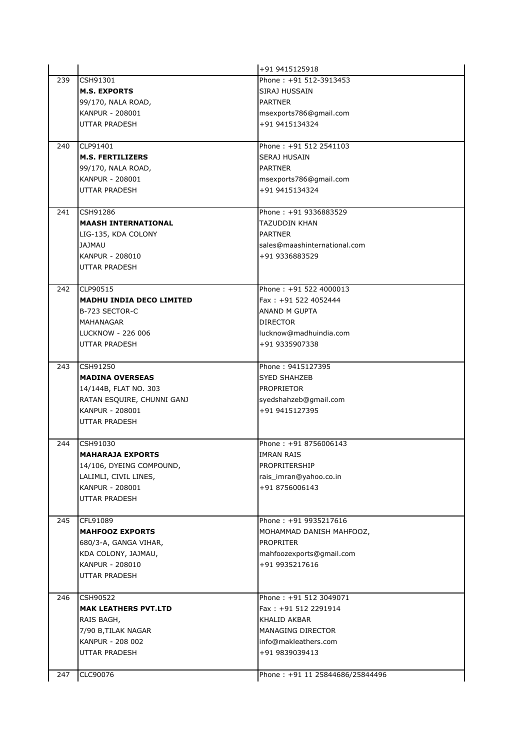| | | |
|---|---|---|
| | | +91 9415125918 |
| 239 | CSH91301<br>**M.S. EXPORTS**<br>99/170, NALA ROAD,<br>KANPUR - 208001<br>UTTAR PRADESH | Phone : +91 512-3913453<br>SIRAJ HUSSAIN<br>PARTNER<br>msexports786@gmail.com<br>+91 9415134324 |
| 240 | CLP91401<br>**M.S. FERTILIZERS**<br>99/170, NALA ROAD,<br>KANPUR - 208001<br>UTTAR PRADESH | Phone : +91 512 2541103<br>SERAJ HUSAIN<br>PARTNER<br>msexports786@gmail.com<br>+91 9415134324 |
| 241 | CSH91286<br>**MAASH INTERNATIONAL**<br>LIG-135, KDA COLONY<br>JAJMAU<br>KANPUR - 208010<br>UTTAR PRADESH | Phone : +91 9336883529<br>TAZUDDIN KHAN<br>PARTNER<br>sales@maashinternational.com<br>+91 9336883529 |
| 242 | CLP90515<br>**MADHU INDIA DECO LIMITED**<br>B-723 SECTOR-C<br>MAHANAGAR<br>LUCKNOW - 226 006<br>UTTAR PRADESH | Phone : +91 522 4000013<br>Fax : +91 522 4052444<br>ANAND M GUPTA<br>DIRECTOR<br>lucknow@madhuindia.com<br>+91 9335907338 |
| 243 | CSH91250<br>**MADINA OVERSEAS**<br>14/144B, FLAT NO. 303<br>RATAN ESQUIRE, CHUNNI GANJ<br>KANPUR - 208001<br>UTTAR PRADESH | Phone : 9415127395<br>SYED SHAHZEB<br>PROPRIETOR<br>syedshahzeb@gmail.com<br>+91 9415127395 |
| 244 | CSH91030<br>**MAHARAJA EXPORTS**<br>14/106, DYEING COMPOUND,<br>LALIMLI, CIVIL LINES,<br>KANPUR - 208001<br>UTTAR PRADESH | Phone : +91 8756006143<br>IMRAN RAIS<br>PROPRITERSHIP<br>rais_imran@yahoo.co.in<br>+91 8756006143 |
| 245 | CFL91089<br>**MAHFOOZ EXPORTS**<br>680/3-A, GANGA VIHAR,<br>KDA COLONY, JAJMAU,<br>KANPUR - 208010<br>UTTAR PRADESH | Phone : +91 9935217616<br>MOHAMMAD DANISH MAHFOOZ,<br>PROPRITER<br>mahfoozexports@gmail.com<br>+91 9935217616 |
| 246 | CSH90522<br>**MAK LEATHERS PVT.LTD**<br>RAIS BAGH,<br>7/90 B,TILAK NAGAR<br>KANPUR - 208 002<br>UTTAR PRADESH | Phone : +91 512 3049071<br>Fax : +91 512 2291914<br>KHALID AKBAR<br>MANAGING DIRECTOR<br>info@makleathers.com<br>+91 9839039413 |
| 247 | CLC90076 | Phone : +91 11 25844686/25844496 |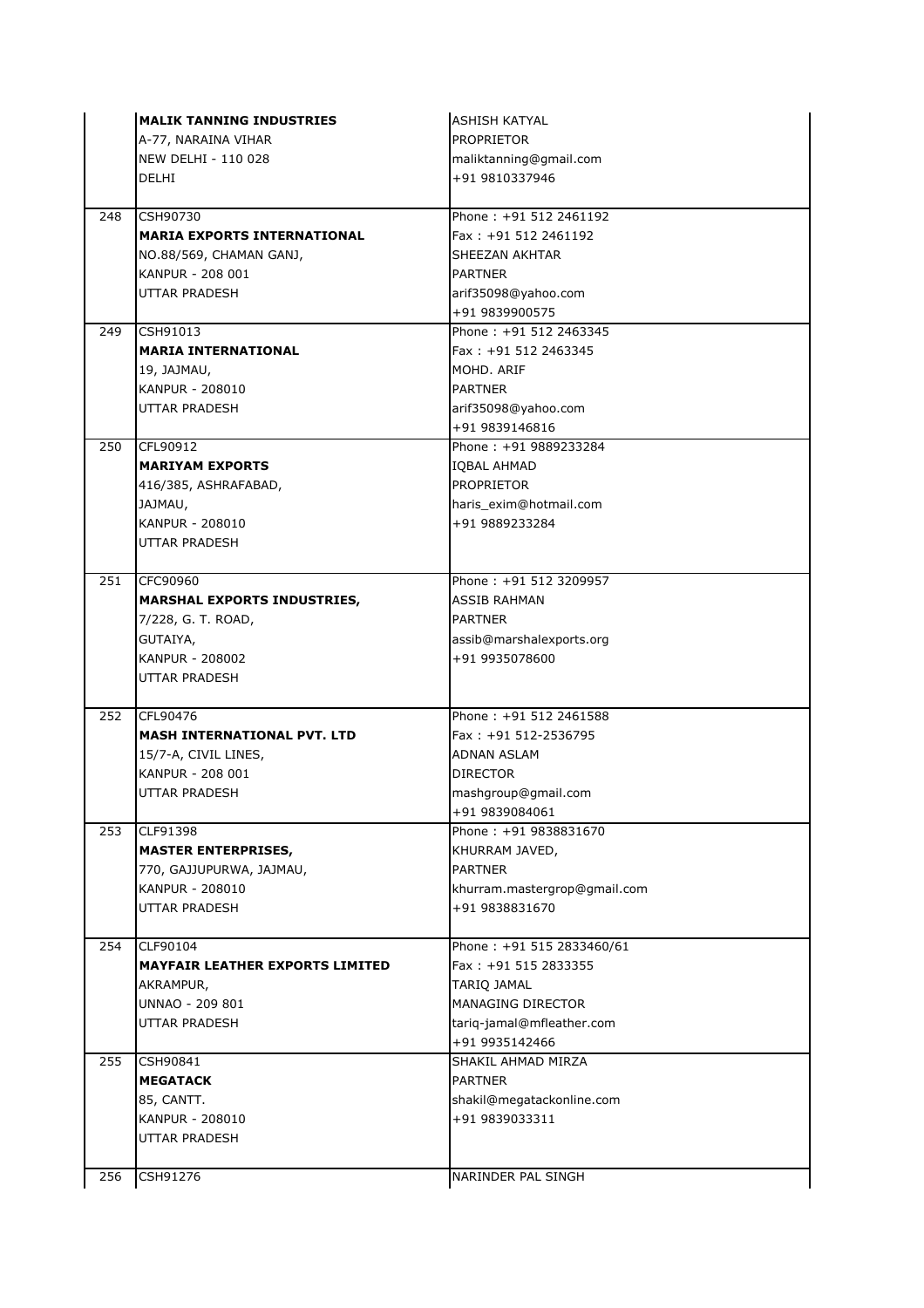| | | |
|---|---|---|
| | **MALIK TANNING INDUSTRIES**<br>A-77, NARAINA VIHAR<br>NEW DELHI - 110 028<br>DELHI | ASHISH KATYAL<br>PROPRIETOR<br>maliktanning@gmail.com<br>+91 9810337946 |
| 248 | CSH90730<br>**MARIA EXPORTS INTERNATIONAL**<br>NO.88/569, CHAMAN GANJ,<br>KANPUR - 208 001<br>UTTAR PRADESH | Phone : +91 512 2461192<br>Fax : +91 512 2461192<br>SHEEZAN AKHTAR<br>PARTNER<br>arif35098@yahoo.com<br>+91 9839900575 |
| 249 | CSH91013<br>**MARIA INTERNATIONAL**<br>19, JAJMAU,<br>KANPUR - 208010<br>UTTAR PRADESH | Phone : +91 512 2463345<br>Fax : +91 512 2463345<br>MOHD. ARIF<br>PARTNER<br>arif35098@yahoo.com<br>+91 9839146816 |
| 250 | CFL90912<br>**MARIYAM EXPORTS**<br>416/385, ASHRAFABAD,<br>JAJMAU,<br>KANPUR - 208010<br>UTTAR PRADESH | Phone : +91 9889233284<br>IQBAL AHMAD<br>PROPRIETOR<br>haris_exim@hotmail.com<br>+91 9889233284 |
| 251 | CFC90960<br>**MARSHAL EXPORTS INDUSTRIES,**<br>7/228, G. T. ROAD,<br>GUTAIYA,<br>KANPUR - 208002<br>UTTAR PRADESH | Phone : +91 512 3209957<br>ASSIB RAHMAN<br>PARTNER<br>assib@marshalexports.org<br>+91 9935078600 |
| 252 | CFL90476<br>**MASH INTERNATIONAL PVT. LTD**<br>15/7-A, CIVIL LINES,<br>KANPUR - 208 001<br>UTTAR PRADESH | Phone : +91 512 2461588<br>Fax : +91 512-2536795<br>ADNAN ASLAM<br>DIRECTOR<br>mashgroup@gmail.com<br>+91 9839084061 |
| 253 | CLF91398<br>**MASTER ENTERPRISES,**<br>770, GAJJUPURWA, JAJMAU,<br>KANPUR - 208010<br>UTTAR PRADESH | Phone : +91 9838831670<br>KHURRAM JAVED,<br>PARTNER<br>khurram.mastergrop@gmail.com<br>+91 9838831670 |
| 254 | CLF90104<br>**MAYFAIR LEATHER EXPORTS LIMITED**<br>AKRAMPUR,<br>UNNAO - 209 801<br>UTTAR PRADESH | Phone : +91 515 2833460/61<br>Fax : +91 515 2833355<br>TARIQ JAMAL<br>MANAGING DIRECTOR<br>tariq-jamal@mfleather.com<br>+91 9935142466 |
| 255 | CSH90841<br>**MEGATACK**<br>85, CANTT.<br>KANPUR - 208010<br>UTTAR PRADESH | SHAKIL AHMAD MIRZA<br>PARTNER<br>shakil@megatackonline.com<br>+91 9839033311 |
| 256 | CSH91276 | NARINDER PAL SINGH |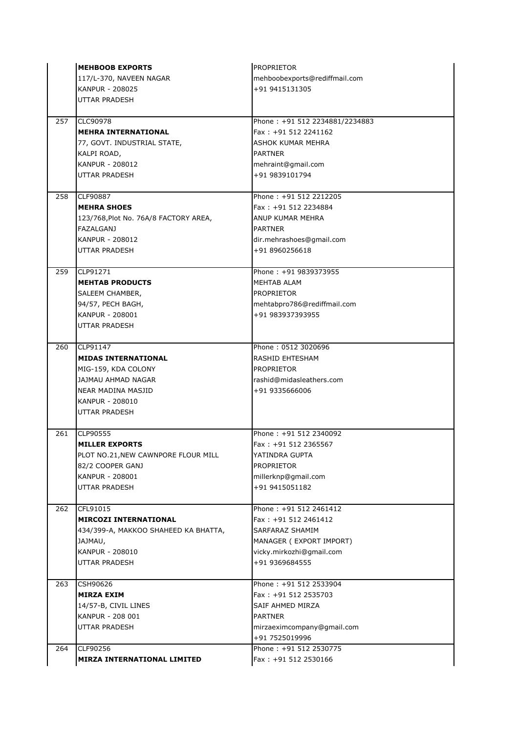| | | |
|---|---|---|
| | **MEHBOOB EXPORTS**<br>117/L-370, NAVEEN NAGAR<br>KANPUR - 208025<br>UTTAR PRADESH | PROPRIETOR<br>mehboobexports@rediffmail.com<br>+91 9415131305 |
| 257 | CLC90978<br>**MEHRA INTERNATIONAL**<br>77, GOVT. INDUSTRIAL STATE,<br>KALPI ROAD,<br>KANPUR - 208012<br>UTTAR PRADESH | Phone : +91 512 2234881/2234883<br>Fax : +91 512 2241162<br>ASHOK KUMAR MEHRA<br>PARTNER<br>mehraint@gmail.com<br>+91 9839101794 |
| 258 | CLF90887<br>**MEHRA SHOES**<br>123/768,Plot No. 76A/8 FACTORY AREA,<br>FAZALGANJ<br>KANPUR - 208012<br>UTTAR PRADESH | Phone : +91 512 2212205<br>Fax : +91 512 2234884<br>ANUP KUMAR MEHRA<br>PARTNER<br>dir.mehrashoes@gmail.com<br>+91 8960256618 |
| 259 | CLP91271<br>**MEHTAB PRODUCTS**<br>SALEEM CHAMBER,<br>94/57, PECH BAGH,<br>KANPUR - 208001<br>UTTAR PRADESH | Phone : +91 9839373955<br>MEHTAB ALAM<br>PROPRIETOR<br>mehtabpro786@rediffmail.com<br>+91 983937393955 |
| 260 | CLP91147<br>**MIDAS INTERNATIONAL**<br>MIG-159, KDA COLONY<br>JAJMAU AHMAD NAGAR<br>NEAR MADINA MASJID<br>KANPUR - 208010<br>UTTAR PRADESH | Phone : 0512 3020696<br>RASHID EHTESHAM<br>PROPRIETOR<br>rashid@midasleathers.com<br>+91 9335666006 |
| 261 | CLP90555<br>**MILLER EXPORTS**<br>PLOT NO.21,NEW CAWNPORE FLOUR MILL<br>82/2 COOPER GANJ<br>KANPUR - 208001<br>UTTAR PRADESH | Phone : +91 512 2340092<br>Fax : +91 512 2365567<br>YATINDRA GUPTA<br>PROPRIETOR<br>millerknp@gmail.com<br>+91 9415051182 |
| 262 | CFL91015<br>**MIRCOZI INTERNATIONAL**<br>434/399-A, MAKKOO SHAHEED KA BHATTA,<br>JAJMAU,<br>KANPUR - 208010<br>UTTAR PRADESH | Phone : +91 512 2461412<br>Fax : +91 512 2461412<br>SARFARAZ SHAMIM<br>MANAGER ( EXPORT IMPORT)<br>vicky.mirkozhi@gmail.com<br>+91 9369684555 |
| 263 | CSH90626<br>**MIRZA EXIM**<br>14/57-B, CIVIL LINES<br>KANPUR - 208 001<br>UTTAR PRADESH | Phone : +91 512 2533904<br>Fax : +91 512 2535703<br>SAIF AHMED MIRZA<br>PARTNER<br>mirzaeximcompany@gmail.com<br>+91 7525019996 |
| 264 | CLF90256<br>**MIRZA INTERNATIONAL LIMITED** | Phone : +91 512 2530775<br>Fax : +91 512 2530166 |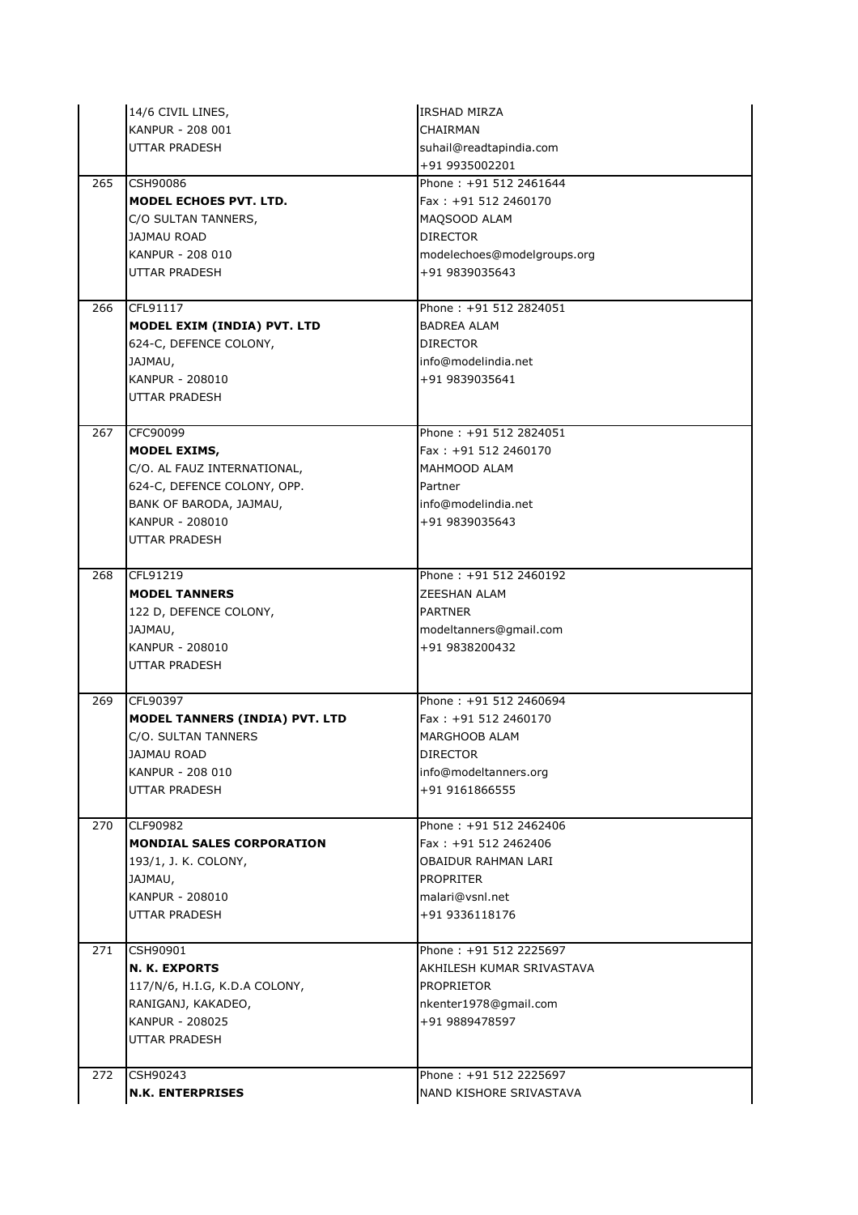| | | |
|---|---|---|
| | 14/6 CIVIL LINES,<br>KANPUR - 208 001<br>UTTAR PRADESH | IRSHAD MIRZA<br>CHAIRMAN<br>suhail@readtapindia.com<br>+91 9935002201 |
| 265 | CSH90086<br>**MODEL ECHOES PVT. LTD.**<br>C/O SULTAN TANNERS,<br>JAJMAU ROAD<br>KANPUR - 208 010<br>UTTAR PRADESH | Phone : +91 512 2461644<br>Fax : +91 512 2460170<br>MAQSOOD ALAM<br>DIRECTOR<br>modelechoes@modelgroups.org<br>+91 9839035643 |
| 266 | CFL91117<br>**MODEL EXIM (INDIA) PVT. LTD**<br>624-C, DEFENCE COLONY,<br>JAJMAU,<br>KANPUR - 208010<br>UTTAR PRADESH | Phone : +91 512 2824051<br>BADREA ALAM<br>DIRECTOR<br>info@modelindia.net<br>+91 9839035641 |
| 267 | CFC90099<br>**MODEL EXIMS,**<br>C/O. AL FAUZ INTERNATIONAL,<br>624-C, DEFENCE COLONY, OPP.<br>BANK OF BARODA, JAJMAU,<br>KANPUR - 208010<br>UTTAR PRADESH | Phone : +91 512 2824051<br>Fax : +91 512 2460170<br>MAHMOOD ALAM<br>Partner<br>info@modelindia.net<br>+91 9839035643 |
| 268 | CFL91219<br>**MODEL TANNERS**<br>122 D, DEFENCE COLONY,<br>JAJMAU,<br>KANPUR - 208010<br>UTTAR PRADESH | Phone : +91 512 2460192<br>ZEESHAN ALAM<br>PARTNER<br>modeltanners@gmail.com<br>+91 9838200432 |
| 269 | CFL90397<br>**MODEL TANNERS (INDIA) PVT. LTD**<br>C/O. SULTAN TANNERS<br>JAJMAU ROAD<br>KANPUR - 208 010<br>UTTAR PRADESH | Phone : +91 512 2460694<br>Fax : +91 512 2460170<br>MARGHOOB ALAM<br>DIRECTOR<br>info@modeltanners.org<br>+91 9161866555 |
| 270 | CLF90982<br>**MONDIAL SALES CORPORATION**<br>193/1, J. K. COLONY,<br>JAJMAU,<br>KANPUR - 208010<br>UTTAR PRADESH | Phone : +91 512 2462406<br>Fax : +91 512 2462406<br>OBAIDUR RAHMAN LARI<br>PROPRITER<br>malari@vsnl.net<br>+91 9336118176 |
| 271 | CSH90901<br>**N. K. EXPORTS**<br>117/N/6, H.I.G, K.D.A COLONY,<br>RANIGANJ, KAKADEO,<br>KANPUR - 208025<br>UTTAR PRADESH | Phone : +91 512 2225697<br>AKHILESH KUMAR SRIVASTAVA<br>PROPRIETOR<br>nkenter1978@gmail.com<br>+91 9889478597 |
| 272 | CSH90243<br>**N.K. ENTERPRISES** | Phone : +91 512 2225697<br>NAND KISHORE SRIVASTAVA |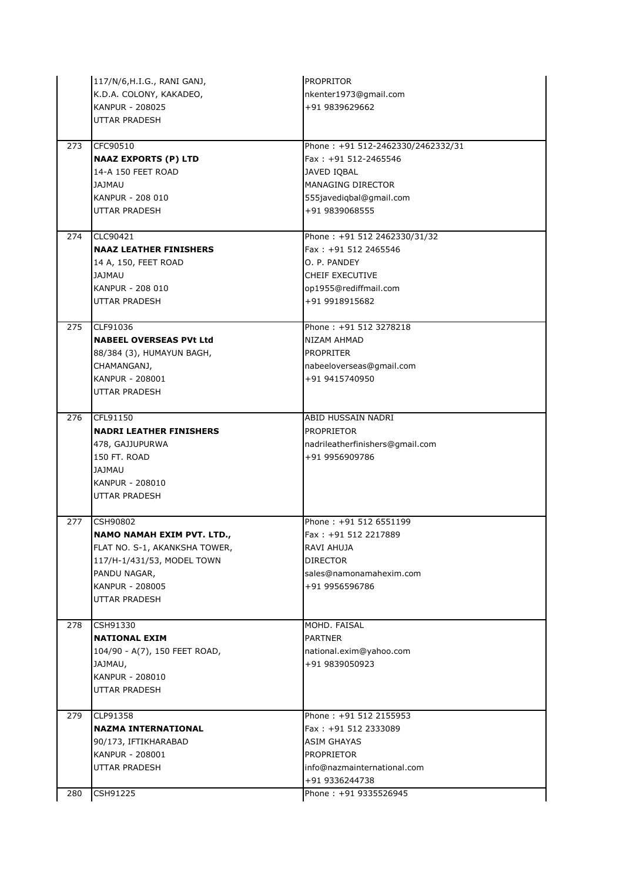| | | |
|---|---|---|
| | 117/N/6,H.I.G., RANI GANJ,<br>K.D.A. COLONY, KAKADEO,<br>KANPUR - 208025<br>UTTAR PRADESH | PROPRITOR<br>nkenter1973@gmail.com<br>+91 9839629662 |
| 273 | CFC90510<br>**NAAZ EXPORTS (P) LTD**<br>14-A 150 FEET ROAD<br>JAJMAU<br>KANPUR - 208 010<br>UTTAR PRADESH | Phone : +91 512-2462330/2462332/31<br>Fax : +91 512-2465546<br>JAVED IQBAL<br>MANAGING DIRECTOR<br>555javediqbal@gmail.com<br>+91 9839068555 |
| 274 | CLC90421<br>**NAAZ LEATHER FINISHERS**<br>14 A, 150, FEET ROAD<br>JAJMAU<br>KANPUR - 208 010<br>UTTAR PRADESH | Phone : +91 512 2462330/31/32<br>Fax : +91 512 2465546<br>O. P. PANDEY<br>CHEIF EXECUTIVE<br>op1955@rediffmail.com<br>+91 9918915682 |
| 275 | CLF91036<br>**NABEEL OVERSEAS PVt Ltd**<br>88/384 (3), HUMAYUN BAGH,<br>CHAMANGANJ,<br>KANPUR - 208001<br>UTTAR PRADESH | Phone : +91 512 3278218<br>NIZAM AHMAD<br>PROPRITER<br>nabeeloverseas@gmail.com<br>+91 9415740950 |
| 276 | CFL91150<br>**NADRI LEATHER FINISHERS**<br>478, GAJJUPURWA<br>150 FT. ROAD<br>JAJMAU<br>KANPUR - 208010<br>UTTAR PRADESH | ABID HUSSAIN NADRI<br>PROPRIETOR<br>nadrileatherfinishers@gmail.com<br>+91 9956909786 |
| 277 | CSH90802<br>**NAMO NAMAH EXIM PVT. LTD.,**<br>FLAT NO. S-1, AKANKSHA TOWER,<br>117/H-1/431/53, MODEL TOWN<br>PANDU NAGAR,<br>KANPUR - 208005<br>UTTAR PRADESH | Phone : +91 512 6551199<br>Fax : +91 512 2217889<br>RAVI AHUJA<br>DIRECTOR<br>sales@namonamahexim.com<br>+91 9956596786 |
| 278 | CSH91330<br>**NATIONAL EXIM**<br>104/90 - A(7), 150 FEET ROAD,<br>JAJMAU,<br>KANPUR - 208010<br>UTTAR PRADESH | MOHD. FAISAL<br>PARTNER<br>national.exim@yahoo.com<br>+91 9839050923 |
| 279 | CLP91358<br>**NAZMA INTERNATIONAL**<br>90/173, IFTIKHARABAD<br>KANPUR - 208001<br>UTTAR PRADESH | Phone : +91 512 2155953<br>Fax : +91 512 2333089<br>ASIM GHAYAS<br>PROPRIETOR<br>info@nazmainternational.com<br>+91 9336244738 |
| 280 | CSH91225 | Phone : +91 9335526945 |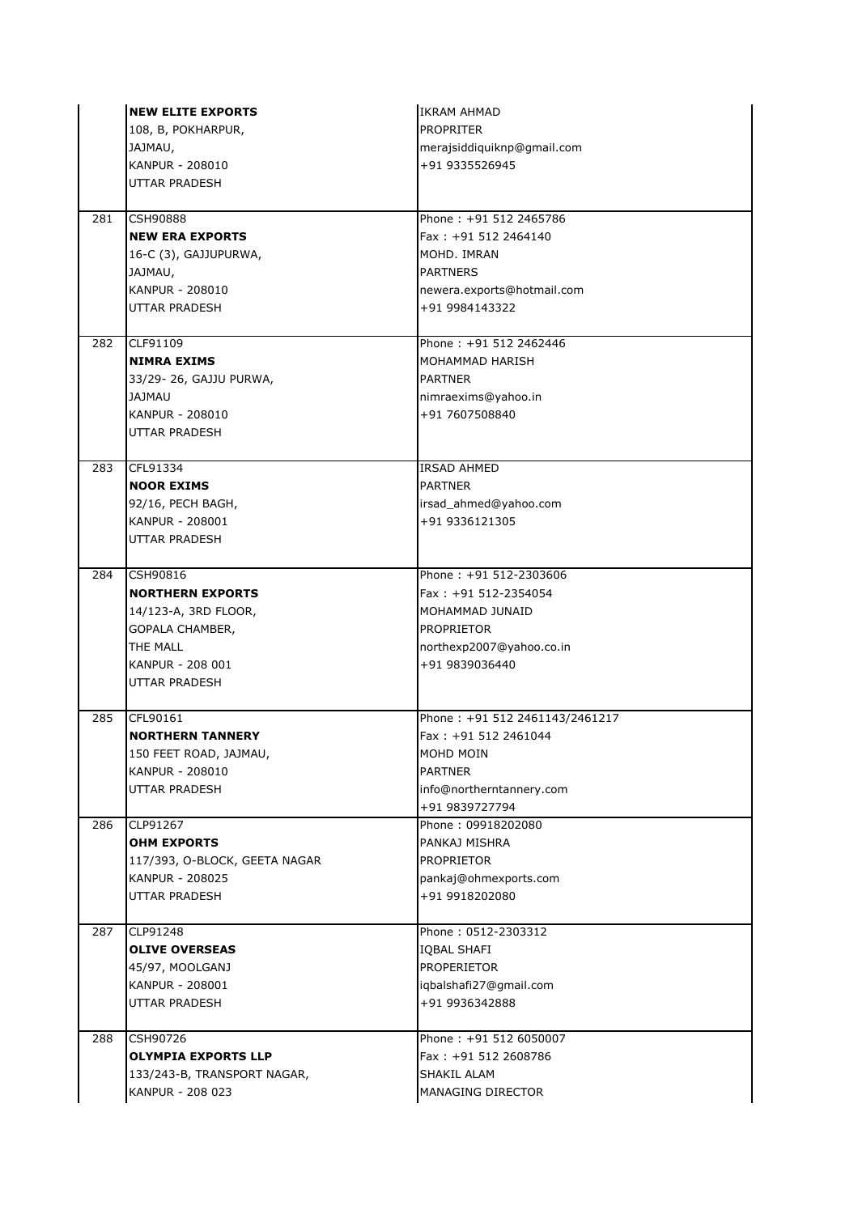| | | |
|---|---|---|
| | **NEW ELITE EXPORTS**<br>108, B, POKHARPUR,<br>JAJMAU,<br>KANPUR - 208010<br>UTTAR PRADESH | IKRAM AHMAD<br>PROPRITER<br>merajsiddiquiknp@gmail.com<br>+91 9335526945 |
| 281 | CSH90888<br>**NEW ERA EXPORTS**<br>16-C (3), GAJJUPURWA,<br>JAJMAU,<br>KANPUR - 208010<br>UTTAR PRADESH | Phone : +91 512 2465786<br>Fax : +91 512 2464140<br>MOHD. IMRAN<br>PARTNERS<br>newera.exports@hotmail.com<br>+91 9984143322 |
| 282 | CLF91109<br>**NIMRA EXIMS**<br>33/29- 26, GAJJU PURWA,<br>JAJMAU<br>KANPUR - 208010<br>UTTAR PRADESH | Phone : +91 512 2462446<br>MOHAMMAD HARISH<br>PARTNER<br>nimraexims@yahoo.in<br>+91 7607508840 |
| 283 | CFL91334<br>**NOOR EXIMS**<br>92/16, PECH BAGH,<br>KANPUR - 208001<br>UTTAR PRADESH | IRSAD AHMED<br>PARTNER<br>irsad_ahmed@yahoo.com<br>+91 9336121305 |
| 284 | CSH90816<br>**NORTHERN EXPORTS**<br>14/123-A, 3RD FLOOR,<br>GOPALA CHAMBER,<br>THE MALL<br>KANPUR - 208 001<br>UTTAR PRADESH | Phone : +91 512-2303606<br>Fax : +91 512-2354054<br>MOHAMMAD JUNAID<br>PROPRIETOR<br>northexp2007@yahoo.co.in<br>+91 9839036440 |
| 285 | CFL90161<br>**NORTHERN TANNERY**<br>150 FEET ROAD, JAJMAU,<br>KANPUR - 208010<br>UTTAR PRADESH | Phone : +91 512 2461143/2461217<br>Fax : +91 512 2461044<br>MOHD MOIN<br>PARTNER<br>info@northerntannery.com<br>+91 9839727794 |
| 286 | CLP91267<br>**OHM EXPORTS**<br>117/393, O-BLOCK, GEETA NAGAR<br>KANPUR - 208025<br>UTTAR PRADESH | Phone : 09918202080<br>PANKAJ MISHRA<br>PROPRIETOR<br>pankaj@ohmexports.com<br>+91 9918202080 |
| 287 | CLP91248<br>**OLIVE OVERSEAS**<br>45/97, MOOLGANJ<br>KANPUR - 208001<br>UTTAR PRADESH | Phone : 0512-2303312<br>IQBAL SHAFI<br>PROPERIETOR<br>iqbalshafi27@gmail.com<br>+91 9936342888 |
| 288 | CSH90726<br>**OLYMPIA EXPORTS LLP**<br>133/243-B, TRANSPORT NAGAR,<br>KANPUR - 208 023 | Phone : +91 512 6050007<br>Fax : +91 512 2608786<br>SHAKIL ALAM<br>MANAGING DIRECTOR |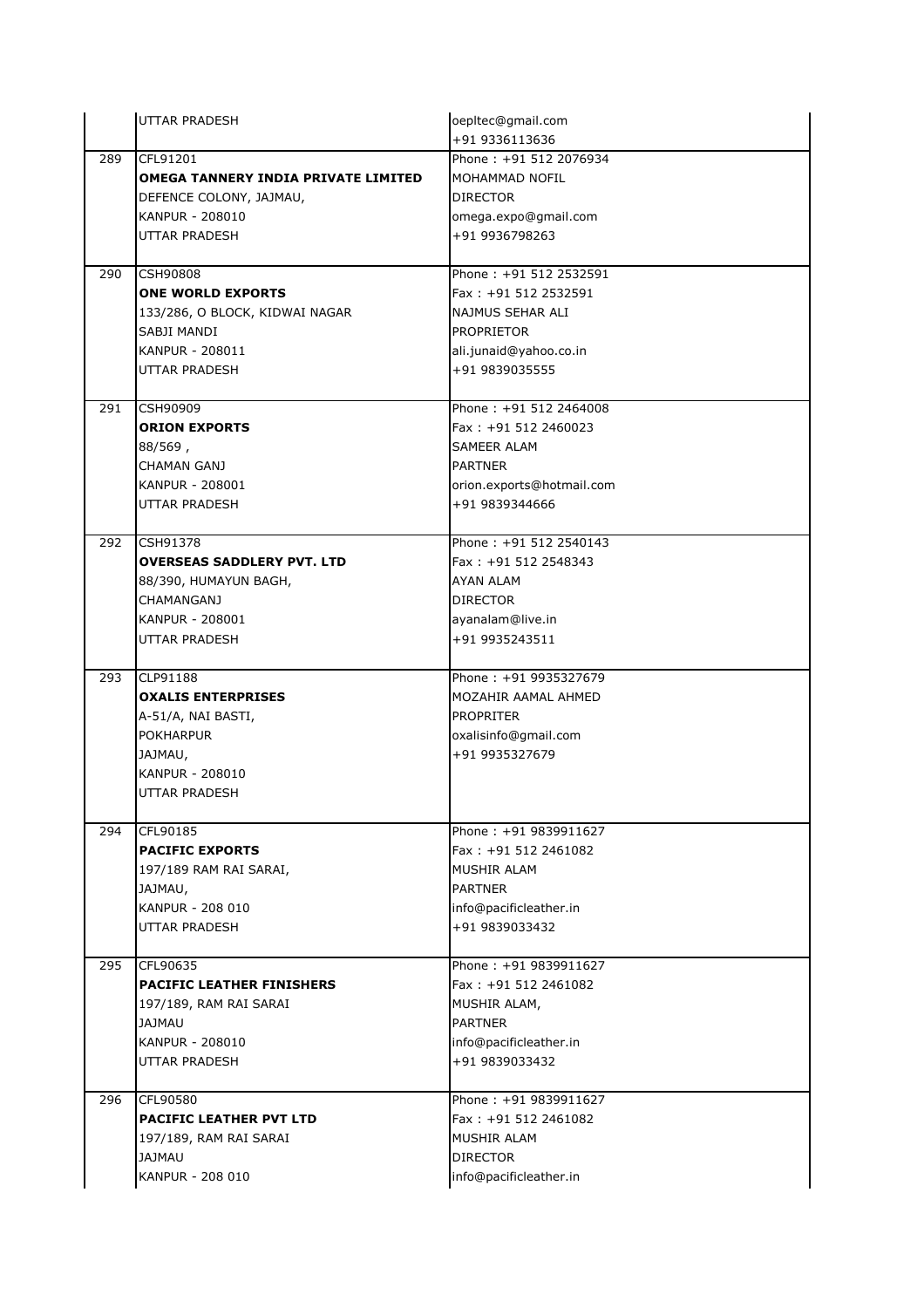| | | |
|---|---|---|
| | UTTAR PRADESH | oepltec@gmail.com<br>+91 9336113636 |
| 289 | CFL91201<br>**OMEGA TANNERY INDIA PRIVATE LIMITED**<br>DEFENCE COLONY, JAJMAU,<br>KANPUR - 208010<br>UTTAR PRADESH | Phone : +91 512 2076934<br>MOHAMMAD NOFIL<br>DIRECTOR<br>omega.expo@gmail.com<br>+91 9936798263 |
| 290 | CSH90808<br>**ONE WORLD EXPORTS**<br>133/286, O BLOCK, KIDWAI NAGAR<br>SABJI MANDI<br>KANPUR - 208011<br>UTTAR PRADESH | Phone : +91 512 2532591<br>Fax : +91 512 2532591<br>NAJMUS SEHAR ALI<br>PROPRIETOR<br>ali.junaid@yahoo.co.in<br>+91 9839035555 |
| 291 | CSH90909<br>**ORION EXPORTS**<br>88/569 ,<br>CHAMAN GANJ<br>KANPUR - 208001<br>UTTAR PRADESH | Phone : +91 512 2464008<br>Fax : +91 512 2460023<br>SAMEER ALAM<br>PARTNER<br>orion.exports@hotmail.com<br>+91 9839344666 |
| 292 | CSH91378<br>**OVERSEAS SADDLERY PVT. LTD**<br>88/390, HUMAYUN BAGH,<br>CHAMANGANJ<br>KANPUR - 208001<br>UTTAR PRADESH | Phone : +91 512 2540143<br>Fax : +91 512 2548343<br>AYAN ALAM<br>DIRECTOR<br>ayanalam@live.in<br>+91 9935243511 |
| 293 | CLP91188<br>**OXALIS ENTERPRISES**<br>A-51/A, NAI BASTI,<br>POKHARPUR<br>JAJMAU,<br>KANPUR - 208010<br>UTTAR PRADESH | Phone : +91 9935327679<br>MOZAHIR AAMAL AHMED<br>PROPRITER<br>oxalisinfo@gmail.com<br>+91 9935327679 |
| 294 | CFL90185<br>**PACIFIC EXPORTS**<br>197/189 RAM RAI SARAI,<br>JAJMAU,<br>KANPUR - 208 010<br>UTTAR PRADESH | Phone : +91 9839911627<br>Fax : +91 512 2461082<br>MUSHIR ALAM<br>PARTNER<br>info@pacificleather.in<br>+91 9839033432 |
| 295 | CFL90635<br>**PACIFIC LEATHER FINISHERS**<br>197/189, RAM RAI SARAI<br>JAJMAU<br>KANPUR - 208010<br>UTTAR PRADESH | Phone : +91 9839911627<br>Fax : +91 512 2461082<br>MUSHIR ALAM,<br>PARTNER<br>info@pacificleather.in<br>+91 9839033432 |
| 296 | CFL90580<br>**PACIFIC LEATHER PVT LTD**<br>197/189, RAM RAI SARAI<br>JAJMAU<br>KANPUR - 208 010 | Phone : +91 9839911627<br>Fax : +91 512 2461082<br>MUSHIR ALAM<br>DIRECTOR<br>info@pacificleather.in |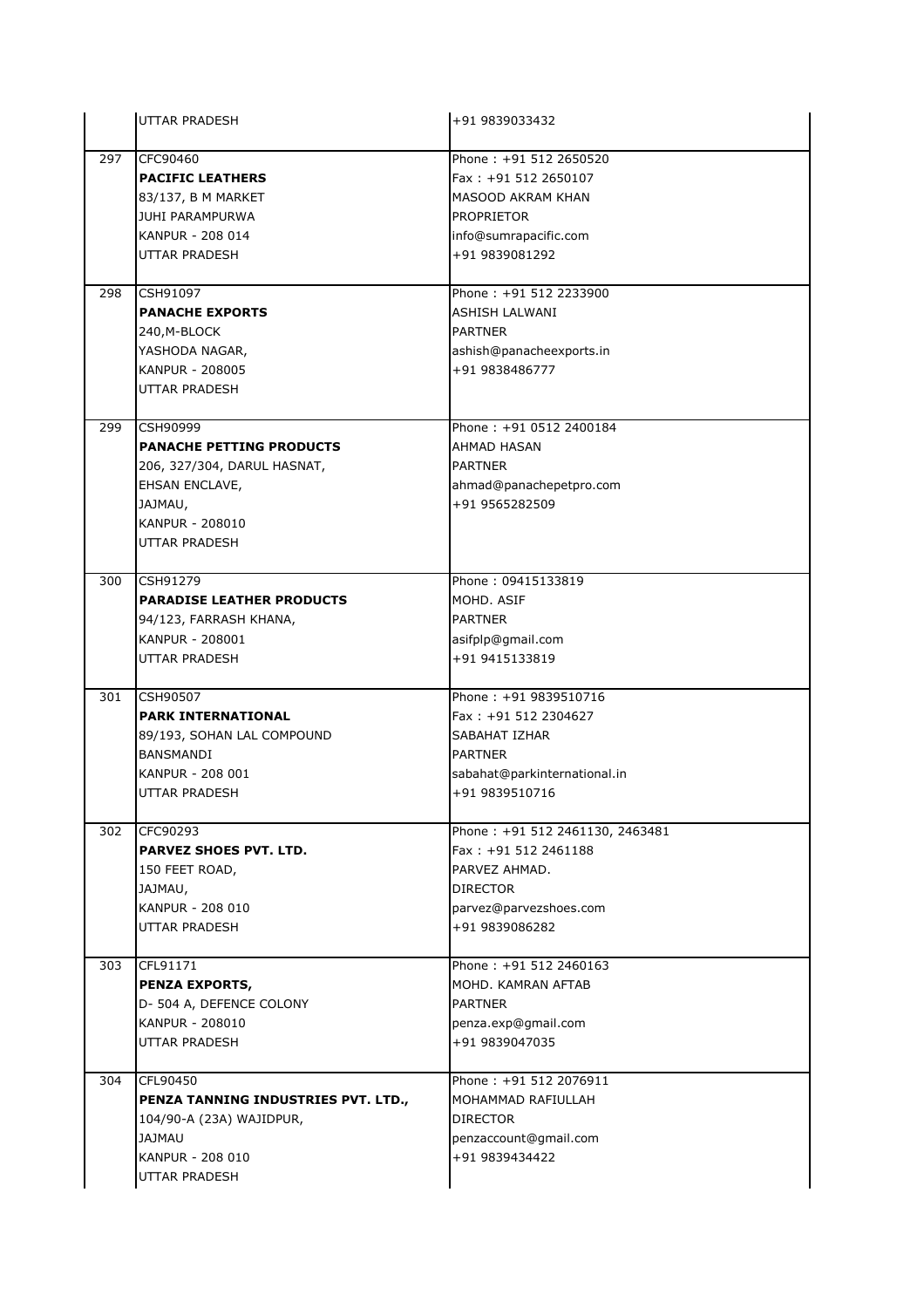| | | |
|---|---|---|
| | UTTAR PRADESH | +91 9839033432 |
| 297 | CFC90460<br>**PACIFIC LEATHERS**<br>83/137, B M MARKET<br>JUHI PARAMPURWA<br>KANPUR - 208 014<br>UTTAR PRADESH | Phone : +91 512 2650520<br>Fax : +91 512 2650107<br>MASOOD AKRAM KHAN<br>PROPRIETOR<br>info@sumrapacific.com<br>+91 9839081292 |
| 298 | CSH91097<br>**PANACHE EXPORTS**<br>240,M-BLOCK<br>YASHODA NAGAR,<br>KANPUR - 208005<br>UTTAR PRADESH | Phone : +91 512 2233900<br>ASHISH LALWANI<br>PARTNER<br>ashish@panacheexports.in<br>+91 9838486777 |
| 299 | CSH90999<br>**PANACHE PETTING PRODUCTS**<br>206, 327/304, DARUL HASNAT,<br>EHSAN ENCLAVE,<br>JAJMAU,<br>KANPUR - 208010<br>UTTAR PRADESH | Phone : +91 0512 2400184<br>AHMAD HASAN<br>PARTNER<br>ahmad@panachepetpro.com<br>+91 9565282509 |
| 300 | CSH91279<br>**PARADISE LEATHER PRODUCTS**<br>94/123, FARRASH KHANA,<br>KANPUR - 208001<br>UTTAR PRADESH | Phone : 09415133819<br>MOHD. ASIF<br>PARTNER<br>asifplp@gmail.com<br>+91 9415133819 |
| 301 | CSH90507<br>**PARK INTERNATIONAL**<br>89/193, SOHAN LAL COMPOUND<br>BANSMANDI<br>KANPUR - 208 001<br>UTTAR PRADESH | Phone : +91 9839510716<br>Fax : +91 512 2304627<br>SABAHAT IZHAR<br>PARTNER<br>sabahat@parkinternational.in<br>+91 9839510716 |
| 302 | CFC90293<br>**PARVEZ SHOES PVT. LTD.**<br>150 FEET ROAD,<br>JAJMAU,<br>KANPUR - 208 010<br>UTTAR PRADESH | Phone : +91 512 2461130, 2463481<br>Fax : +91 512 2461188<br>PARVEZ AHMAD.<br>DIRECTOR<br>parvez@parvezshoes.com<br>+91 9839086282 |
| 303 | CFL91171<br>**PENZA EXPORTS,**<br>D- 504 A, DEFENCE COLONY<br>KANPUR - 208010<br>UTTAR PRADESH | Phone : +91 512 2460163<br>MOHD. KAMRAN AFTAB<br>PARTNER<br>penza.exp@gmail.com<br>+91 9839047035 |
| 304 | CFL90450<br>**PENZA TANNING INDUSTRIES PVT. LTD.,**<br>104/90-A (23A) WAJIDPUR,<br>JAJMAU<br>KANPUR - 208 010<br>UTTAR PRADESH | Phone : +91 512 2076911<br>MOHAMMAD RAFIULLAH<br>DIRECTOR<br>penzaccount@gmail.com<br>+91 9839434422 |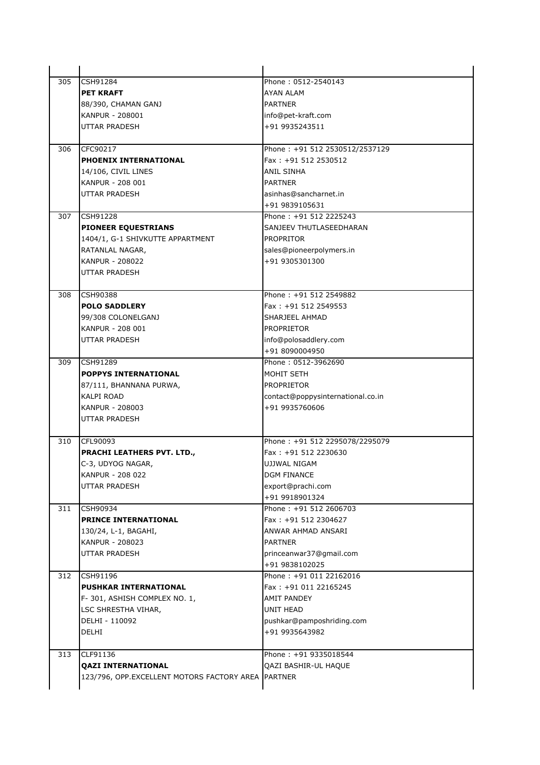| | | |
|---|---|---|
| 305 | CSH91284<br>**PET KRAFT**<br>88/390, CHAMAN GANJ<br>KANPUR - 208001<br>UTTAR PRADESH | Phone : 0512-2540143<br>AYAN ALAM<br>PARTNER<br>info@pet-kraft.com<br>+91 9935243511 |
| 306 | CFC90217<br>**PHOENIX INTERNATIONAL**<br>14/106, CIVIL LINES<br>KANPUR - 208 001<br>UTTAR PRADESH | Phone : +91 512 2530512/2537129<br>Fax : +91 512 2530512<br>ANIL SINHA<br>PARTNER<br>asinhas@sancharnet.in<br>+91 9839105631 |
| 307 | CSH91228<br>**PIONEER EQUESTRIANS**<br>1404/1, G-1 SHIVKUTTE APPARTMENT<br>RATANLAL NAGAR,<br>KANPUR - 208022<br>UTTAR PRADESH | Phone : +91 512 2225243<br>SANJEEV THUTLASEEDHARAN<br>PROPRITOR<br>sales@pioneerpolymers.in<br>+91 9305301300 |
| 308 | CSH90388<br>**POLO SADDLERY**<br>99/308 COLONELGANJ<br>KANPUR - 208 001<br>UTTAR PRADESH | Phone : +91 512 2549882<br>Fax : +91 512 2549553<br>SHARJEEL AHMAD<br>PROPRIETOR<br>info@polosaddlery.com<br>+91 8090004950 |
| 309 | CSH91289<br>**POPPYS INTERNATIONAL**<br>87/111, BHANNANA PURWA,<br>KALPI ROAD<br>KANPUR - 208003<br>UTTAR PRADESH | Phone : 0512-3962690<br>MOHIT SETH<br>PROPRIETOR<br>contact@poppysinternational.co.in<br>+91 9935760606 |
| 310 | CFL90093<br>**PRACHI LEATHERS PVT. LTD.,**<br>C-3, UDYOG NAGAR,<br>KANPUR - 208 022<br>UTTAR PRADESH | Phone : +91 512 2295078/2295079<br>Fax : +91 512 2230630<br>UJJWAL NIGAM<br>DGM FINANCE<br>export@prachi.com<br>+91 9918901324 |
| 311 | CSH90934<br>**PRINCE INTERNATIONAL**<br>130/24, L-1, BAGAHI,<br>KANPUR - 208023<br>UTTAR PRADESH | Phone : +91 512 2606703<br>Fax : +91 512 2304627<br>ANWAR AHMAD ANSARI<br>PARTNER<br>princeanwar37@gmail.com<br>+91 9838102025 |
| 312 | CSH91196<br>**PUSHKAR INTERNATIONAL**<br>F- 301, ASHISH COMPLEX NO. 1,<br>LSC SHRESTHA VIHAR,<br>DELHI - 110092<br>DELHI | Phone : +91 011 22162016<br>Fax : +91 011 22165245<br>AMIT PANDEY<br>UNIT HEAD<br>pushkar@pamposhriding.com<br>+91 9935643982 |
| 313 | CLF91136<br>**QAZI INTERNATIONAL**<br>123/796, OPP.EXCELLENT MOTORS FACTORY AREA | Phone : +91 9335018544<br>QAZI BASHIR-UL HAQUE<br>PARTNER |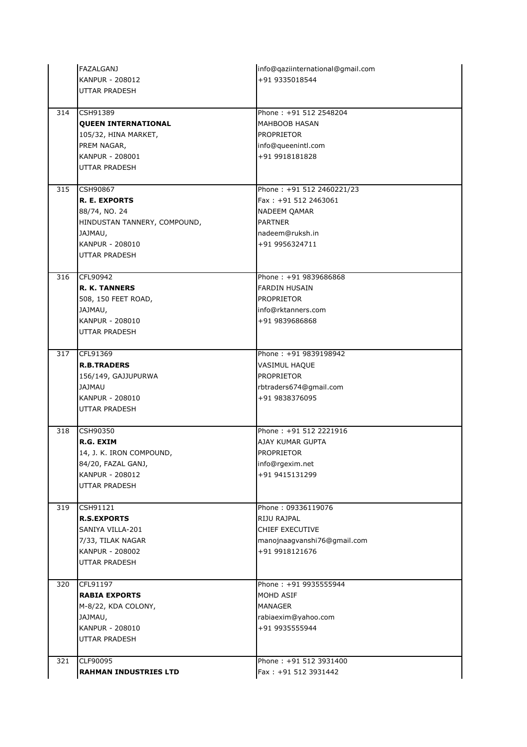| | | |
|---|---|---|
| | FAZALGANJ<br>KANPUR - 208012<br>UTTAR PRADESH | info@qaziinternational@gmail.com<br>+91 9335018544 |
| 314 | CSH91389<br>**QUEEN INTERNATIONAL**<br>105/32, HINA MARKET,<br>PREM NAGAR,<br>KANPUR - 208001<br>UTTAR PRADESH | Phone : +91 512 2548204<br>MAHBOOB HASAN<br>PROPRIETOR<br>info@queenintl.com<br>+91 9918181828 |
| 315 | CSH90867<br>**R. E. EXPORTS**<br>88/74, NO. 24<br>HINDUSTAN TANNERY, COMPOUND,<br>JAJMAU,<br>KANPUR - 208010<br>UTTAR PRADESH | Phone : +91 512 2460221/23<br>Fax : +91 512 2463061<br>NADEEM QAMAR<br>PARTNER<br>nadeem@ruksh.in<br>+91 9956324711 |
| 316 | CFL90942<br>**R. K. TANNERS**<br>508, 150 FEET ROAD,<br>JAJMAU,<br>KANPUR - 208010<br>UTTAR PRADESH | Phone : +91 9839686868<br>FARDIN HUSAIN<br>PROPRIETOR<br>info@rktanners.com<br>+91 9839686868 |
| 317 | CFL91369<br>**R.B.TRADERS**<br>156/149, GAJJUPURWA<br>JAJMAU<br>KANPUR - 208010<br>UTTAR PRADESH | Phone : +91 9839198942<br>VASIMUL HAQUE<br>PROPRIETOR<br>rbtraders674@gmail.com<br>+91 9838376095 |
| 318 | CSH90350<br>**R.G. EXIM**<br>14, J. K. IRON COMPOUND,<br>84/20, FAZAL GANJ,<br>KANPUR - 208012<br>UTTAR PRADESH | Phone : +91 512 2221916<br>AJAY KUMAR GUPTA<br>PROPRIETOR<br>info@rgexim.net<br>+91 9415131299 |
| 319 | CSH91121<br>**R.S.EXPORTS**<br>SANIYA VILLA-201<br>7/33, TILAK NAGAR<br>KANPUR - 208002<br>UTTAR PRADESH | Phone : 09336119076<br>RIJU RAJPAL<br>CHIEF EXECUTIVE<br>manojnaagvanshi76@gmail.com<br>+91 9918121676 |
| 320 | CFL91197<br>**RABIA EXPORTS**<br>M-8/22, KDA COLONY,<br>JAJMAU,<br>KANPUR - 208010<br>UTTAR PRADESH | Phone : +91 9935555944<br>MOHD ASIF<br>MANAGER<br>rabiaexim@yahoo.com<br>+91 9935555944 |
| 321 | CLF90095<br>**RAHMAN INDUSTRIES LTD** | Phone : +91 512 3931400<br>Fax : +91 512 3931442 |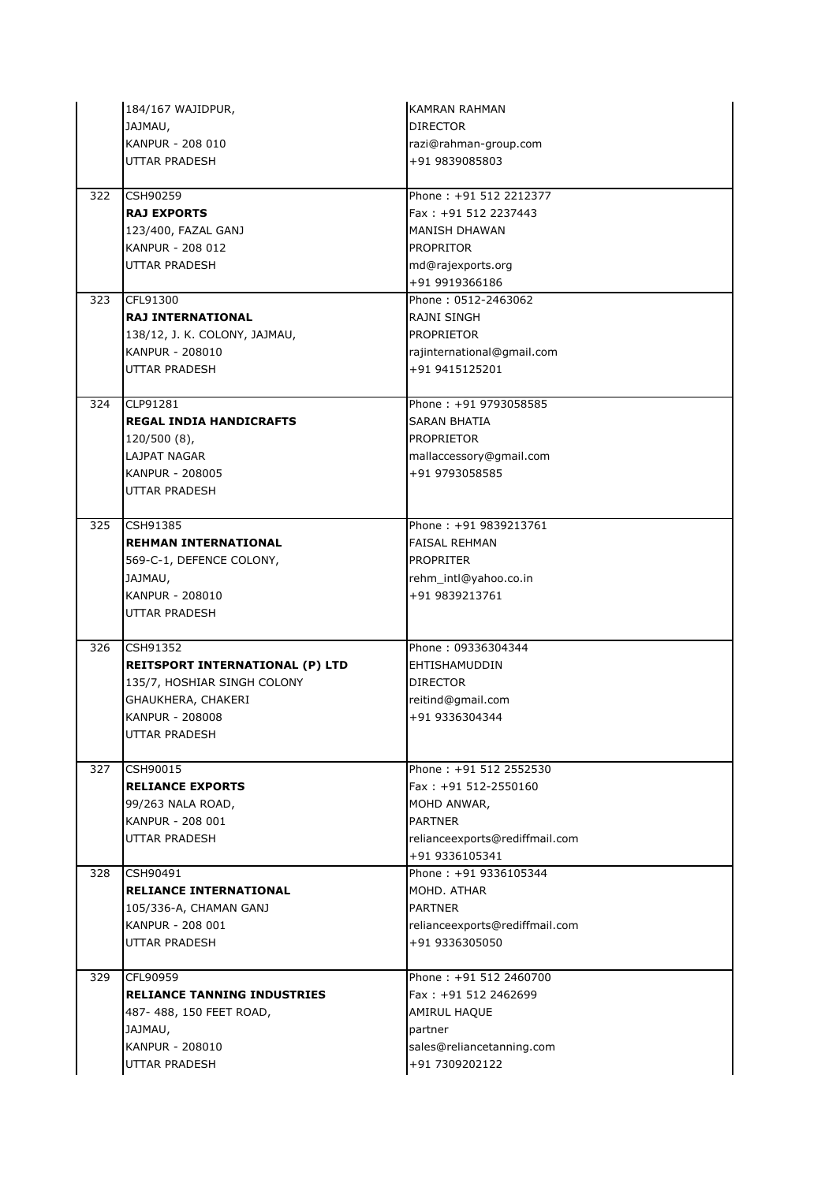| | | |
|---|---|---|
| | 184/167 WAJIDPUR,<br>JAJMAU,<br>KANPUR - 208 010<br>UTTAR PRADESH | KAMRAN RAHMAN<br>DIRECTOR<br>razi@rahman-group.com<br>+91 9839085803 |
| 322 | CSH90259<br>**RAJ EXPORTS**<br>123/400, FAZAL GANJ<br>KANPUR - 208 012<br>UTTAR PRADESH | Phone : +91 512 2212377<br>Fax : +91 512 2237443<br>MANISH DHAWAN<br>PROPRITOR<br>md@rajexports.org<br>+91 9919366186 |
| 323 | CFL91300<br>**RAJ INTERNATIONAL**<br>138/12, J. K. COLONY, JAJMAU,<br>KANPUR - 208010<br>UTTAR PRADESH | Phone : 0512-2463062<br>RAJNI SINGH<br>PROPRIETOR<br>rajinternational@gmail.com<br>+91 9415125201 |
| 324 | CLP91281<br>**REGAL INDIA HANDICRAFTS**<br>120/500 (8),<br>LAJPAT NAGAR<br>KANPUR - 208005<br>UTTAR PRADESH | Phone : +91 9793058585<br>SARAN BHATIA<br>PROPRIETOR<br>mallaccessory@gmail.com<br>+91 9793058585 |
| 325 | CSH91385<br>**REHMAN INTERNATIONAL**<br>569-C-1, DEFENCE COLONY,<br>JAJMAU,<br>KANPUR - 208010<br>UTTAR PRADESH | Phone : +91 9839213761<br>FAISAL REHMAN<br>PROPRITER<br>rehm_intl@yahoo.co.in<br>+91 9839213761 |
| 326 | CSH91352<br>**REITSPORT INTERNATIONAL (P) LTD**<br>135/7, HOSHIAR SINGH COLONY<br>GHAUKHERA, CHAKERI<br>KANPUR - 208008<br>UTTAR PRADESH | Phone : 09336304344<br>EHTISHAMUDDIN<br>DIRECTOR<br>reitind@gmail.com<br>+91 9336304344 |
| 327 | CSH90015<br>**RELIANCE EXPORTS**<br>99/263 NALA ROAD,<br>KANPUR - 208 001<br>UTTAR PRADESH | Phone : +91 512 2552530<br>Fax : +91 512-2550160<br>MOHD ANWAR,<br>PARTNER<br>relianceexports@rediffmail.com<br>+91 9336105341 |
| 328 | CSH90491<br>**RELIANCE INTERNATIONAL**<br>105/336-A, CHAMAN GANJ<br>KANPUR - 208 001<br>UTTAR PRADESH | Phone : +91 9336105344<br>MOHD. ATHAR<br>PARTNER<br>relianceexports@rediffmail.com<br>+91 9336305050 |
| 329 | CFL90959<br>**RELIANCE TANNING INDUSTRIES**<br>487- 488, 150 FEET ROAD,<br>JAJMAU,<br>KANPUR - 208010<br>UTTAR PRADESH | Phone : +91 512 2460700<br>Fax : +91 512 2462699<br>AMIRUL HAQUE<br>partner<br>sales@reliancetanning.com<br>+91 7309202122 |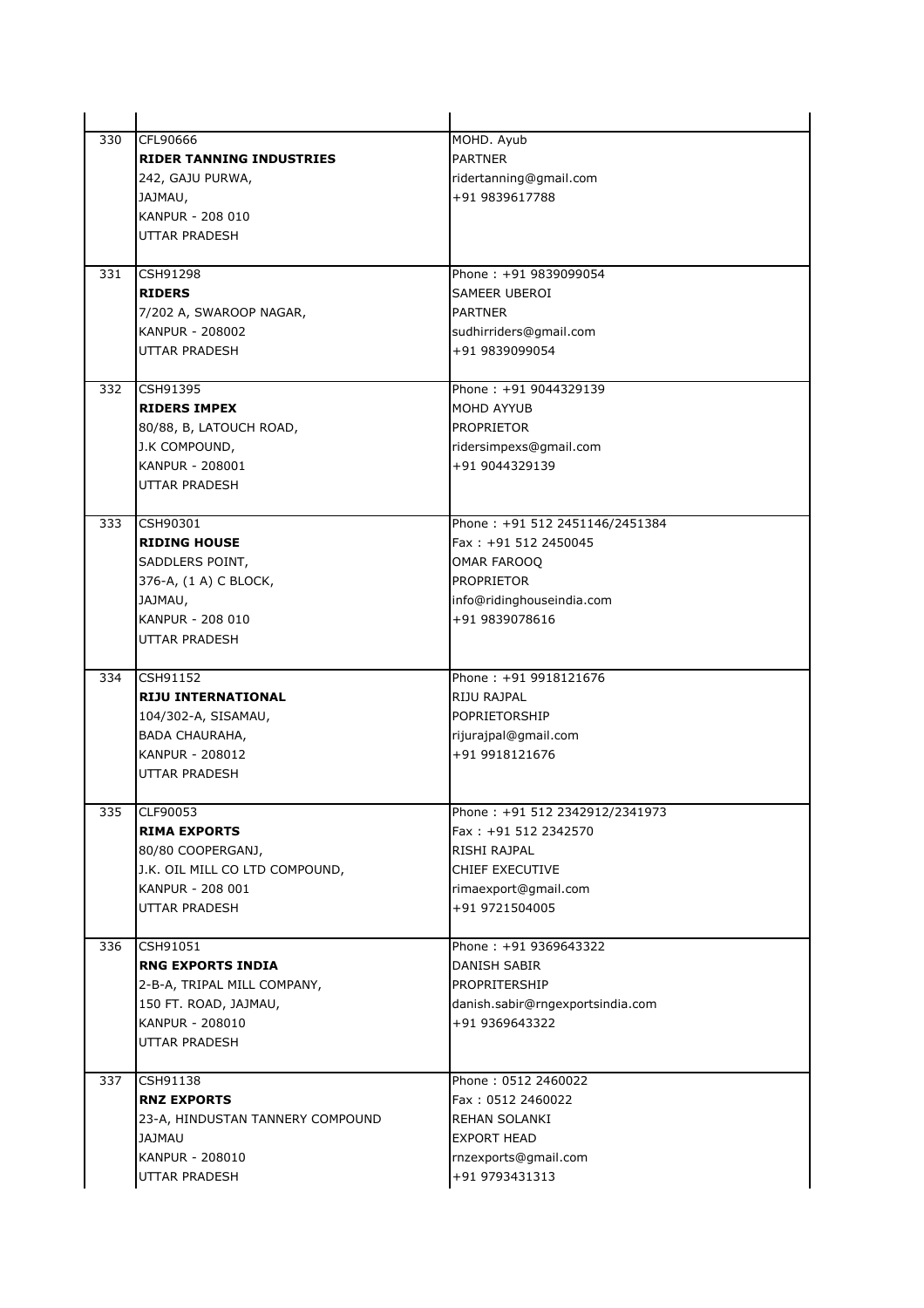| | | |
|---|---|---|
| 330 | CFL90666<br>**RIDER TANNING INDUSTRIES**<br>242, GAJU PURWA,<br>JAJMAU,<br>KANPUR - 208 010<br>UTTAR PRADESH | MOHD. Ayub<br>PARTNER<br>ridertanning@gmail.com<br>+91 9839617788 |
| 331 | CSH91298<br>**RIDERS**<br>7/202 A, SWAROOP NAGAR,<br>KANPUR - 208002<br>UTTAR PRADESH | Phone : +91 9839099054<br>SAMEER UBEROI<br>PARTNER<br>sudhirriders@gmail.com<br>+91 9839099054 |
| 332 | CSH91395<br>**RIDERS IMPEX**<br>80/88, B, LATOUCH ROAD,<br>J.K COMPOUND,<br>KANPUR - 208001<br>UTTAR PRADESH | Phone : +91 9044329139<br>MOHD AYYUB<br>PROPRIETOR<br>ridersimpexs@gmail.com<br>+91 9044329139 |
| 333 | CSH90301<br>**RIDING HOUSE**<br>SADDLERS POINT,<br>376-A, (1 A) C BLOCK,<br>JAJMAU,<br>KANPUR - 208 010<br>UTTAR PRADESH | Phone : +91 512 2451146/2451384<br>Fax : +91 512 2450045<br>OMAR FAROOQ<br>PROPRIETOR<br>info@ridinghouseindia.com<br>+91 9839078616 |
| 334 | CSH91152<br>**RIJU INTERNATIONAL**<br>104/302-A, SISAMAU,<br>BADA CHAURAHA,<br>KANPUR - 208012<br>UTTAR PRADESH | Phone : +91 9918121676<br>RIJU RAJPAL<br>POPRIETORSHIP<br>rijurajpal@gmail.com<br>+91 9918121676 |
| 335 | CLF90053<br>**RIMA EXPORTS**<br>80/80 COOPERGANJ,<br>J.K. OIL MILL CO LTD COMPOUND,<br>KANPUR - 208 001<br>UTTAR PRADESH | Phone : +91 512 2342912/2341973<br>Fax : +91 512 2342570<br>RISHI RAJPAL<br>CHIEF EXECUTIVE<br>rimaexport@gmail.com<br>+91 9721504005 |
| 336 | CSH91051<br>**RNG EXPORTS INDIA**<br>2-B-A, TRIPAL MILL COMPANY,<br>150 FT. ROAD, JAJMAU,<br>KANPUR - 208010<br>UTTAR PRADESH | Phone : +91 9369643322<br>DANISH SABIR<br>PROPRITERSHIP<br>danish.sabir@rngexportsindia.com<br>+91 9369643322 |
| 337 | CSH91138<br>**RNZ EXPORTS**<br>23-A, HINDUSTAN TANNERY COMPOUND<br>JAJMAU<br>KANPUR - 208010<br>UTTAR PRADESH | Phone : 0512 2460022<br>Fax : 0512 2460022<br>REHAN SOLANKI<br>EXPORT HEAD<br>rnzexports@gmail.com<br>+91 9793431313 |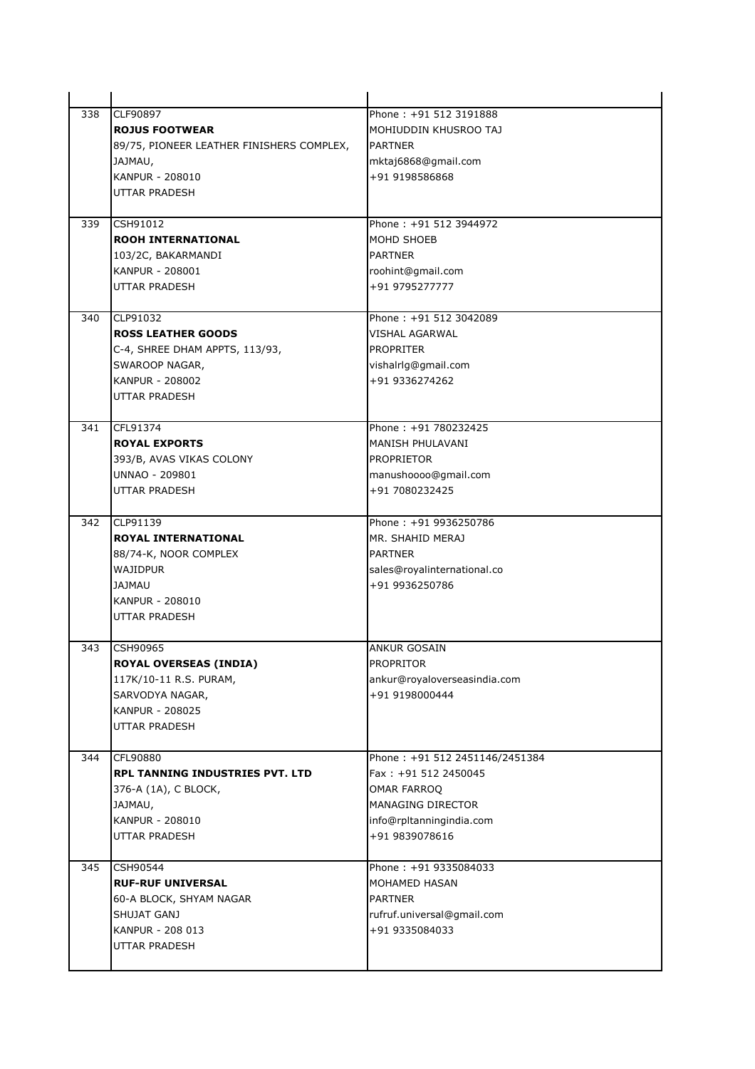| | | |
|---|---|---|
| 338 | CLF90897<br>**ROJUS FOOTWEAR**<br>89/75, PIONEER LEATHER FINISHERS COMPLEX,<br>JAJMAU,<br>KANPUR - 208010<br>UTTAR PRADESH | Phone : +91 512 3191888<br>MOHIUDDIN KHUSROO TAJ<br>PARTNER<br>mktaj6868@gmail.com<br>+91 9198586868 |
| 339 | CSH91012<br>**ROOH INTERNATIONAL**<br>103/2C, BAKARMANDI<br>KANPUR - 208001<br>UTTAR PRADESH | Phone : +91 512 3944972<br>MOHD SHOEB<br>PARTNER<br>roohint@gmail.com<br>+91 9795277777 |
| 340 | CLP91032<br>**ROSS LEATHER GOODS**<br>C-4, SHREE DHAM APPTS, 113/93,<br>SWAROOP NAGAR,<br>KANPUR - 208002<br>UTTAR PRADESH | Phone : +91 512 3042089<br>VISHAL AGARWAL<br>PROPRITER<br>vishalrlg@gmail.com<br>+91 9336274262 |
| 341 | CFL91374<br>**ROYAL EXPORTS**<br>393/B, AVAS VIKAS COLONY<br>UNNAO - 209801<br>UTTAR PRADESH | Phone : +91 780232425<br>MANISH PHULAVANI<br>PROPRIETOR<br>manushoooo@gmail.com<br>+91 7080232425 |
| 342 | CLP91139<br>**ROYAL INTERNATIONAL**<br>88/74-K, NOOR COMPLEX<br>WAJIDPUR<br>JAJMAU<br>KANPUR - 208010<br>UTTAR PRADESH | Phone : +91 9936250786<br>MR. SHAHID MERAJ<br>PARTNER<br>sales@royalinternational.co<br>+91 9936250786 |
| 343 | CSH90965<br>**ROYAL OVERSEAS (INDIA)**<br>117K/10-11 R.S. PURAM,<br>SARVODYA NAGAR,<br>KANPUR - 208025<br>UTTAR PRADESH | ANKUR GOSAIN<br>PROPRITOR<br>ankur@royaloverseasindia.com<br>+91 9198000444 |
| 344 | CFL90880<br>**RPL TANNING INDUSTRIES PVT. LTD**<br>376-A (1A), C BLOCK,<br>JAJMAU,<br>KANPUR - 208010<br>UTTAR PRADESH | Phone : +91 512 2451146/2451384<br>Fax : +91 512 2450045<br>OMAR FARROQ<br>MANAGING DIRECTOR<br>info@rpltanningindia.com<br>+91 9839078616 |
| 345 | CSH90544<br>**RUF-RUF UNIVERSAL**<br>60-A BLOCK, SHYAM NAGAR<br>SHUJAT GANJ<br>KANPUR - 208 013<br>UTTAR PRADESH | Phone : +91 9335084033<br>MOHAMED HASAN<br>PARTNER<br>rufruf.universal@gmail.com<br>+91 9335084033 |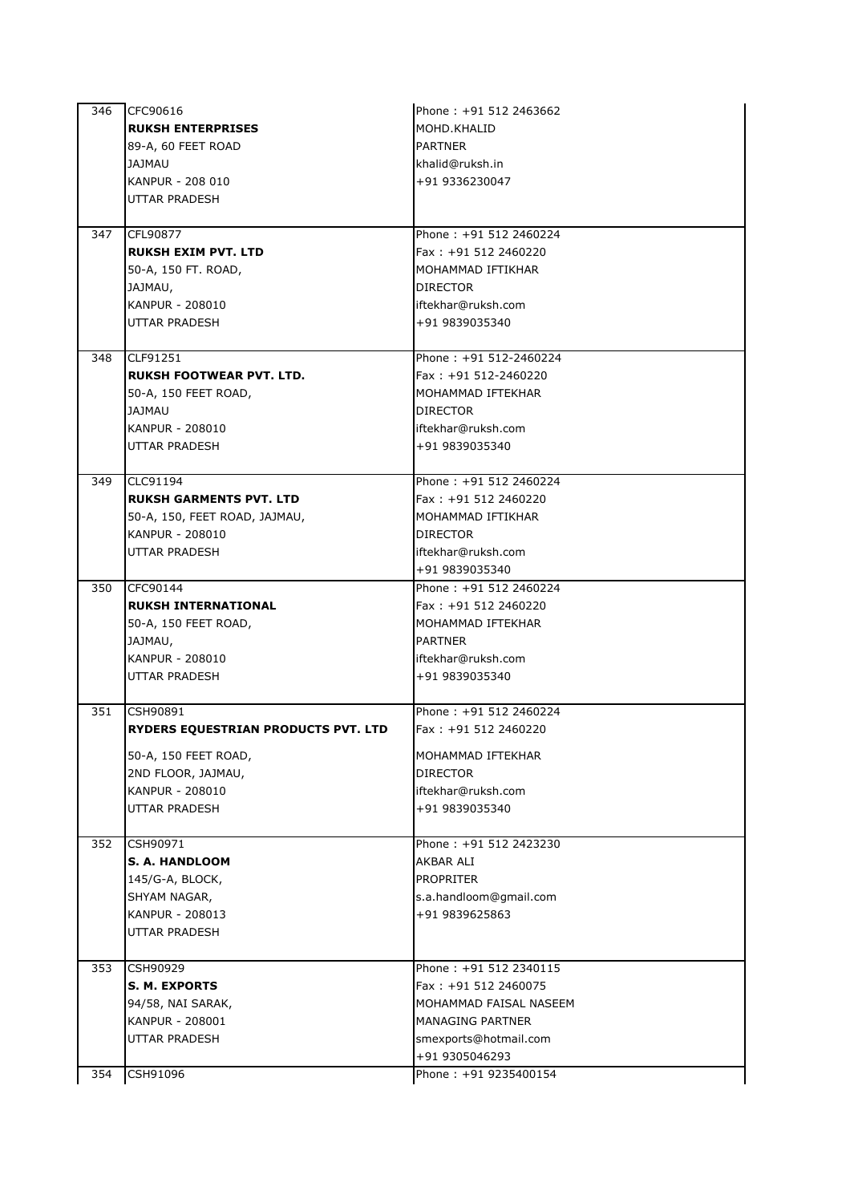| | | |
|---|---|---|
| 346 | CFC90616<br>**RUKSH ENTERPRISES**<br>89-A, 60 FEET ROAD<br>JAJMAU<br>KANPUR - 208 010<br>UTTAR PRADESH | Phone : +91 512 2463662<br>MOHD.KHALID<br>PARTNER<br>khalid@ruksh.in<br>+91 9336230047 |
| 347 | CFL90877<br>**RUKSH EXIM PVT. LTD**<br>50-A, 150 FT. ROAD,<br>JAJMAU,<br>KANPUR - 208010<br>UTTAR PRADESH | Phone : +91 512 2460224<br>Fax : +91 512 2460220<br>MOHAMMAD IFTIKHAR<br>DIRECTOR<br>iftekhar@ruksh.com<br>+91 9839035340 |
| 348 | CLF91251<br>**RUKSH FOOTWEAR PVT. LTD.**<br>50-A, 150 FEET ROAD,<br>JAJMAU<br>KANPUR - 208010<br>UTTAR PRADESH | Phone : +91 512-2460224<br>Fax : +91 512-2460220<br>MOHAMMAD IFTEKHAR<br>DIRECTOR<br>iftekhar@ruksh.com<br>+91 9839035340 |
| 349 | CLC91194<br>**RUKSH GARMENTS PVT. LTD**<br>50-A, 150, FEET ROAD, JAJMAU,<br>KANPUR - 208010<br>UTTAR PRADESH | Phone : +91 512 2460224<br>Fax : +91 512 2460220<br>MOHAMMAD IFTIKHAR<br>DIRECTOR<br>iftekhar@ruksh.com<br>+91 9839035340 |
| 350 | CFC90144<br>**RUKSH INTERNATIONAL**<br>50-A, 150 FEET ROAD,<br>JAJMAU,<br>KANPUR - 208010<br>UTTAR PRADESH | Phone : +91 512 2460224<br>Fax : +91 512 2460220<br>MOHAMMAD IFTEKHAR<br>PARTNER<br>iftekhar@ruksh.com<br>+91 9839035340 |
| 351 | CSH90891<br>**RYDERS EQUESTRIAN PRODUCTS PVT. LTD**<br>50-A, 150 FEET ROAD,<br>2ND FLOOR, JAJMAU,<br>KANPUR - 208010<br>UTTAR PRADESH | Phone : +91 512 2460224<br>Fax : +91 512 2460220<br>MOHAMMAD IFTEKHAR<br>DIRECTOR<br>iftekhar@ruksh.com<br>+91 9839035340 |
| 352 | CSH90971<br>**S. A. HANDLOOM**<br>145/G-A, BLOCK,<br>SHYAM NAGAR,<br>KANPUR - 208013<br>UTTAR PRADESH | Phone : +91 512 2423230<br>AKBAR ALI<br>PROPRITER<br>s.a.handloom@gmail.com<br>+91 9839625863 |
| 353 | CSH90929<br>**S. M. EXPORTS**<br>94/58, NAI SARAK,<br>KANPUR - 208001<br>UTTAR PRADESH | Phone : +91 512 2340115<br>Fax : +91 512 2460075<br>MOHAMMAD FAISAL NASEEM<br>MANAGING PARTNER<br>smexports@hotmail.com<br>+91 9305046293 |
| 354 | CSH91096 | Phone : +91 9235400154 |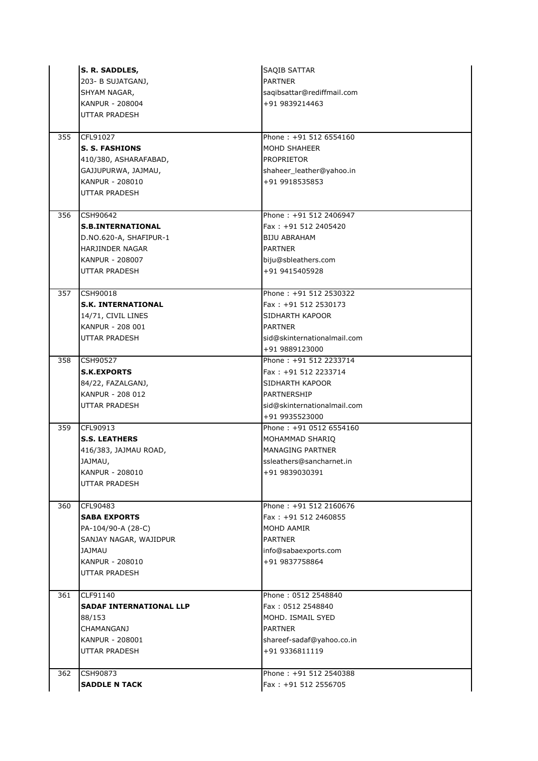| | | |
|---|---|---|
| | **S. R. SADDLES,**<br>203- B SUJATGANJ,<br>SHYAM NAGAR,<br>KANPUR - 208004<br>UTTAR PRADESH | SAQIB SATTAR<br>PARTNER<br>saqibsattar@rediffmail.com<br>+91 9839214463 |
| 355 | CFL91027<br>**S. S. FASHIONS**<br>410/380, ASHARAFABAD,<br>GAJJUPURWA, JAJMAU,<br>KANPUR - 208010<br>UTTAR PRADESH | Phone : +91 512 6554160<br>MOHD SHAHEER<br>PROPRIETOR<br>shaheer_leather@yahoo.in<br>+91 9918535853 |
| 356 | CSH90642<br>**S.B.INTERNATIONAL**<br>D.NO.620-A, SHAFIPUR-1<br>HARJINDER NAGAR<br>KANPUR - 208007<br>UTTAR PRADESH | Phone : +91 512 2406947<br>Fax : +91 512 2405420<br>BIJU ABRAHAM<br>PARTNER<br>biju@sbleathers.com<br>+91 9415405928 |
| 357 | CSH90018<br>**S.K. INTERNATIONAL**<br>14/71, CIVIL LINES<br>KANPUR - 208 001<br>UTTAR PRADESH | Phone : +91 512 2530322<br>Fax : +91 512 2530173<br>SIDHARTH KAPOOR<br>PARTNER<br>sid@skinternationalmail.com<br>+91 9889123000 |
| 358 | CSH90527<br>**S.K.EXPORTS**<br>84/22, FAZALGANJ,<br>KANPUR - 208 012<br>UTTAR PRADESH | Phone : +91 512 2233714<br>Fax : +91 512 2233714<br>SIDHARTH KAPOOR<br>PARTNERSHIP<br>sid@skinternationalmail.com<br>+91 9935523000 |
| 359 | CFL90913<br>**S.S. LEATHERS**<br>416/383, JAJMAU ROAD,<br>JAJMAU,<br>KANPUR - 208010<br>UTTAR PRADESH | Phone : +91 0512 6554160<br>MOHAMMAD SHARIQ<br>MANAGING PARTNER<br>ssleathers@sancharnet.in<br>+91 9839030391 |
| 360 | CFL90483<br>**SABA EXPORTS**<br>PA-104/90-A (28-C)<br>SANJAY NAGAR, WAJIDPUR<br>JAJMAU<br>KANPUR - 208010<br>UTTAR PRADESH | Phone : +91 512 2160676<br>Fax : +91 512 2460855<br>MOHD AAMIR<br>PARTNER<br>info@sabaexports.com<br>+91 9837758864 |
| 361 | CLF91140<br>**SADAF INTERNATIONAL LLP**<br>88/153<br>CHAMANGANJ<br>KANPUR - 208001<br>UTTAR PRADESH | Phone : 0512 2548840<br>Fax : 0512 2548840<br>MOHD. ISMAIL SYED<br>PARTNER<br>shareef-sadaf@yahoo.co.in<br>+91 9336811119 |
| 362 | CSH90873<br>**SADDLE N TACK** | Phone : +91 512 2540388<br>Fax : +91 512 2556705 |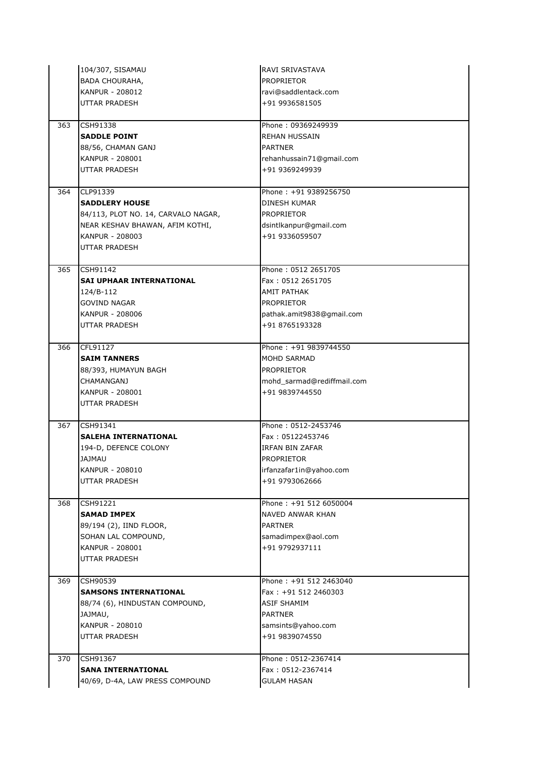| | | |
|---|---|---|
| | 104/307, SISAMAU<br>BADA CHOURAHA,<br>KANPUR - 208012<br>UTTAR PRADESH | RAVI SRIVASTAVA<br>PROPRIETOR<br>ravi@saddlentack.com<br>+91 9936581505 |
| 363 | CSH91338<br>**SADDLE POINT**<br>88/56, CHAMAN GANJ<br>KANPUR - 208001<br>UTTAR PRADESH | Phone : 09369249939<br>REHAN HUSSAIN<br>PARTNER<br>rehanhussain71@gmail.com<br>+91 9369249939 |
| 364 | CLP91339<br>**SADDLERY HOUSE**<br>84/113, PLOT NO. 14, CARVALO NAGAR,<br>NEAR KESHAV BHAWAN, AFIM KOTHI,<br>KANPUR - 208003<br>UTTAR PRADESH | Phone : +91 9389256750<br>DINESH KUMAR<br>PROPRIETOR<br>dsintlkanpur@gmail.com<br>+91 9336059507 |
| 365 | CSH91142<br>**SAI UPHAAR INTERNATIONAL**<br>124/B-112<br>GOVIND NAGAR<br>KANPUR - 208006<br>UTTAR PRADESH | Phone : 0512 2651705<br>Fax : 0512 2651705<br>AMIT PATHAK<br>PROPRIETOR<br>pathak.amit9838@gmail.com<br>+91 8765193328 |
| 366 | CFL91127<br>**SAIM TANNERS**<br>88/393, HUMAYUN BAGH<br>CHAMANGANJ<br>KANPUR - 208001<br>UTTAR PRADESH | Phone : +91 9839744550<br>MOHD SARMAD<br>PROPRIETOR<br>mohd_sarmad@rediffmail.com<br>+91 9839744550 |
| 367 | CSH91341<br>**SALEHA INTERNATIONAL**<br>194-D, DEFENCE COLONY<br>JAJMAU<br>KANPUR - 208010<br>UTTAR PRADESH | Phone : 0512-2453746<br>Fax : 05122453746<br>IRFAN BIN ZAFAR<br>PROPRIETOR<br>irfanzafar1in@yahoo.com<br>+91 9793062666 |
| 368 | CSH91221<br>**SAMAD IMPEX**<br>89/194 (2), IIND FLOOR,<br>SOHAN LAL COMPOUND,<br>KANPUR - 208001<br>UTTAR PRADESH | Phone : +91 512 6050004<br>NAVED ANWAR KHAN<br>PARTNER<br>samadimpex@aol.com<br>+91 9792937111 |
| 369 | CSH90539<br>**SAMSONS INTERNATIONAL**<br>88/74 (6), HINDUSTAN COMPOUND,<br>JAJMAU,<br>KANPUR - 208010<br>UTTAR PRADESH | Phone : +91 512 2463040<br>Fax : +91 512 2460303<br>ASIF SHAMIM<br>PARTNER<br>samsints@yahoo.com<br>+91 9839074550 |
| 370 | CSH91367<br>**SANA INTERNATIONAL**<br>40/69, D-4A, LAW PRESS COMPOUND | Phone : 0512-2367414<br>Fax : 0512-2367414<br>GULAM HASAN |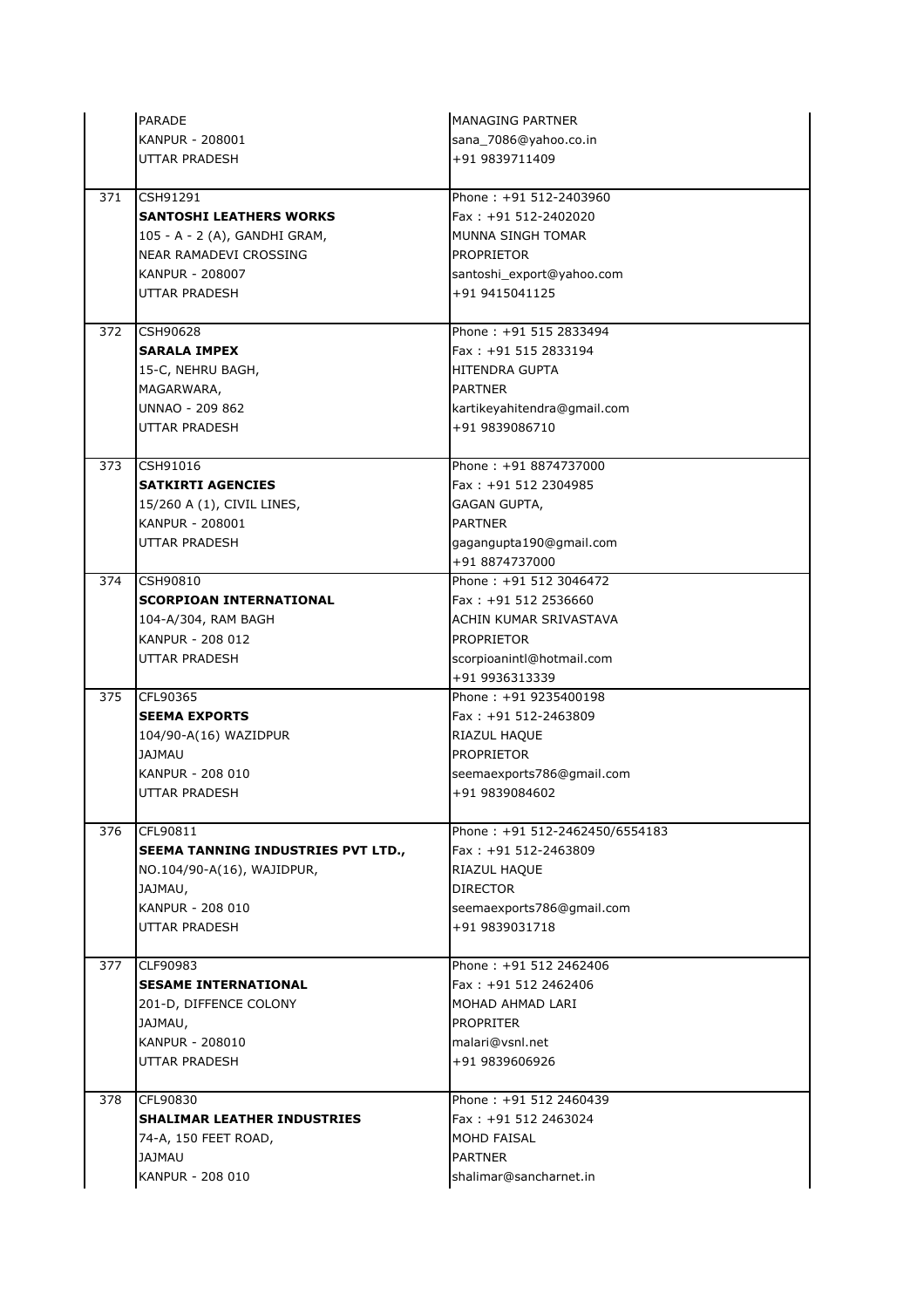| | | |
|---|---|---|
| | PARADE<br>KANPUR - 208001<br>UTTAR PRADESH | MANAGING PARTNER<br>sana_7086@yahoo.co.in<br>+91 9839711409 |
| 371 | CSH91291<br>**SANTOSHI LEATHERS WORKS**<br>105 - A - 2 (A), GANDHI GRAM,<br>NEAR RAMADEVI CROSSING<br>KANPUR - 208007<br>UTTAR PRADESH | Phone : +91 512-2403960<br>Fax : +91 512-2402020<br>MUNNA SINGH TOMAR<br>PROPRIETOR<br>santoshi_export@yahoo.com<br>+91 9415041125 |
| 372 | CSH90628<br>**SARALA IMPEX**<br>15-C, NEHRU BAGH,<br>MAGARWARA,<br>UNNAO - 209 862<br>UTTAR PRADESH | Phone : +91 515 2833494<br>Fax : +91 515 2833194<br>HITENDRA GUPTA<br>PARTNER<br>kartikeyahitendra@gmail.com<br>+91 9839086710 |
| 373 | CSH91016<br>**SATKIRTI AGENCIES**<br>15/260 A (1), CIVIL LINES,<br>KANPUR - 208001<br>UTTAR PRADESH | Phone : +91 8874737000<br>Fax : +91 512 2304985<br>GAGAN GUPTA,<br>PARTNER<br>gagangupta190@gmail.com<br>+91 8874737000 |
| 374 | CSH90810<br>**SCORPIOAN INTERNATIONAL**<br>104-A/304, RAM BAGH<br>KANPUR - 208 012<br>UTTAR PRADESH | Phone : +91 512 3046472<br>Fax : +91 512 2536660<br>ACHIN KUMAR SRIVASTAVA<br>PROPRIETOR<br>scorpioanintl@hotmail.com<br>+91 9936313339 |
| 375 | CFL90365<br>**SEEMA EXPORTS**<br>104/90-A(16) WAZIDPUR<br>JAJMAU<br>KANPUR - 208 010<br>UTTAR PRADESH | Phone : +91 9235400198<br>Fax : +91 512-2463809<br>RIAZUL HAQUE<br>PROPRIETOR<br>seemaexports786@gmail.com<br>+91 9839084602 |
| 376 | CFL90811<br>**SEEMA TANNING INDUSTRIES PVT LTD.,**<br>NO.104/90-A(16), WAJIDPUR,<br>JAJMAU,<br>KANPUR - 208 010<br>UTTAR PRADESH | Phone : +91 512-2462450/6554183<br>Fax : +91 512-2463809<br>RIAZUL HAQUE<br>DIRECTOR<br>seemaexports786@gmail.com<br>+91 9839031718 |
| 377 | CLF90983<br>**SESAME INTERNATIONAL**<br>201-D, DIFFENCE COLONY<br>JAJMAU,<br>KANPUR - 208010<br>UTTAR PRADESH | Phone : +91 512 2462406<br>Fax : +91 512 2462406<br>MOHAD AHMAD LARI<br>PROPRITER<br>malari@vsnl.net<br>+91 9839606926 |
| 378 | CFL90830<br>**SHALIMAR LEATHER INDUSTRIES**<br>74-A, 150 FEET ROAD,<br>JAJMAU<br>KANPUR - 208 010 | Phone : +91 512 2460439<br>Fax : +91 512 2463024<br>MOHD FAISAL<br>PARTNER<br>shalimar@sancharnet.in |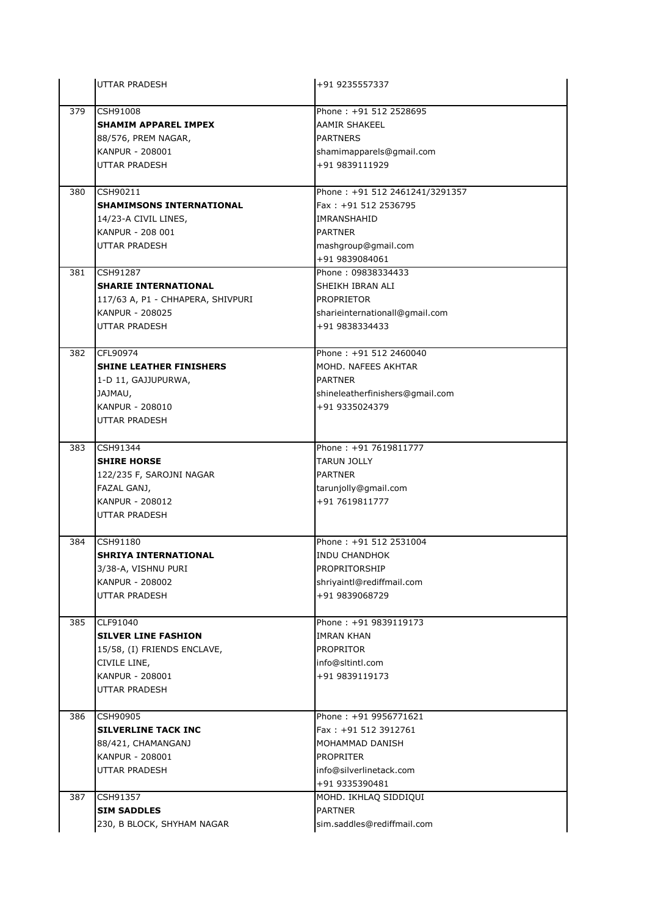| | | |
|---|---|---|
| | UTTAR PRADESH | +91 9235557337 |
| 379 | CSH91008<br>**SHAMIM APPAREL IMPEX**<br>88/576, PREM NAGAR,<br>KANPUR - 208001<br>UTTAR PRADESH | Phone : +91 512 2528695<br>AAMIR SHAKEEL<br>PARTNERS<br>shamimapparels@gmail.com<br>+91 9839111929 |
| 380 | CSH90211<br>**SHAMIMSONS INTERNATIONAL**<br>14/23-A CIVIL LINES,<br>KANPUR - 208 001<br>UTTAR PRADESH | Phone : +91 512 2461241/3291357<br>Fax : +91 512 2536795<br>IMRANSHAHID<br>PARTNER<br>mashgroup@gmail.com<br>+91 9839084061 |
| 381 | CSH91287<br>**SHARIE INTERNATIONAL**<br>117/63 A, P1 - CHHAPERA, SHIVPURI<br>KANPUR - 208025<br>UTTAR PRADESH | Phone : 09838334433<br>SHEIKH IBRAN ALI<br>PROPRIETOR<br>sharieinternationall@gmail.com<br>+91 9838334433 |
| 382 | CFL90974<br>**SHINE LEATHER FINISHERS**<br>1-D 11, GAJJUPURWA,<br>JAJMAU,<br>KANPUR - 208010<br>UTTAR PRADESH | Phone : +91 512 2460040<br>MOHD. NAFEES AKHTAR<br>PARTNER<br>shineleatherfinishers@gmail.com<br>+91 9335024379 |
| 383 | CSH91344<br>**SHIRE HORSE**<br>122/235 F, SAROJNI NAGAR<br>FAZAL GANJ,<br>KANPUR - 208012<br>UTTAR PRADESH | Phone : +91 7619811777<br>TARUN JOLLY<br>PARTNER<br>tarunjolly@gmail.com<br>+91 7619811777 |
| 384 | CSH91180<br>**SHRIYA INTERNATIONAL**<br>3/38-A, VISHNU PURI<br>KANPUR - 208002<br>UTTAR PRADESH | Phone : +91 512 2531004<br>INDU CHANDHOK<br>PROPRITORSHIP<br>shriyaintl@rediffmail.com<br>+91 9839068729 |
| 385 | CLF91040<br>**SILVER LINE FASHION**<br>15/58, (I) FRIENDS ENCLAVE,<br>CIVILE LINE,<br>KANPUR - 208001<br>UTTAR PRADESH | Phone : +91 9839119173<br>IMRAN KHAN<br>PROPRITOR<br>info@sltintl.com<br>+91 9839119173 |
| 386 | CSH90905<br>**SILVERLINE TACK INC**<br>88/421, CHAMANGANJ<br>KANPUR - 208001<br>UTTAR PRADESH | Phone : +91 9956771621<br>Fax : +91 512 3912761<br>MOHAMMAD DANISH<br>PROPRITER<br>info@silverlinetack.com<br>+91 9335390481 |
| 387 | CSH91357<br>**SIM SADDLES**<br>230, B BLOCK, SHYHAM NAGAR | MOHD. IKHLAQ SIDDIQUI<br>PARTNER<br>sim.saddles@rediffmail.com |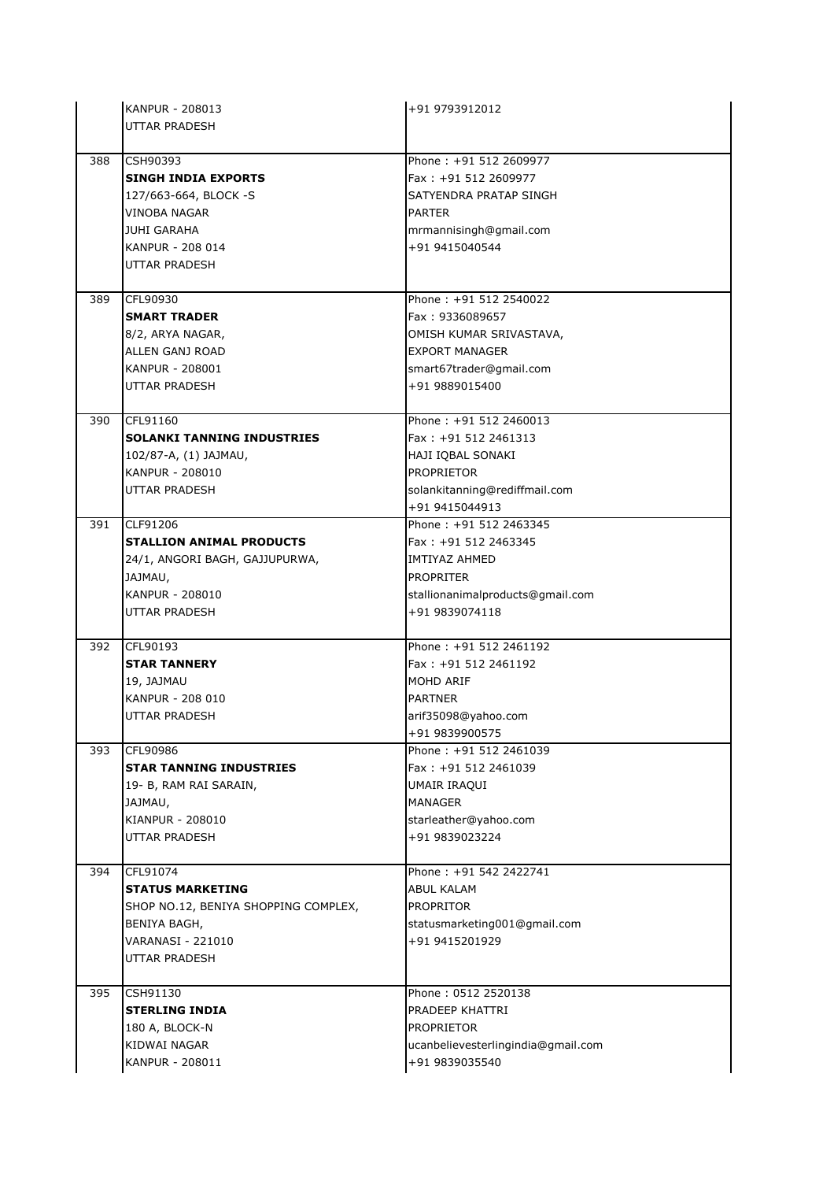| | | |
|---|---|---|
| | KANPUR - 208013<br>UTTAR PRADESH | +91 9793912012 |
| 388 | CSH90393<br>**SINGH INDIA EXPORTS**<br>127/663-664, BLOCK -S<br>VINOBA NAGAR<br>JUHI GARAHA<br>KANPUR - 208 014<br>UTTAR PRADESH | Phone : +91 512 2609977<br>Fax : +91 512 2609977<br>SATYENDRA PRATAP SINGH<br>PARTER<br>mrmannisingh@gmail.com<br>+91 9415040544 |
| 389 | CFL90930<br>**SMART TRADER**<br>8/2, ARYA NAGAR,<br>ALLEN GANJ ROAD<br>KANPUR - 208001<br>UTTAR PRADESH | Phone : +91 512 2540022<br>Fax : 9336089657<br>OMISH KUMAR SRIVASTAVA,<br>EXPORT MANAGER<br>smart67trader@gmail.com<br>+91 9889015400 |
| 390 | CFL91160<br>**SOLANKI TANNING INDUSTRIES**<br>102/87-A, (1) JAJMAU,<br>KANPUR - 208010<br>UTTAR PRADESH | Phone : +91 512 2460013<br>Fax : +91 512 2461313<br>HAJI IQBAL SONAKI<br>PROPRIETOR<br>solankitanning@rediffmail.com<br>+91 9415044913 |
| 391 | CLF91206<br>**STALLION ANIMAL PRODUCTS**<br>24/1, ANGORI BAGH, GAJJUPURWA,<br>JAJMAU,<br>KANPUR - 208010<br>UTTAR PRADESH | Phone : +91 512 2463345<br>Fax : +91 512 2463345<br>IMTIYAZ AHMED<br>PROPRITER<br>stallionanimalproducts@gmail.com<br>+91 9839074118 |
| 392 | CFL90193<br>**STAR TANNERY**<br>19, JAJMAU<br>KANPUR - 208 010<br>UTTAR PRADESH | Phone : +91 512 2461192<br>Fax : +91 512 2461192<br>MOHD ARIF<br>PARTNER<br>arif35098@yahoo.com<br>+91 9839900575 |
| 393 | CFL90986<br>**STAR TANNING INDUSTRIES**<br>19- B, RAM RAI SARAIN,<br>JAJMAU,<br>KIANPUR - 208010<br>UTTAR PRADESH | Phone : +91 512 2461039<br>Fax : +91 512 2461039<br>UMAIR IRAQUI<br>MANAGER<br>starleather@yahoo.com<br>+91 9839023224 |
| 394 | CFL91074<br>**STATUS MARKETING**<br>SHOP NO.12, BENIYA SHOPPING COMPLEX,<br>BENIYA BAGH,<br>VARANASI - 221010<br>UTTAR PRADESH | Phone : +91 542 2422741<br>ABUL KALAM<br>PROPRITOR<br>statusmarketing001@gmail.com<br>+91 9415201929 |
| 395 | CSH91130<br>**STERLING INDIA**<br>180 A, BLOCK-N<br>KIDWAI NAGAR<br>KANPUR - 208011 | Phone : 0512 2520138<br>PRADEEP KHATTRI<br>PROPRIETOR<br>ucanbelievesterlingindia@gmail.com<br>+91 9839035540 |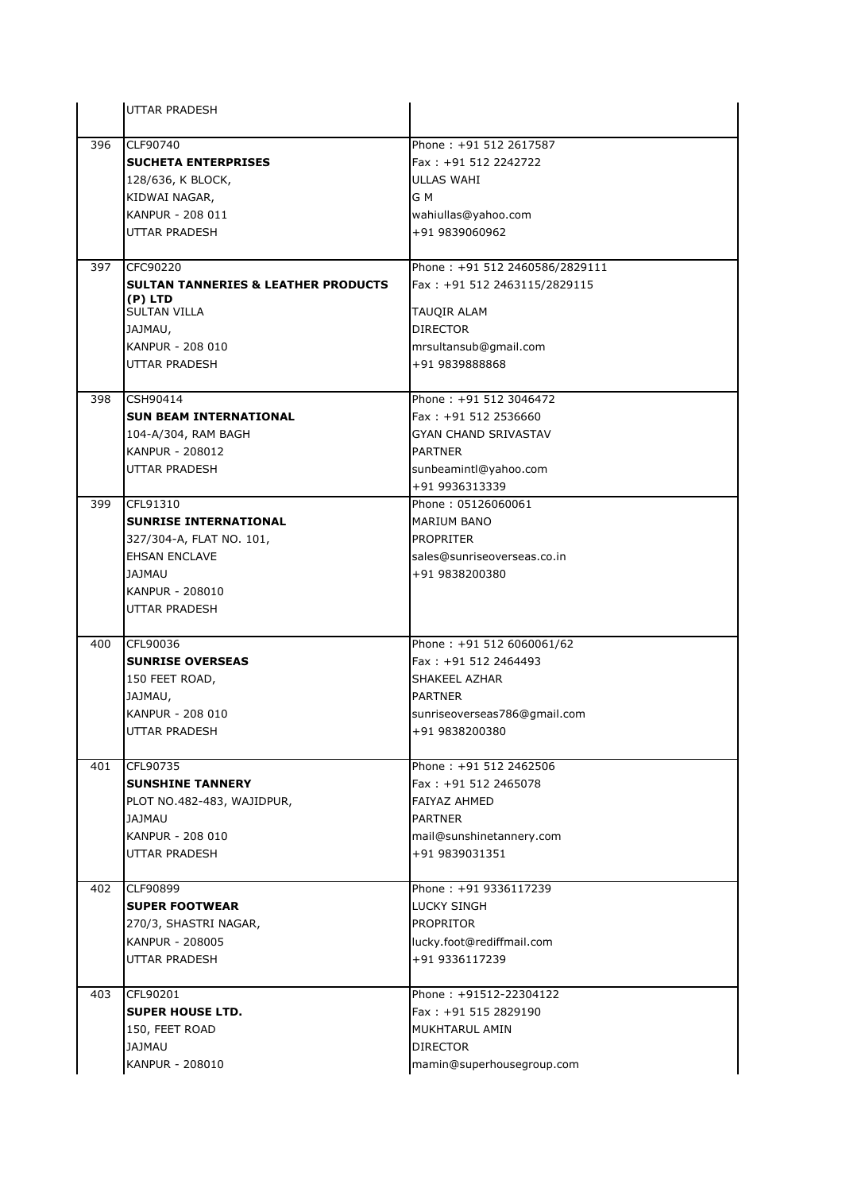| | | |
|---|---|---|
| | UTTAR PRADESH | |
| 396 | CLF90740<br>**SUCHETA ENTERPRISES**<br>128/636, K BLOCK,<br>KIDWAI NAGAR,<br>KANPUR - 208 011<br>UTTAR PRADESH | Phone : +91 512 2617587<br>Fax : +91 512 2242722<br>ULLAS WAHI<br>G M<br>wahiullas@yahoo.com<br>+91 9839060962 |
| 397 | CFC90220<br>**SULTAN TANNERIES & LEATHER PRODUCTS (P) LTD**<br>SULTAN VILLA<br>JAJMAU,<br>KANPUR - 208 010<br>UTTAR PRADESH | Phone : +91 512 2460586/2829111<br>Fax : +91 512 2463115/2829115<br>TAUQIR ALAM<br>DIRECTOR<br>mrsultansub@gmail.com<br>+91 9839888868 |
| 398 | CSH90414<br>**SUN BEAM INTERNATIONAL**<br>104-A/304, RAM BAGH<br>KANPUR - 208012<br>UTTAR PRADESH | Phone : +91 512 3046472<br>Fax : +91 512 2536660<br>GYAN CHAND SRIVASTAV<br>PARTNER<br>sunbeamintl@yahoo.com<br>+91 9936313339 |
| 399 | CFL91310<br>**SUNRISE INTERNATIONAL**<br>327/304-A, FLAT NO. 101,<br>EHSAN ENCLAVE<br>JAJMAU<br>KANPUR - 208010<br>UTTAR PRADESH | Phone : 05126060061<br>MARIUM BANO<br>PROPRITER<br>sales@sunriseoverseas.co.in<br>+91 9838200380 |
| 400 | CFL90036<br>**SUNRISE OVERSEAS**<br>150 FEET ROAD,<br>JAJMAU,<br>KANPUR - 208 010<br>UTTAR PRADESH | Phone : +91 512 6060061/62<br>Fax : +91 512 2464493<br>SHAKEEL AZHAR<br>PARTNER<br>sunriseoverseas786@gmail.com<br>+91 9838200380 |
| 401 | CFL90735<br>**SUNSHINE TANNERY**<br>PLOT NO.482-483, WAJIDPUR,<br>JAJMAU<br>KANPUR - 208 010<br>UTTAR PRADESH | Phone : +91 512 2462506<br>Fax : +91 512 2465078<br>FAIYAZ AHMED<br>PARTNER<br>mail@sunshinetannery.com<br>+91 9839031351 |
| 402 | CLF90899<br>**SUPER FOOTWEAR**<br>270/3, SHASTRI NAGAR,<br>KANPUR - 208005<br>UTTAR PRADESH | Phone : +91 9336117239<br>LUCKY SINGH<br>PROPRITOR<br>lucky.foot@rediffmail.com<br>+91 9336117239 |
| 403 | CFL90201<br>**SUPER HOUSE LTD.**<br>150, FEET ROAD<br>JAJMAU<br>KANPUR - 208010 | Phone : +91512-22304122<br>Fax : +91 515 2829190<br>MUKHTARUL AMIN<br>DIRECTOR<br>mamin@superhousegroup.com |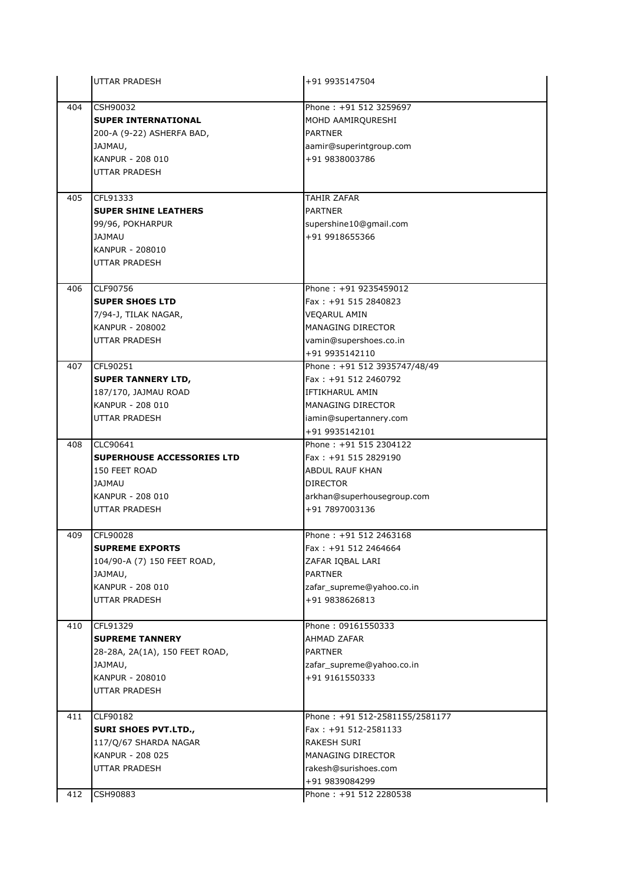| | | |
|---|---|---|
| | UTTAR PRADESH | +91 9935147504 |
| 404 | CSH90032<br>**SUPER INTERNATIONAL**<br>200-A (9-22) ASHERFA BAD,<br>JAJMAU,<br>KANPUR - 208 010<br>UTTAR PRADESH | Phone : +91 512 3259697<br>MOHD AAMIRQURESHI<br>PARTNER<br>aamir@superintgroup.com<br>+91 9838003786 |
| 405 | CFL91333<br>**SUPER SHINE LEATHERS**<br>99/96, POKHARPUR<br>JAJMAU<br>KANPUR - 208010<br>UTTAR PRADESH | TAHIR ZAFAR<br>PARTNER<br>supershine10@gmail.com<br>+91 9918655366 |
| 406 | CLF90756<br>**SUPER SHOES LTD**<br>7/94-J, TILAK NAGAR,<br>KANPUR - 208002<br>UTTAR PRADESH | Phone : +91 9235459012<br>Fax : +91 515 2840823<br>VEQARUL AMIN<br>MANAGING DIRECTOR<br>vamin@supershoes.co.in<br>+91 9935142110 |
| 407 | CFL90251<br>**SUPER TANNERY LTD,**<br>187/170, JAJMAU ROAD<br>KANPUR - 208 010<br>UTTAR PRADESH | Phone : +91 512 3935747/48/49<br>Fax : +91 512 2460792<br>IFTIKHARUL AMIN<br>MANAGING DIRECTOR<br>iamin@supertannery.com<br>+91 9935142101 |
| 408 | CLC90641<br>**SUPERHOUSE ACCESSORIES LTD**<br>150 FEET ROAD<br>JAJMAU<br>KANPUR - 208 010<br>UTTAR PRADESH | Phone : +91 515 2304122<br>Fax : +91 515 2829190<br>ABDUL RAUF KHAN<br>DIRECTOR<br>arkhan@superhousegroup.com<br>+91 7897003136 |
| 409 | CFL90028<br>**SUPREME EXPORTS**<br>104/90-A (7) 150 FEET ROAD,<br>JAJMAU,<br>KANPUR - 208 010<br>UTTAR PRADESH | Phone : +91 512 2463168<br>Fax : +91 512 2464664<br>ZAFAR IQBAL LARI<br>PARTNER<br>zafar_supreme@yahoo.co.in<br>+91 9838626813 |
| 410 | CFL91329<br>**SUPREME TANNERY**<br>28-28A, 2A(1A), 150 FEET ROAD,<br>JAJMAU,<br>KANPUR - 208010<br>UTTAR PRADESH | Phone : 09161550333<br>AHMAD ZAFAR<br>PARTNER<br>zafar_supreme@yahoo.co.in<br>+91 9161550333 |
| 411 | CLF90182<br>**SURI SHOES PVT.LTD.,**<br>117/Q/67 SHARDA NAGAR<br>KANPUR - 208 025<br>UTTAR PRADESH | Phone : +91 512-2581155/2581177<br>Fax : +91 512-2581133<br>RAKESH SURI<br>MANAGING DIRECTOR<br>rakesh@surishoes.com<br>+91 9839084299 |
| 412 | CSH90883 | Phone : +91 512 2280538 |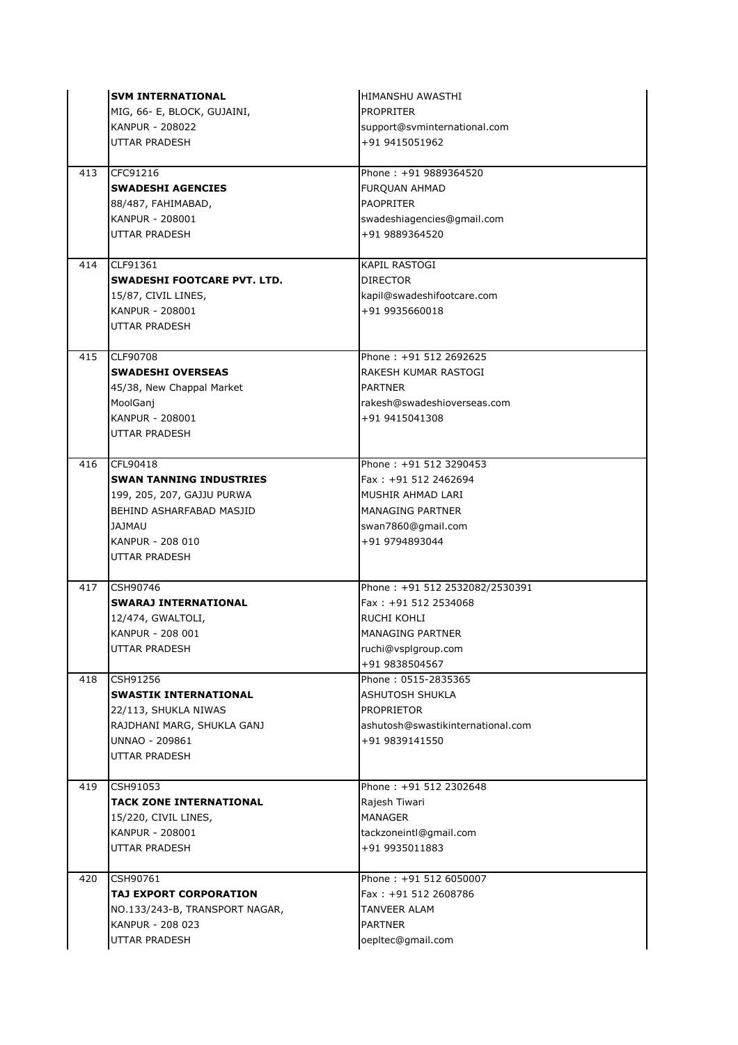| | | |
|---|---|---|
| | **SVM INTERNATIONAL**<br>MIG, 66- E, BLOCK, GUJAINI,<br>KANPUR - 208022<br>UTTAR PRADESH | HIMANSHU AWASTHI<br>PROPRITER<br>support@svminternational.com<br>+91 9415051962 |
| 413 | CFC91216<br>**SWADESHI AGENCIES**<br>88/487, FAHIMABAD,<br>KANPUR - 208001<br>UTTAR PRADESH | Phone : +91 9889364520<br>FURQUAN AHMAD<br>PAOPRITER<br>swadeshiagencies@gmail.com<br>+91 9889364520 |
| 414 | CLF91361<br>**SWADESHI FOOTCARE PVT. LTD.**<br>15/87, CIVIL LINES,<br>KANPUR - 208001<br>UTTAR PRADESH | KAPIL RASTOGI<br>DIRECTOR<br>kapil@swadeshifootcare.com<br>+91 9935660018 |
| 415 | CLF90708<br>**SWADESHI OVERSEAS**<br>45/38, New Chappal Market<br>MoolGanj<br>KANPUR - 208001<br>UTTAR PRADESH | Phone : +91 512 2692625<br>RAKESH KUMAR RASTOGI<br>PARTNER<br>rakesh@swadeshioverseas.com<br>+91 9415041308 |
| 416 | CFL90418<br>**SWAN TANNING INDUSTRIES**<br>199, 205, 207, GAJJU PURWA<br>BEHIND ASHARFABAD MASJID<br>JAJMAU<br>KANPUR - 208 010<br>UTTAR PRADESH | Phone : +91 512 3290453<br>Fax : +91 512 2462694<br>MUSHIR AHMAD LARI<br>MANAGING PARTNER<br>swan7860@gmail.com<br>+91 9794893044 |
| 417 | CSH90746<br>**SWARAJ INTERNATIONAL**<br>12/474, GWALTOLI,<br>KANPUR - 208 001<br>UTTAR PRADESH | Phone : +91 512 2532082/2530391<br>Fax : +91 512 2534068<br>RUCHI KOHLI<br>MANAGING PARTNER<br>ruchi@vsplgroup.com<br>+91 9838504567 |
| 418 | CSH91256<br>**SWASTIK INTERNATIONAL**<br>22/113, SHUKLA NIWAS<br>RAJDHANI MARG, SHUKLA GANJ<br>UNNAO - 209861<br>UTTAR PRADESH | Phone : 0515-2835365<br>ASHUTOSH SHUKLA<br>PROPRIETOR<br>ashutosh@swastikinternational.com<br>+91 9839141550 |
| 419 | CSH91053<br>**TACK ZONE INTERNATIONAL**<br>15/220, CIVIL LINES,<br>KANPUR - 208001<br>UTTAR PRADESH | Phone : +91 512 2302648<br>Rajesh Tiwari<br>MANAGER<br>tackzoneintl@gmail.com<br>+91 9935011883 |
| 420 | CSH90761<br>**TAJ EXPORT CORPORATION**<br>NO.133/243-B, TRANSPORT NAGAR,<br>KANPUR - 208 023<br>UTTAR PRADESH | Phone : +91 512 6050007<br>Fax : +91 512 2608786<br>TANVEER ALAM<br>PARTNER<br>oepltec@gmail.com |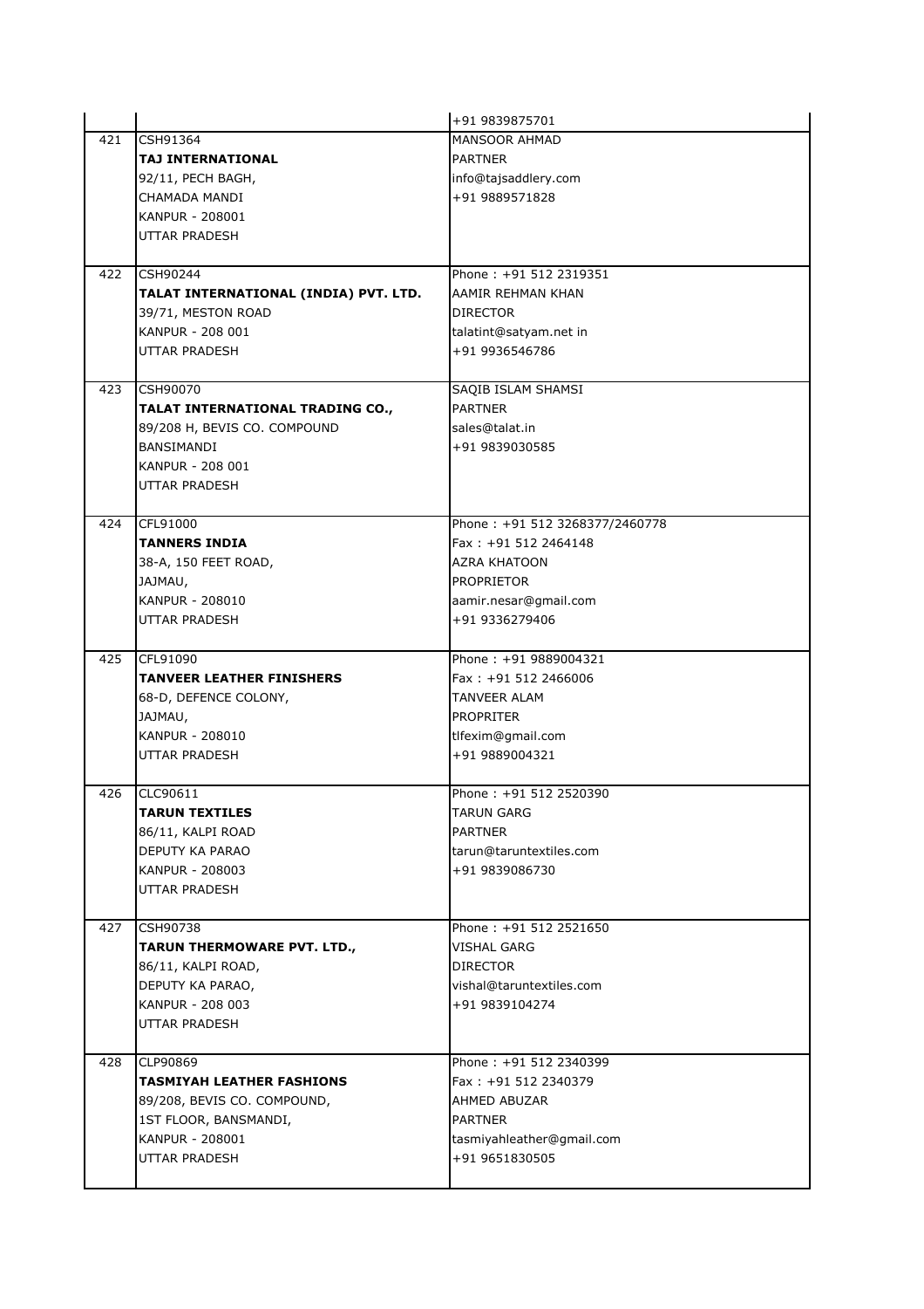| | | |
|---|---|---|
| | | +91 9839875701 |
| 421 | CSH91364<br>**TAJ INTERNATIONAL**<br>92/11, PECH BAGH,<br>CHAMADA MANDI<br>KANPUR - 208001<br>UTTAR PRADESH | MANSOOR AHMAD<br>PARTNER<br>info@tajsaddlery.com<br>+91 9889571828 |
| 422 | CSH90244<br>**TALAT INTERNATIONAL (INDIA) PVT. LTD.**<br>39/71, MESTON ROAD<br>KANPUR - 208 001<br>UTTAR PRADESH | Phone : +91 512 2319351<br>AAMIR REHMAN KHAN<br>DIRECTOR<br>talatint@satyam.net in<br>+91 9936546786 |
| 423 | CSH90070<br>**TALAT INTERNATIONAL TRADING CO.,**<br>89/208 H, BEVIS CO. COMPOUND<br>BANSIMANDI<br>KANPUR - 208 001<br>UTTAR PRADESH | SAQIB ISLAM SHAMSI<br>PARTNER<br>sales@talat.in<br>+91 9839030585 |
| 424 | CFL91000<br>**TANNERS INDIA**<br>38-A, 150 FEET ROAD,<br>JAJMAU,<br>KANPUR - 208010<br>UTTAR PRADESH | Phone : +91 512 3268377/2460778<br>Fax : +91 512 2464148<br>AZRA KHATOON<br>PROPRIETOR<br>aamir.nesar@gmail.com<br>+91 9336279406 |
| 425 | CFL91090<br>**TANVEER LEATHER FINISHERS**<br>68-D, DEFENCE COLONY,<br>JAJMAU,<br>KANPUR - 208010<br>UTTAR PRADESH | Phone : +91 9889004321<br>Fax : +91 512 2466006<br>TANVEER ALAM<br>PROPRITER<br>tlfexim@gmail.com<br>+91 9889004321 |
| 426 | CLC90611<br>**TARUN TEXTILES**<br>86/11, KALPI ROAD<br>DEPUTY KA PARAO<br>KANPUR - 208003<br>UTTAR PRADESH | Phone : +91 512 2520390<br>TARUN GARG<br>PARTNER<br>tarun@taruntextiles.com<br>+91 9839086730 |
| 427 | CSH90738<br>**TARUN THERMOWARE PVT. LTD.,**<br>86/11, KALPI ROAD,<br>DEPUTY KA PARAO,<br>KANPUR - 208 003<br>UTTAR PRADESH | Phone : +91 512 2521650<br>VISHAL GARG<br>DIRECTOR<br>vishal@taruntextiles.com<br>+91 9839104274 |
| 428 | CLP90869<br>**TASMIYAH LEATHER FASHIONS**<br>89/208, BEVIS CO. COMPOUND,<br>1ST FLOOR, BANSMANDI,<br>KANPUR - 208001<br>UTTAR PRADESH | Phone : +91 512 2340399<br>Fax : +91 512 2340379<br>AHMED ABUZAR<br>PARTNER<br>tasmiyahleather@gmail.com<br>+91 9651830505 |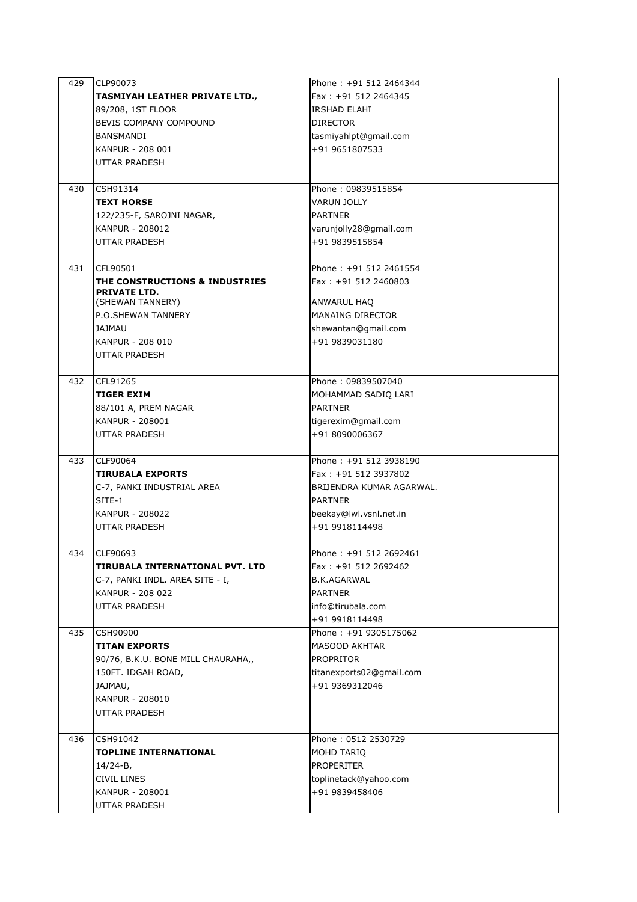| | | |
|---|---|---|
| 429 | CLP90073<br>**TASMIYAH LEATHER PRIVATE LTD.,**<br>89/208, 1ST FLOOR<br>BEVIS COMPANY COMPOUND<br>BANSMANDI<br>KANPUR - 208 001<br>UTTAR PRADESH | Phone : +91 512 2464344<br>Fax : +91 512 2464345<br>IRSHAD ELAHI<br>DIRECTOR<br>tasmiyahlpt@gmail.com<br>+91 9651807533 |
| 430 | CSH91314<br>**TEXT HORSE**<br>122/235-F, SAROJNI NAGAR,<br>KANPUR - 208012<br>UTTAR PRADESH | Phone : 09839515854<br>VARUN JOLLY<br>PARTNER<br>varunjolly28@gmail.com<br>+91 9839515854 |
| 431 | CFL90501<br>**THE CONSTRUCTIONS & INDUSTRIES PRIVATE LTD.**<br>(SHEWAN TANNERY)<br>P.O.SHEWAN TANNERY<br>JAJMAU<br>KANPUR - 208 010<br>UTTAR PRADESH | Phone : +91 512 2461554<br>Fax : +91 512 2460803<br><br>ANWARUL HAQ<br>MANAING DIRECTOR<br>shewantan@gmail.com<br>+91 9839031180 |
| 432 | CFL91265<br>**TIGER EXIM**<br>88/101 A, PREM NAGAR<br>KANPUR - 208001<br>UTTAR PRADESH | Phone : 09839507040<br>MOHAMMAD SADIQ LARI<br>PARTNER<br>tigerexim@gmail.com<br>+91 8090006367 |
| 433 | CLF90064<br>**TIRUBALA EXPORTS**<br>C-7, PANKI INDUSTRIAL AREA<br>SITE-1<br>KANPUR - 208022<br>UTTAR PRADESH | Phone : +91 512 3938190<br>Fax : +91 512 3937802<br>BRIJENDRA KUMAR AGARWAL.<br>PARTNER<br>beekay@lwl.vsnl.net.in<br>+91 9918114498 |
| 434 | CLF90693<br>**TIRUBALA INTERNATIONAL PVT. LTD**<br>C-7, PANKI INDL. AREA SITE - I,<br>KANPUR - 208 022<br>UTTAR PRADESH | Phone : +91 512 2692461<br>Fax : +91 512 2692462<br>B.K.AGARWAL<br>PARTNER<br>info@tirubala.com<br>+91 9918114498 |
| 435 | CSH90900<br>**TITAN EXPORTS**<br>90/76, B.K.U. BONE MILL CHAURAHA,,<br>150FT. IDGAH ROAD,<br>JAJMAU,<br>KANPUR - 208010<br>UTTAR PRADESH | Phone : +91 9305175062<br>MASOOD AKHTAR<br>PROPRITOR<br>titanexports02@gmail.com<br>+91 9369312046 |
| 436 | CSH91042<br>**TOPLINE INTERNATIONAL**<br>14/24-B,<br>CIVIL LINES<br>KANPUR - 208001<br>UTTAR PRADESH | Phone : 0512 2530729<br>MOHD TARIQ<br>PROPERITER<br>toplinetack@yahoo.com<br>+91 9839458406 |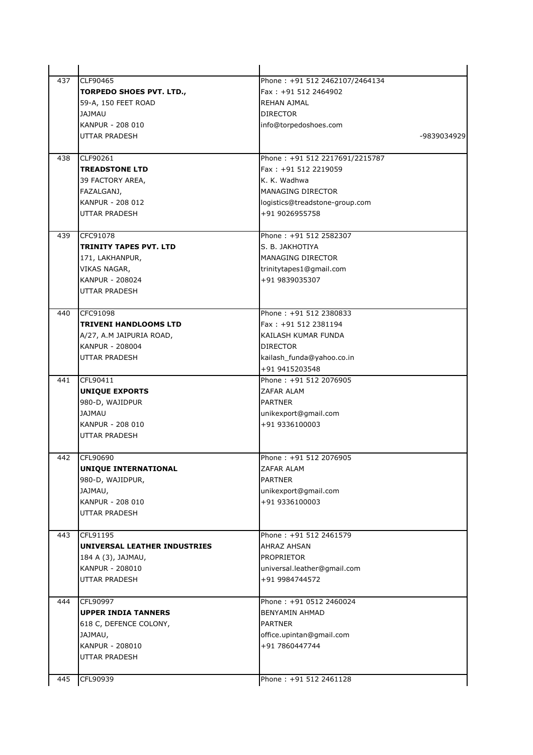| | | |
|---|---|---|
| 437 | CLF90465<br>**TORPEDO SHOES PVT. LTD.,**<br>59-A, 150 FEET ROAD<br>JAJMAU<br>KANPUR - 208 010<br>UTTAR PRADESH | Phone : +91 512 2462107/2464134<br>Fax : +91 512 2464902<br>REHAN AJMAL<br>DIRECTOR<br>info@torpedoshoes.com<br>-9839034929 |
| 438 | CLF90261<br>**TREADSTONE LTD**<br>39 FACTORY AREA,<br>FAZALGANJ,<br>KANPUR - 208 012<br>UTTAR PRADESH | Phone : +91 512 2217691/2215787<br>Fax : +91 512 2219059<br>K. K. Wadhwa<br>MANAGING DIRECTOR<br>logistics@treadstone-group.com<br>+91 9026955758 |
| 439 | CFC91078<br>**TRINITY TAPES PVT. LTD**<br>171, LAKHANPUR,<br>VIKAS NAGAR,<br>KANPUR - 208024<br>UTTAR PRADESH | Phone : +91 512 2582307<br>S. B. JAKHOTIYA<br>MANAGING DIRECTOR<br>trinitytapes1@gmail.com<br>+91 9839035307 |
| 440 | CFC91098<br>**TRIVENI HANDLOOMS LTD**<br>A/27, A.M JAIPURIA ROAD,<br>KANPUR - 208004<br>UTTAR PRADESH | Phone : +91 512 2380833<br>Fax : +91 512 2381194<br>KAILASH KUMAR FUNDA<br>DIRECTOR<br>kailash_funda@yahoo.co.in<br>+91 9415203548 |
| 441 | CFL90411<br>**UNIQUE EXPORTS**<br>980-D, WAJIDPUR<br>JAJMAU<br>KANPUR - 208 010<br>UTTAR PRADESH | Phone : +91 512 2076905<br>ZAFAR ALAM<br>PARTNER<br>unikexport@gmail.com<br>+91 9336100003 |
| 442 | CFL90690<br>**UNIQUE INTERNATIONAL**<br>980-D, WAJIDPUR,<br>JAJMAU,<br>KANPUR - 208 010<br>UTTAR PRADESH | Phone : +91 512 2076905<br>ZAFAR ALAM<br>PARTNER<br>unikexport@gmail.com<br>+91 9336100003 |
| 443 | CFL91195<br>**UNIVERSAL LEATHER INDUSTRIES**<br>184 A (3), JAJMAU,<br>KANPUR - 208010<br>UTTAR PRADESH | Phone : +91 512 2461579<br>AHRAZ AHSAN<br>PROPRIETOR<br>universal.leather@gmail.com<br>+91 9984744572 |
| 444 | CFL90997<br>**UPPER INDIA TANNERS**<br>618 C, DEFENCE COLONY,<br>JAJMAU,<br>KANPUR - 208010<br>UTTAR PRADESH | Phone : +91 0512 2460024<br>BENYAMIN AHMAD<br>PARTNER<br>office.upintan@gmail.com<br>+91 7860447744 |
| 445 | CFL90939 | Phone : +91 512 2461128 |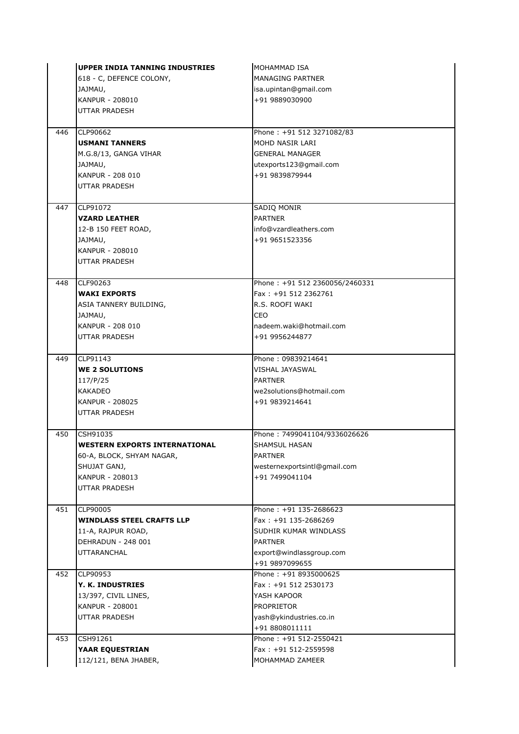| | | |
|---|---|---|
| | **UPPER INDIA TANNING INDUSTRIES**<br>618 - C, DEFENCE COLONY,<br>JAJMAU,<br>KANPUR - 208010<br>UTTAR PRADESH | MOHAMMAD ISA<br>MANAGING PARTNER<br>isa.upintan@gmail.com<br>+91 9889030900 |
| 446 | CLP90662<br>**USMANI TANNERS**<br>M.G.8/13, GANGA VIHAR<br>JAJMAU,<br>KANPUR - 208 010<br>UTTAR PRADESH | Phone : +91 512 3271082/83<br>MOHD NASIR LARI<br>GENERAL MANAGER<br>utexports123@gmail.com<br>+91 9839879944 |
| 447 | CLP91072<br>**VZARD LEATHER**<br>12-B 150 FEET ROAD,<br>JAJMAU,<br>KANPUR - 208010<br>UTTAR PRADESH | SADIQ MONIR<br>PARTNER<br>info@vzardleathers.com<br>+91 9651523356 |
| 448 | CLF90263<br>**WAKI EXPORTS**<br>ASIA TANNERY BUILDING,<br>JAJMAU,<br>KANPUR - 208 010<br>UTTAR PRADESH | Phone : +91 512 2360056/2460331<br>Fax : +91 512 2362761<br>R.S. ROOFI WAKI<br>CEO<br>nadeem.waki@hotmail.com<br>+91 9956244877 |
| 449 | CLP91143<br>**WE 2 SOLUTIONS**<br>117/P/25<br>KAKADEO<br>KANPUR - 208025<br>UTTAR PRADESH | Phone : 09839214641<br>VISHAL JAYASWAL<br>PARTNER<br>we2solutions@hotmail.com<br>+91 9839214641 |
| 450 | CSH91035<br>**WESTERN EXPORTS INTERNATIONAL**<br>60-A, BLOCK, SHYAM NAGAR,<br>SHUJAT GANJ,<br>KANPUR - 208013<br>UTTAR PRADESH | Phone : 7499041104/9336026626<br>SHAMSUL HASAN<br>PARTNER<br>westernexportsintl@gmail.com<br>+91 7499041104 |
| 451 | CLP90005<br>**WINDLASS STEEL CRAFTS LLP**<br>11-A, RAJPUR ROAD,<br>DEHRADUN - 248 001<br>UTTARANCHAL | Phone : +91 135-2686623<br>Fax : +91 135-2686269<br>SUDHIR KUMAR WINDLASS<br>PARTNER<br>export@windlassgroup.com<br>+91 9897099655 |
| 452 | CLP90953<br>**Y. K. INDUSTRIES**<br>13/397, CIVIL LINES,<br>KANPUR - 208001<br>UTTAR PRADESH | Phone : +91 8935000625<br>Fax : +91 512 2530173<br>YASH KAPOOR<br>PROPRIETOR<br>yash@ykindustries.co.in<br>+91 8808011111 |
| 453 | CSH91261<br>**YAAR EQUESTRIAN**<br>112/121, BENA JHABER, | Phone : +91 512-2550421<br>Fax : +91 512-2559598<br>MOHAMMAD ZAMEER |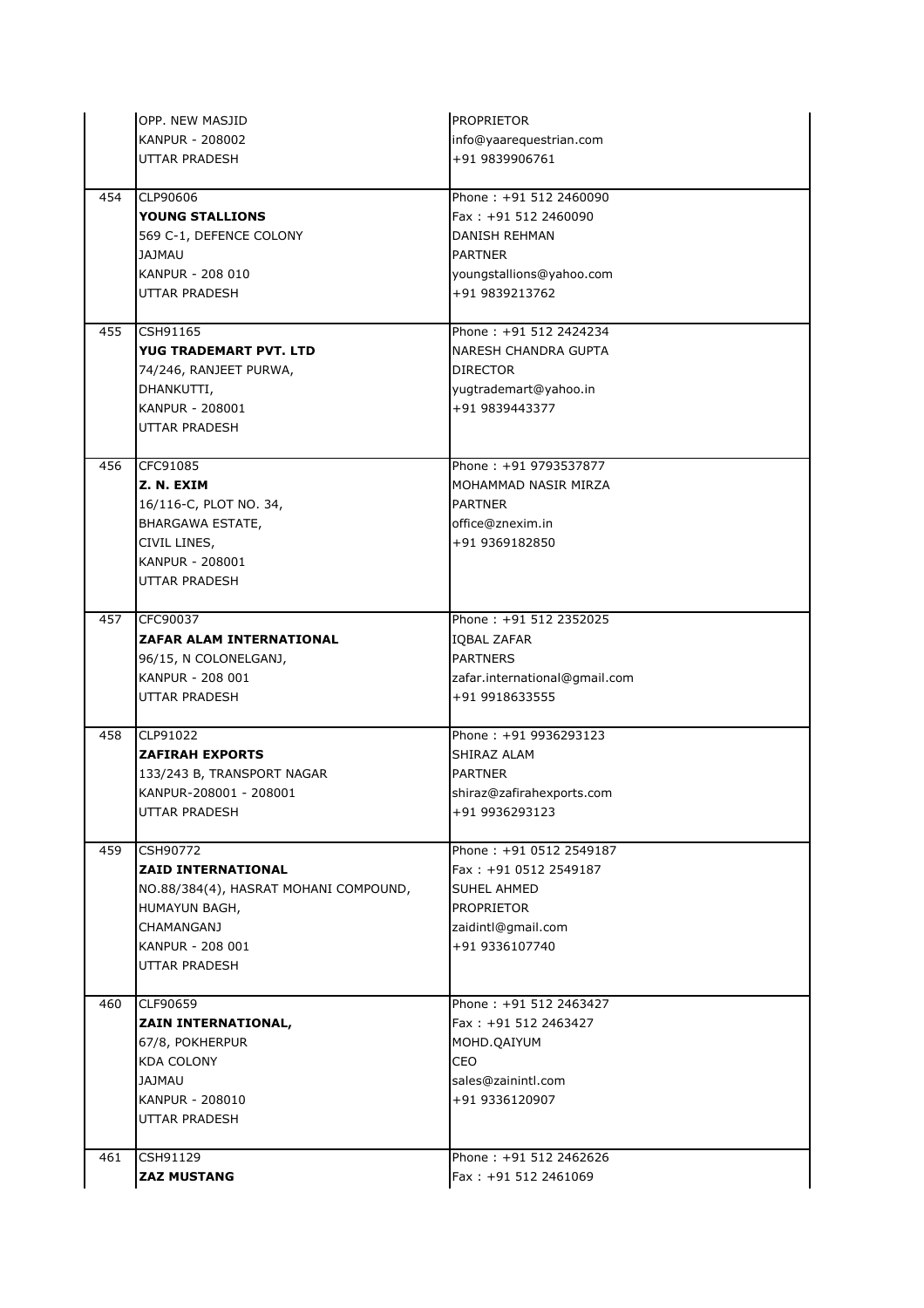| | | |
|---|---|---|
| | OPP. NEW MASJID<br>KANPUR - 208002<br>UTTAR PRADESH | PROPRIETOR<br>info@yaarequestrian.com<br>+91 9839906761 |
| 454 | CLP90606<br>**YOUNG STALLIONS**<br>569 C-1, DEFENCE COLONY<br>JAJMAU<br>KANPUR - 208 010<br>UTTAR PRADESH | Phone : +91 512 2460090<br>Fax : +91 512 2460090<br>DANISH REHMAN<br>PARTNER<br>youngstallions@yahoo.com<br>+91 9839213762 |
| 455 | CSH91165<br>**YUG TRADEMART PVT. LTD**<br>74/246, RANJEET PURWA,<br>DHANKUTTI,<br>KANPUR - 208001<br>UTTAR PRADESH | Phone : +91 512 2424234<br>NARESH CHANDRA GUPTA<br>DIRECTOR<br>yugtrademart@yahoo.in<br>+91 9839443377 |
| 456 | CFC91085<br>**Z. N. EXIM**<br>16/116-C, PLOT NO. 34,<br>BHARGAWA ESTATE,<br>CIVIL LINES,<br>KANPUR - 208001<br>UTTAR PRADESH | Phone : +91 9793537877<br>MOHAMMAD NASIR MIRZA<br>PARTNER<br>office@znexim.in<br>+91 9369182850 |
| 457 | CFC90037<br>**ZAFAR ALAM INTERNATIONAL**<br>96/15, N COLONELGANJ,<br>KANPUR - 208 001<br>UTTAR PRADESH | Phone : +91 512 2352025<br>IQBAL ZAFAR<br>PARTNERS<br>zafar.international@gmail.com<br>+91 9918633555 |
| 458 | CLP91022<br>**ZAFIRAH EXPORTS**<br>133/243 B, TRANSPORT NAGAR<br>KANPUR-208001 - 208001<br>UTTAR PRADESH | Phone : +91 9936293123<br>SHIRAZ ALAM<br>PARTNER<br>shiraz@zafirahexports.com<br>+91 9936293123 |
| 459 | CSH90772<br>**ZAID INTERNATIONAL**<br>NO.88/384(4), HASRAT MOHANI COMPOUND,<br>HUMAYUN BAGH,<br>CHAMANGANJ<br>KANPUR - 208 001<br>UTTAR PRADESH | Phone : +91 0512 2549187<br>Fax : +91 0512 2549187<br>SUHEL AHMED<br>PROPRIETOR<br>zaidintl@gmail.com<br>+91 9336107740 |
| 460 | CLF90659<br>**ZAIN INTERNATIONAL,**<br>67/8, POKHERPUR<br>KDA COLONY<br>JAJMAU<br>KANPUR - 208010<br>UTTAR PRADESH | Phone : +91 512 2463427<br>Fax : +91 512 2463427<br>MOHD.QAIYUM<br>CEO<br>sales@zainintl.com<br>+91 9336120907 |
| 461 | CSH91129<br>**ZAZ MUSTANG** | Phone : +91 512 2462626<br>Fax : +91 512 2461069 |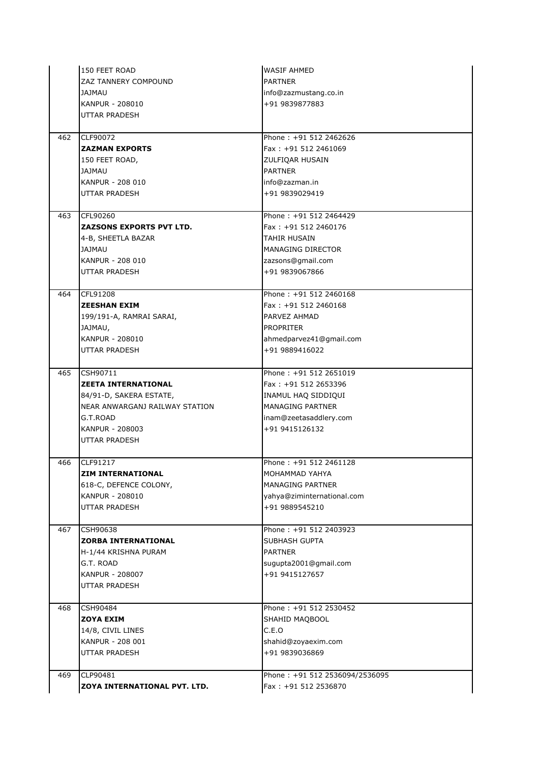| | | |
|---|---|---|
| | 150 FEET ROAD<br>ZAZ TANNERY COMPOUND<br>JAJMAU<br>KANPUR - 208010<br>UTTAR PRADESH | WASIF AHMED<br>PARTNER<br>info@zazmustang.co.in<br>+91 9839877883 |
| 462 | CLF90072<br>**ZAZMAN EXPORTS**<br>150 FEET ROAD,<br>JAJMAU<br>KANPUR - 208 010<br>UTTAR PRADESH | Phone : +91 512 2462626<br>Fax : +91 512 2461069<br>ZULFIQAR HUSAIN<br>PARTNER<br>info@zazman.in<br>+91 9839029419 |
| 463 | CFL90260<br>**ZAZSONS EXPORTS PVT LTD.**<br>4-B, SHEETLA BAZAR<br>JAJMAU<br>KANPUR - 208 010<br>UTTAR PRADESH | Phone : +91 512 2464429<br>Fax : +91 512 2460176<br>TAHIR HUSAIN<br>MANAGING DIRECTOR<br>zazsons@gmail.com<br>+91 9839067866 |
| 464 | CFL91208<br>**ZEESHAN EXIM**<br>199/191-A, RAMRAI SARAI,<br>JAJMAU,<br>KANPUR - 208010<br>UTTAR PRADESH | Phone : +91 512 2460168<br>Fax : +91 512 2460168<br>PARVEZ AHMAD<br>PROPRITER<br>ahmedparvez41@gmail.com<br>+91 9889416022 |
| 465 | CSH90711<br>**ZEETA INTERNATIONAL**<br>84/91-D, SAKERA ESTATE,<br>NEAR ANWARGANJ RAILWAY STATION<br>G.T.ROAD<br>KANPUR - 208003<br>UTTAR PRADESH | Phone : +91 512 2651019<br>Fax : +91 512 2653396<br>INAMUL HAQ SIDDIQUI<br>MANAGING PARTNER<br>inam@zeetasaddlery.com<br>+91 9415126132 |
| 466 | CLF91217<br>**ZIM INTERNATIONAL**<br>618-C, DEFENCE COLONY,<br>KANPUR - 208010<br>UTTAR PRADESH | Phone : +91 512 2461128<br>MOHAMMAD YAHYA<br>MANAGING PARTNER<br>yahya@ziminternational.com<br>+91 9889545210 |
| 467 | CSH90638<br>**ZORBA INTERNATIONAL**<br>H-1/44 KRISHNA PURAM<br>G.T. ROAD<br>KANPUR - 208007<br>UTTAR PRADESH | Phone : +91 512 2403923<br>SUBHASH GUPTA<br>PARTNER<br>sugupta2001@gmail.com<br>+91 9415127657 |
| 468 | CSH90484<br>**ZOYA EXIM**<br>14/8, CIVIL LINES<br>KANPUR - 208 001<br>UTTAR PRADESH | Phone : +91 512 2530452<br>SHAHID MAQBOOL<br>C.E.O<br>shahid@zoyaexim.com<br>+91 9839036869 |
| 469 | CLP90481<br>**ZOYA INTERNATIONAL PVT. LTD.** | Phone : +91 512 2536094/2536095<br>Fax : +91 512 2536870 |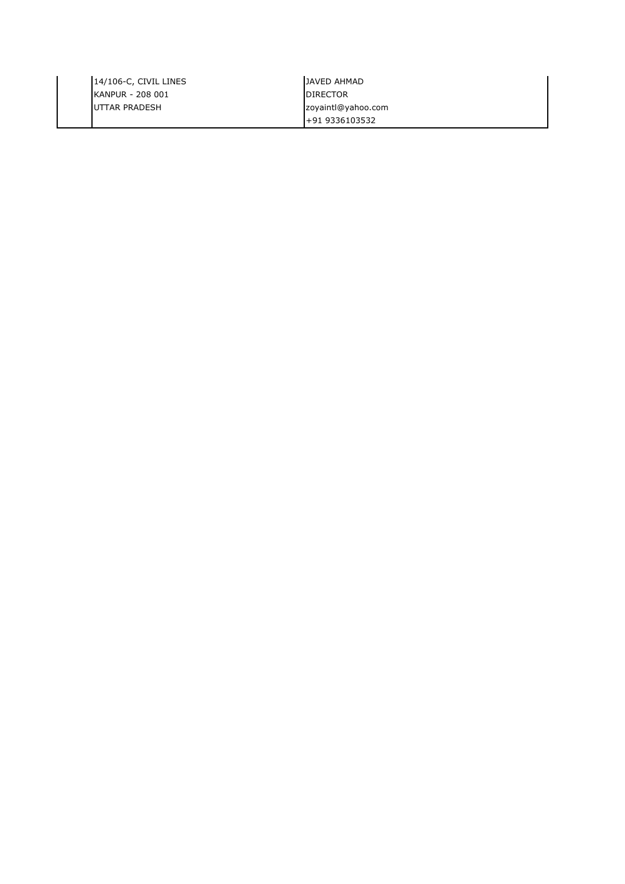| | | |
|---|---|---|
| | 14/106-C, CIVIL LINES<br>KANPUR - 208 001<br>UTTAR PRADESH | JAVED AHMAD<br>DIRECTOR<br>zoyaintl@yahoo.com<br>+91 9336103532 |